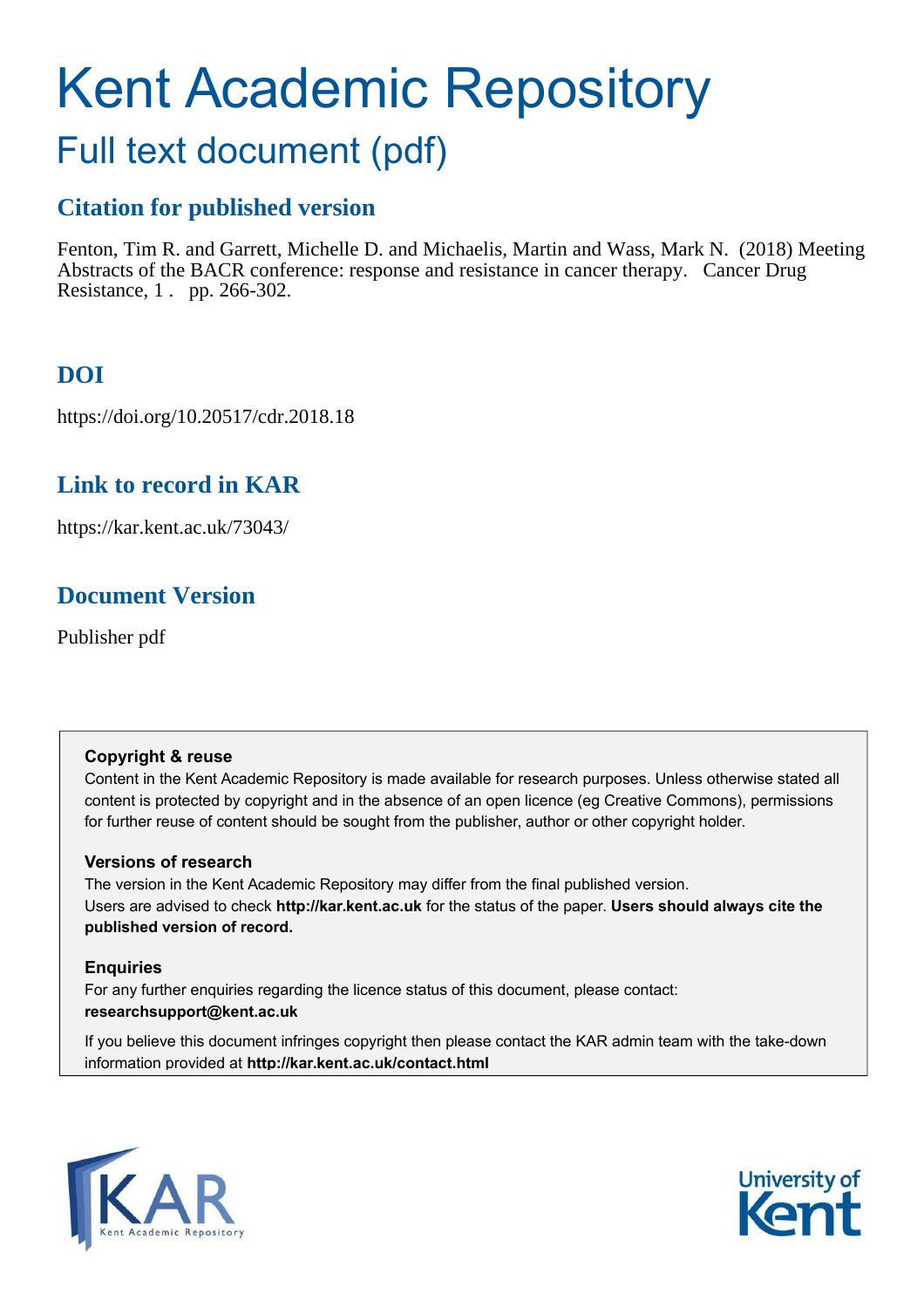# Kent Academic Repository

## Full text document (pdf)

## Citation for published version

Fenton, Tim R. and Garrett, Michelle D. and Michaelis, Martin and Wass, Mark N. (2018) Meeting Abstracts of the BACR conference: response and resistance in cancer therapy. Cancer Drug Resistance, 1 . pp. 266-302.

## DOI

https://doi.org/10.20517/cdr.2018.18

## Link to record in KAR

https://kar.kent.ac.uk/73043/

## Document Version

Publisher pdf

**Copyright & reuse**

Content in the Kent Academic Repository is made available for research purposes. Unless otherwise stated all content is protected by copyright and in the absence of an open licence (eg Creative Commons), permissions for further reuse of content should be sought from the publisher, author or other copyright holder.

**Versions of research**

The version in the Kent Academic Repository may differ from the final published version. Users are advised to check **http://kar.kent.ac.uk** for the status of the paper. **Users should always cite the published version of record.**

**Enquiries**

For any further enquiries regarding the licence status of this document, please contact: **researchsupport@kent.ac.uk**

If you believe this document infringes copyright then please contact the KAR admin team with the take-down information provided at **http://kar.kent.ac.uk/contact.html**

KAR Kent Academic Repository

University of Kent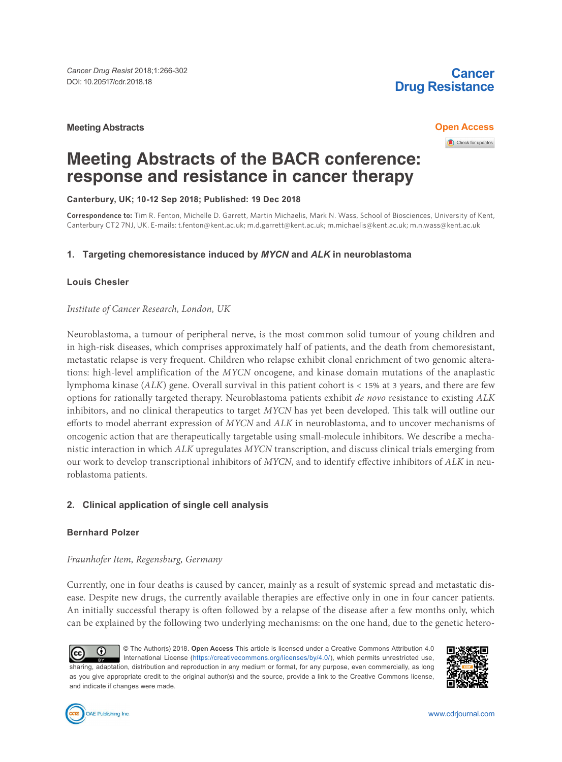Meeting Abstracts

Open Access

# Meeting Abstracts of the BACR conference: response and resistance in cancer therapy

**Canterbury, UK; 10-12 Sep 2018; Published: 19 Dec 2018**

**Correspondence to:** Tim R. Fenton, Michelle D. Garrett, Martin Michaelis, Mark N. Wass, School of Biosciences, University of Kent, Canterbury CT2 7NJ, UK. E-mails: t.fenton@kent.ac.uk; m.d.garrett@kent.ac.uk; m.michaelis@kent.ac.uk; m.n.wass@kent.ac.uk

## 1. Targeting chemoresistance induced by *MYCN* and *ALK* in neuroblastoma

**Louis Chesler**

*Institute of Cancer Research, London, UK*

Neuroblastoma, a tumour of peripheral nerve, is the most common solid tumour of young children and in high-risk diseases, which comprises approximately half of patients, and the death from chemoresistant, metastatic relapse is very frequent. Children who relapse exhibit clonal enrichment of two genomic alterations: high-level amplification of the *MYCN* oncogene, and kinase domain mutations of the anaplastic lymphoma kinase (*ALK*) gene. Overall survival in this patient cohort is < 15% at 3 years, and there are few options for rationally targeted therapy. Neuroblastoma patients exhibit *de novo* resistance to existing *ALK* inhibitors, and no clinical therapeutics to target *MYCN* has yet been developed. This talk will outline our efforts to model aberrant expression of *MYCN* and *ALK* in neuroblastoma, and to uncover mechanisms of oncogenic action that are therapeutically targetable using small-molecule inhibitors. We describe a mechanistic interaction in which *ALK* upregulates *MYCN* transcription, and discuss clinical trials emerging from our work to develop transcriptional inhibitors of *MYCN*, and to identify effective inhibitors of *ALK* in neuroblastoma patients.

## 2. Clinical application of single cell analysis

**Bernhard Polzer**

*Fraunhofer Item, Regensburg, Germany*

Currently, one in four deaths is caused by cancer, mainly as a result of systemic spread and metastatic disease. Despite new drugs, the currently available therapies are effective only in one in four cancer patients. An initially successful therapy is often followed by a relapse of the disease after a few months only, which can be explained by the following two underlying mechanisms: on the one hand, due to the genetic hetero-

© The Author(s) 2018. **Open Access** This article is licensed under a Creative Commons Attribution 4.0 International License (https://creativecommons.org/licenses/by/4.0/), which permits unrestricted use, sharing, adaptation, distribution and reproduction in any medium or format, for any purpose, even commercially, as long as you give appropriate credit to the original author(s) and the source, provide a link to the Creative Commons license, and indicate if changes were made.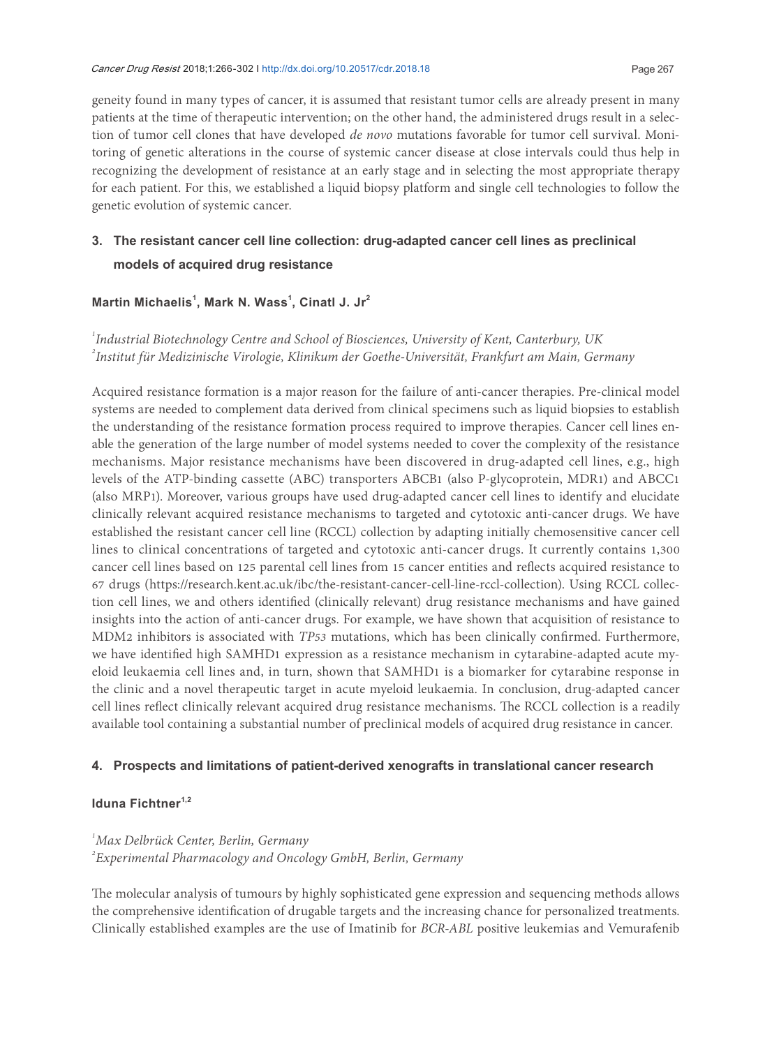geneity found in many types of cancer, it is assumed that resistant tumor cells are already present in many patients at the time of therapeutic intervention; on the other hand, the administered drugs result in a selection of tumor cell clones that have developed *de novo* mutations favorable for tumor cell survival. Monitoring of genetic alterations in the course of systemic cancer disease at close intervals could thus help in recognizing the development of resistance at an early stage and in selecting the most appropriate therapy for each patient. For this, we established a liquid biopsy platform and single cell technologies to follow the genetic evolution of systemic cancer.

## 3. The resistant cancer cell line collection: drug-adapted cancer cell lines as preclinical models of acquired drug resistance

**Martin Michaelis[1], Mark N. Wass[1], Cinatl J. Jr[2]**

[1]*Industrial Biotechnology Centre and School of Biosciences, University of Kent, Canterbury, UK*
[2]*Institut für Medizinische Virologie, Klinikum der Goethe-Universität, Frankfurt am Main, Germany*

Acquired resistance formation is a major reason for the failure of anti-cancer therapies. Pre-clinical model systems are needed to complement data derived from clinical specimens such as liquid biopsies to establish the understanding of the resistance formation process required to improve therapies. Cancer cell lines enable the generation of the large number of model systems needed to cover the complexity of the resistance mechanisms. Major resistance mechanisms have been discovered in drug-adapted cell lines, e.g., high levels of the ATP-binding cassette (ABC) transporters ABCB1 (also P-glycoprotein, MDR1) and ABCC1 (also MRP1). Moreover, various groups have used drug-adapted cancer cell lines to identify and elucidate clinically relevant acquired resistance mechanisms to targeted and cytotoxic anti-cancer drugs. We have established the resistant cancer cell line (RCCL) collection by adapting initially chemosensitive cancer cell lines to clinical concentrations of targeted and cytotoxic anti-cancer drugs. It currently contains 1,300 cancer cell lines based on 125 parental cell lines from 15 cancer entities and reflects acquired resistance to 67 drugs (https://research.kent.ac.uk/ibc/the-resistant-cancer-cell-line-rccl-collection). Using RCCL collection cell lines, we and others identified (clinically relevant) drug resistance mechanisms and have gained insights into the action of anti-cancer drugs. For example, we have shown that acquisition of resistance to MDM2 inhibitors is associated with *TP53* mutations, which has been clinically confirmed. Furthermore, we have identified high SAMHD1 expression as a resistance mechanism in cytarabine-adapted acute myeloid leukaemia cell lines and, in turn, shown that SAMHD1 is a biomarker for cytarabine response in the clinic and a novel therapeutic target in acute myeloid leukaemia. In conclusion, drug-adapted cancer cell lines reflect clinically relevant acquired drug resistance mechanisms. The RCCL collection is a readily available tool containing a substantial number of preclinical models of acquired drug resistance in cancer.

## 4. Prospects and limitations of patient-derived xenografts in translational cancer research

**Iduna Fichtner[1,2]**

[1]*Max Delbrück Center, Berlin, Germany*
[2]*Experimental Pharmacology and Oncology GmbH, Berlin, Germany*

The molecular analysis of tumours by highly sophisticated gene expression and sequencing methods allows the comprehensive identification of drugable targets and the increasing chance for personalized treatments. Clinically established examples are the use of Imatinib for *BCR-ABL* positive leukemias and Vemurafenib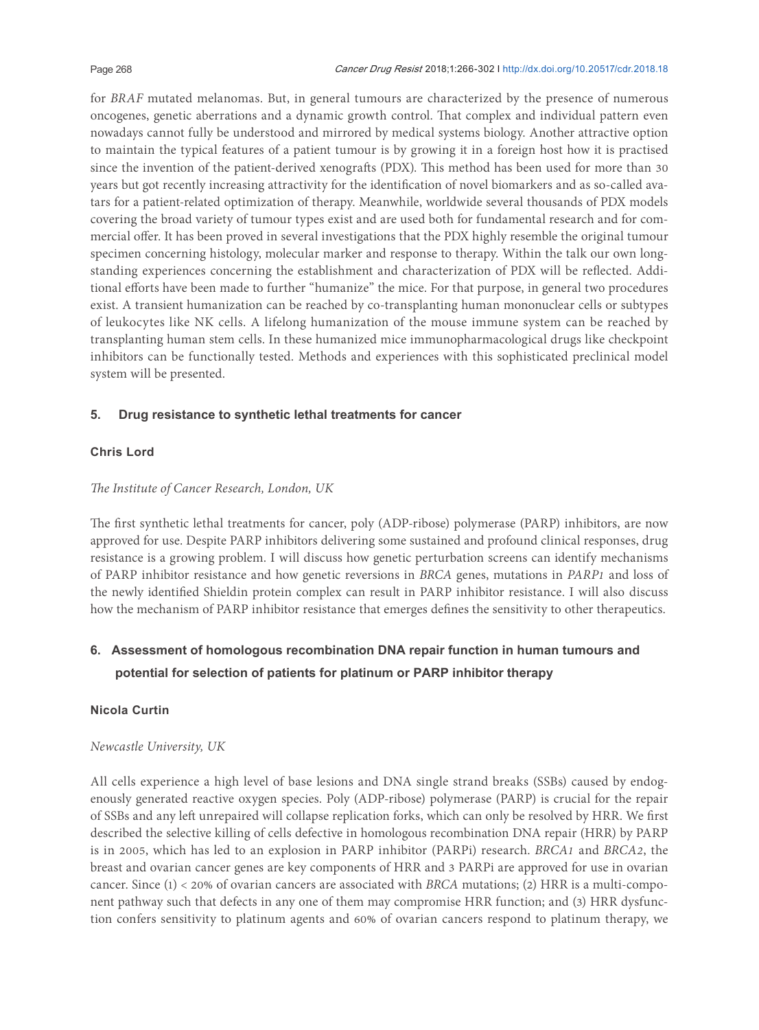for *BRAF* mutated melanomas. But, in general tumours are characterized by the presence of numerous oncogenes, genetic aberrations and a dynamic growth control. That complex and individual pattern even nowadays cannot fully be understood and mirrored by medical systems biology. Another attractive option to maintain the typical features of a patient tumour is by growing it in a foreign host how it is practised since the invention of the patient-derived xenografts (PDX). This method has been used for more than 30 years but got recently increasing attractivity for the identification of novel biomarkers and as so-called avatars for a patient-related optimization of therapy. Meanwhile, worldwide several thousands of PDX models covering the broad variety of tumour types exist and are used both for fundamental research and for commercial offer. It has been proved in several investigations that the PDX highly resemble the original tumour specimen concerning histology, molecular marker and response to therapy. Within the talk our own longstanding experiences concerning the establishment and characterization of PDX will be reflected. Additional efforts have been made to further "humanize" the mice. For that purpose, in general two procedures exist. A transient humanization can be reached by co-transplanting human mononuclear cells or subtypes of leukocytes like NK cells. A lifelong humanization of the mouse immune system can be reached by transplanting human stem cells. In these humanized mice immunopharmacological drugs like checkpoint inhibitors can be functionally tested. Methods and experiences with this sophisticated preclinical model system will be presented.

## 5. Drug resistance to synthetic lethal treatments for cancer

**Chris Lord**

*The Institute of Cancer Research, London, UK*

The first synthetic lethal treatments for cancer, poly (ADP-ribose) polymerase (PARP) inhibitors, are now approved for use. Despite PARP inhibitors delivering some sustained and profound clinical responses, drug resistance is a growing problem. I will discuss how genetic perturbation screens can identify mechanisms of PARP inhibitor resistance and how genetic reversions in *BRCA* genes, mutations in *PARP1* and loss of the newly identified Shieldin protein complex can result in PARP inhibitor resistance. I will also discuss how the mechanism of PARP inhibitor resistance that emerges defines the sensitivity to other therapeutics.

## 6. Assessment of homologous recombination DNA repair function in human tumours and potential for selection of patients for platinum or PARP inhibitor therapy

**Nicola Curtin**

*Newcastle University, UK*

All cells experience a high level of base lesions and DNA single strand breaks (SSBs) caused by endogenously generated reactive oxygen species. Poly (ADP-ribose) polymerase (PARP) is crucial for the repair of SSBs and any left unrepaired will collapse replication forks, which can only be resolved by HRR. We first described the selective killing of cells defective in homologous recombination DNA repair (HRR) by PARP is in 2005, which has led to an explosion in PARP inhibitor (PARPi) research. *BRCA1* and *BRCA2*, the breast and ovarian cancer genes are key components of HRR and 3 PARPi are approved for use in ovarian cancer. Since (1) < 20% of ovarian cancers are associated with *BRCA* mutations; (2) HRR is a multi-component pathway such that defects in any one of them may compromise HRR function; and (3) HRR dysfunction confers sensitivity to platinum agents and 60% of ovarian cancers respond to platinum therapy, we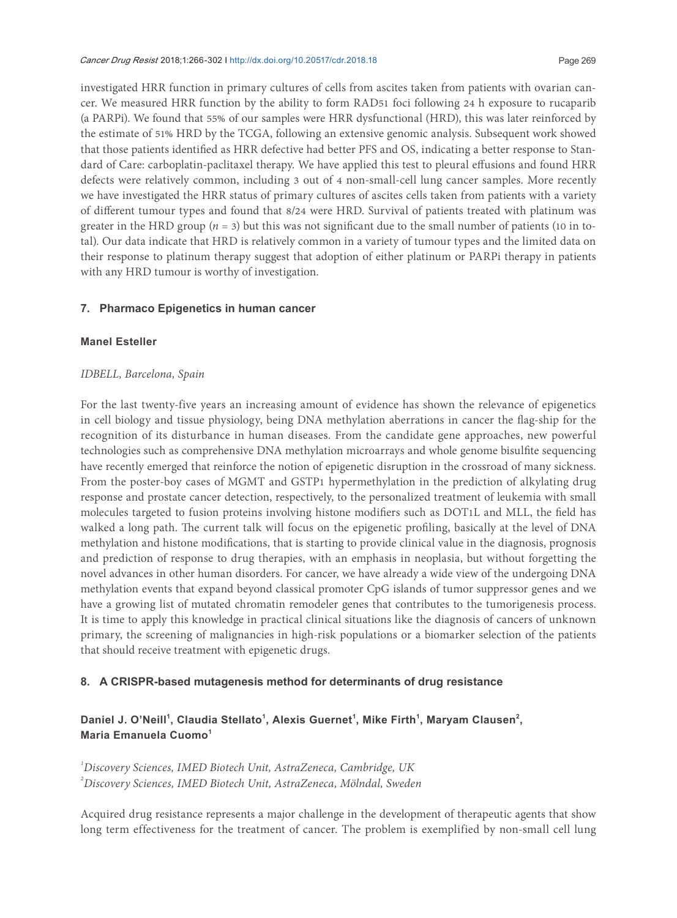investigated HRR function in primary cultures of cells from ascites taken from patients with ovarian cancer. We measured HRR function by the ability to form RAD51 foci following 24 h exposure to rucaparib (a PARPi). We found that 55% of our samples were HRR dysfunctional (HRD), this was later reinforced by the estimate of 51% HRD by the TCGA, following an extensive genomic analysis. Subsequent work showed that those patients identified as HRR defective had better PFS and OS, indicating a better response to Standard of Care: carboplatin-paclitaxel therapy. We have applied this test to pleural effusions and found HRR defects were relatively common, including 3 out of 4 non-small-cell lung cancer samples. More recently we have investigated the HRR status of primary cultures of ascites cells taken from patients with a variety of different tumour types and found that 8/24 were HRD. Survival of patients treated with platinum was greater in the HRD group ($n$ = 3) but this was not significant due to the small number of patients (10 in total). Our data indicate that HRD is relatively common in a variety of tumour types and the limited data on their response to platinum therapy suggest that adoption of either platinum or PARPi therapy in patients with any HRD tumour is worthy of investigation.

## 7. Pharmaco Epigenetics in human cancer

**Manel Esteller**

*IDBELL, Barcelona, Spain*

For the last twenty-five years an increasing amount of evidence has shown the relevance of epigenetics in cell biology and tissue physiology, being DNA methylation aberrations in cancer the flag-ship for the recognition of its disturbance in human diseases. From the candidate gene approaches, new powerful technologies such as comprehensive DNA methylation microarrays and whole genome bisulfite sequencing have recently emerged that reinforce the notion of epigenetic disruption in the crossroad of many sickness. From the poster-boy cases of MGMT and GSTP1 hypermethylation in the prediction of alkylating drug response and prostate cancer detection, respectively, to the personalized treatment of leukemia with small molecules targeted to fusion proteins involving histone modifiers such as DOT1L and MLL, the field has walked a long path. The current talk will focus on the epigenetic profiling, basically at the level of DNA methylation and histone modifications, that is starting to provide clinical value in the diagnosis, prognosis and prediction of response to drug therapies, with an emphasis in neoplasia, but without forgetting the novel advances in other human disorders. For cancer, we have already a wide view of the undergoing DNA methylation events that expand beyond classical promoter CpG islands of tumor suppressor genes and we have a growing list of mutated chromatin remodeler genes that contributes to the tumorigenesis process. It is time to apply this knowledge in practical clinical situations like the diagnosis of cancers of unknown primary, the screening of malignancies in high-risk populations or a biomarker selection of the patients that should receive treatment with epigenetic drugs.

## 8. A CRISPR-based mutagenesis method for determinants of drug resistance

**Daniel J. O'Neill[1], Claudia Stellato[1], Alexis Guernet[1], Mike Firth[1], Maryam Clausen[2], Maria Emanuela Cuomo[1]**

[1]*Discovery Sciences, IMED Biotech Unit, AstraZeneca, Cambridge, UK*
[2]*Discovery Sciences, IMED Biotech Unit, AstraZeneca, Mölndal, Sweden*

Acquired drug resistance represents a major challenge in the development of therapeutic agents that show long term effectiveness for the treatment of cancer. The problem is exemplified by non-small cell lung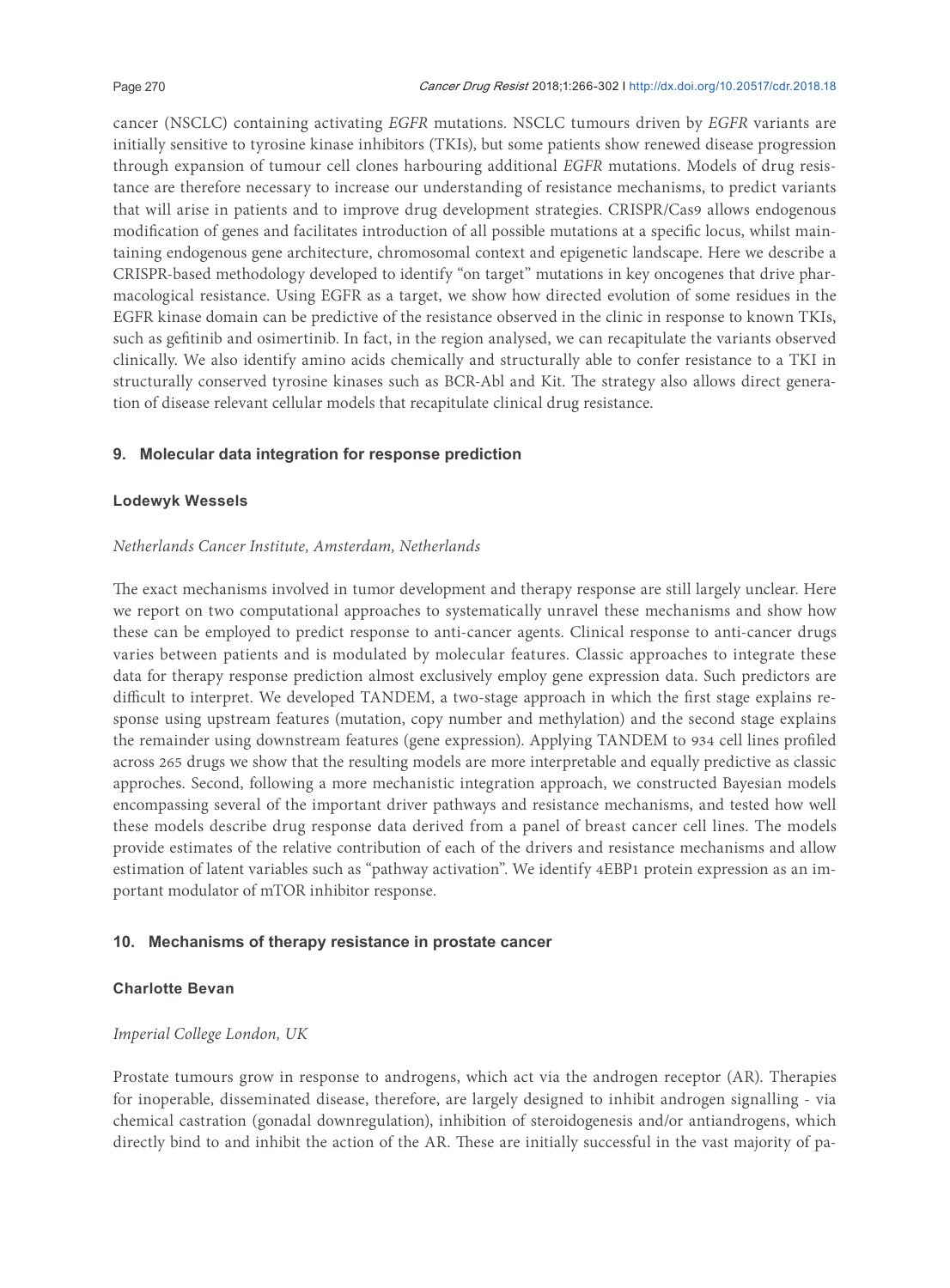cancer (NSCLC) containing activating *EGFR* mutations. NSCLC tumours driven by *EGFR* variants are initially sensitive to tyrosine kinase inhibitors (TKIs), but some patients show renewed disease progression through expansion of tumour cell clones harbouring additional *EGFR* mutations. Models of drug resistance are therefore necessary to increase our understanding of resistance mechanisms, to predict variants that will arise in patients and to improve drug development strategies. CRISPR/Cas9 allows endogenous modification of genes and facilitates introduction of all possible mutations at a specific locus, whilst maintaining endogenous gene architecture, chromosomal context and epigenetic landscape. Here we describe a CRISPR-based methodology developed to identify "on target" mutations in key oncogenes that drive pharmacological resistance. Using EGFR as a target, we show how directed evolution of some residues in the EGFR kinase domain can be predictive of the resistance observed in the clinic in response to known TKIs, such as gefitinib and osimertinib. In fact, in the region analysed, we can recapitulate the variants observed clinically. We also identify amino acids chemically and structurally able to confer resistance to a TKI in structurally conserved tyrosine kinases such as BCR-Abl and Kit. The strategy also allows direct generation of disease relevant cellular models that recapitulate clinical drug resistance.

## 9. Molecular data integration for response prediction

**Lodewyk Wessels**

*Netherlands Cancer Institute, Amsterdam, Netherlands*

The exact mechanisms involved in tumor development and therapy response are still largely unclear. Here we report on two computational approaches to systematically unravel these mechanisms and show how these can be employed to predict response to anti-cancer agents. Clinical response to anti-cancer drugs varies between patients and is modulated by molecular features. Classic approaches to integrate these data for therapy response prediction almost exclusively employ gene expression data. Such predictors are difficult to interpret. We developed TANDEM, a two-stage approach in which the first stage explains response using upstream features (mutation, copy number and methylation) and the second stage explains the remainder using downstream features (gene expression). Applying TANDEM to 934 cell lines profiled across 265 drugs we show that the resulting models are more interpretable and equally predictive as classic approches. Second, following a more mechanistic integration approach, we constructed Bayesian models encompassing several of the important driver pathways and resistance mechanisms, and tested how well these models describe drug response data derived from a panel of breast cancer cell lines. The models provide estimates of the relative contribution of each of the drivers and resistance mechanisms and allow estimation of latent variables such as "pathway activation". We identify 4EBP1 protein expression as an important modulator of mTOR inhibitor response.

## 10. Mechanisms of therapy resistance in prostate cancer

**Charlotte Bevan**

*Imperial College London, UK*

Prostate tumours grow in response to androgens, which act via the androgen receptor (AR). Therapies for inoperable, disseminated disease, therefore, are largely designed to inhibit androgen signalling - via chemical castration (gonadal downregulation), inhibition of steroidogenesis and/or antiandrogens, which directly bind to and inhibit the action of the AR. These are initially successful in the vast majority of pa-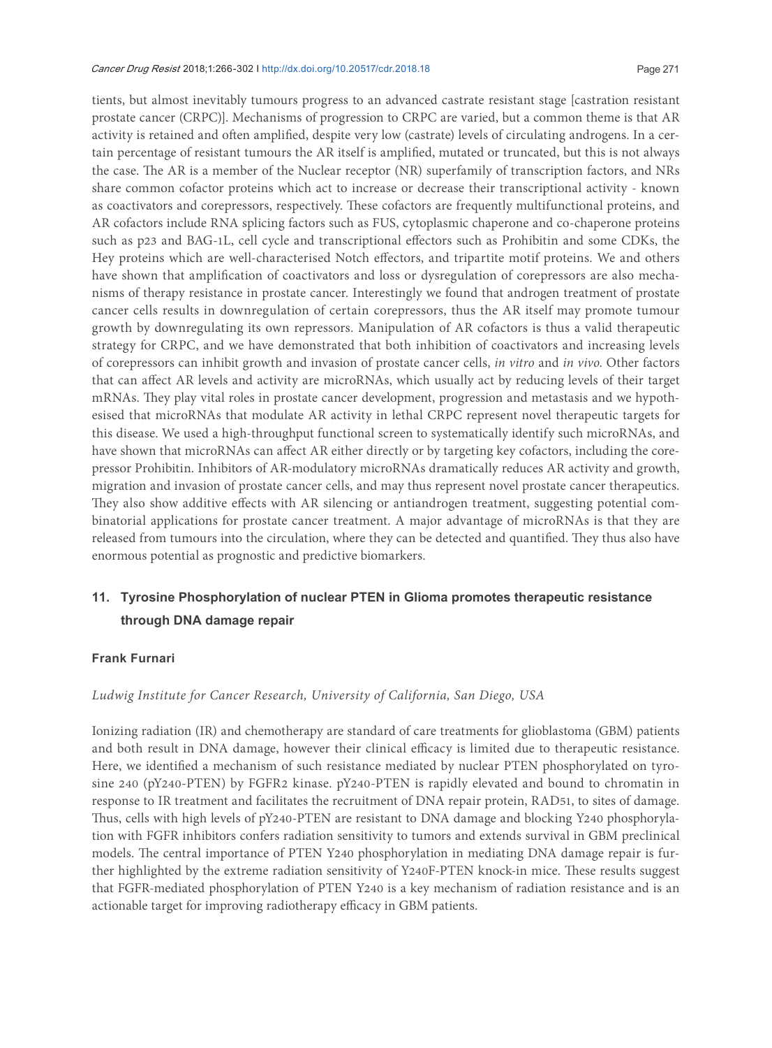tients, but almost inevitably tumours progress to an advanced castrate resistant stage [castration resistant prostate cancer (CRPC)]. Mechanisms of progression to CRPC are varied, but a common theme is that AR activity is retained and often amplified, despite very low (castrate) levels of circulating androgens. In a certain percentage of resistant tumours the AR itself is amplified, mutated or truncated, but this is not always the case. The AR is a member of the Nuclear receptor (NR) superfamily of transcription factors, and NRs share common cofactor proteins which act to increase or decrease their transcriptional activity - known as coactivators and corepressors, respectively. These cofactors are frequently multifunctional proteins, and AR cofactors include RNA splicing factors such as FUS, cytoplasmic chaperone and co-chaperone proteins such as p23 and BAG-1L, cell cycle and transcriptional effectors such as Prohibitin and some CDKs, the Hey proteins which are well-characterised Notch effectors, and tripartite motif proteins. We and others have shown that amplification of coactivators and loss or dysregulation of corepressors are also mechanisms of therapy resistance in prostate cancer. Interestingly we found that androgen treatment of prostate cancer cells results in downregulation of certain corepressors, thus the AR itself may promote tumour growth by downregulating its own repressors. Manipulation of AR cofactors is thus a valid therapeutic strategy for CRPC, and we have demonstrated that both inhibition of coactivators and increasing levels of corepressors can inhibit growth and invasion of prostate cancer cells, *in vitro* and *in vivo*. Other factors that can affect AR levels and activity are microRNAs, which usually act by reducing levels of their target mRNAs. They play vital roles in prostate cancer development, progression and metastasis and we hypothesised that microRNAs that modulate AR activity in lethal CRPC represent novel therapeutic targets for this disease. We used a high-throughput functional screen to systematically identify such microRNAs, and have shown that microRNAs can affect AR either directly or by targeting key cofactors, including the corepressor Prohibitin. Inhibitors of AR-modulatory microRNAs dramatically reduces AR activity and growth, migration and invasion of prostate cancer cells, and may thus represent novel prostate cancer therapeutics. They also show additive effects with AR silencing or antiandrogen treatment, suggesting potential combinatorial applications for prostate cancer treatment. A major advantage of microRNAs is that they are released from tumours into the circulation, where they can be detected and quantified. They thus also have enormous potential as prognostic and predictive biomarkers.

## 11. Tyrosine Phosphorylation of nuclear PTEN in Glioma promotes therapeutic resistance through DNA damage repair

**Frank Furnari**

*Ludwig Institute for Cancer Research, University of California, San Diego, USA*

Ionizing radiation (IR) and chemotherapy are standard of care treatments for glioblastoma (GBM) patients and both result in DNA damage, however their clinical efficacy is limited due to therapeutic resistance. Here, we identified a mechanism of such resistance mediated by nuclear PTEN phosphorylated on tyrosine 240 (pY240-PTEN) by FGFR2 kinase. pY240-PTEN is rapidly elevated and bound to chromatin in response to IR treatment and facilitates the recruitment of DNA repair protein, RAD51, to sites of damage. Thus, cells with high levels of pY240-PTEN are resistant to DNA damage and blocking Y240 phosphorylation with FGFR inhibitors confers radiation sensitivity to tumors and extends survival in GBM preclinical models. The central importance of PTEN Y240 phosphorylation in mediating DNA damage repair is further highlighted by the extreme radiation sensitivity of Y240F-PTEN knock-in mice. These results suggest that FGFR-mediated phosphorylation of PTEN Y240 is a key mechanism of radiation resistance and is an actionable target for improving radiotherapy efficacy in GBM patients.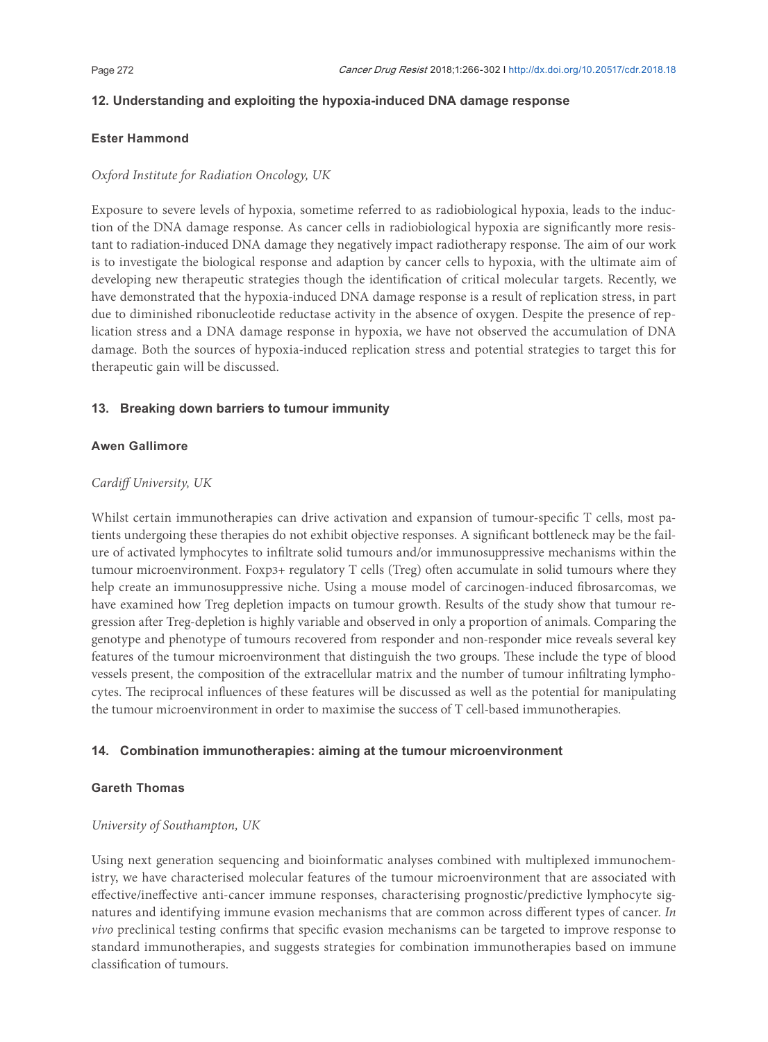### 12. Understanding and exploiting the hypoxia-induced DNA damage response

**Ester Hammond**

*Oxford Institute for Radiation Oncology, UK*

Exposure to severe levels of hypoxia, sometime referred to as radiobiological hypoxia, leads to the induction of the DNA damage response. As cancer cells in radiobiological hypoxia are significantly more resistant to radiation-induced DNA damage they negatively impact radiotherapy response. The aim of our work is to investigate the biological response and adaption by cancer cells to hypoxia, with the ultimate aim of developing new therapeutic strategies though the identification of critical molecular targets. Recently, we have demonstrated that the hypoxia-induced DNA damage response is a result of replication stress, in part due to diminished ribonucleotide reductase activity in the absence of oxygen. Despite the presence of replication stress and a DNA damage response in hypoxia, we have not observed the accumulation of DNA damage. Both the sources of hypoxia-induced replication stress and potential strategies to target this for therapeutic gain will be discussed.

### 13. Breaking down barriers to tumour immunity

**Awen Gallimore**

*Cardiff University, UK*

Whilst certain immunotherapies can drive activation and expansion of tumour-specific T cells, most patients undergoing these therapies do not exhibit objective responses. A significant bottleneck may be the failure of activated lymphocytes to infiltrate solid tumours and/or immunosuppressive mechanisms within the tumour microenvironment. Foxp3+ regulatory T cells (Treg) often accumulate in solid tumours where they help create an immunosuppressive niche. Using a mouse model of carcinogen-induced fibrosarcomas, we have examined how Treg depletion impacts on tumour growth. Results of the study show that tumour regression after Treg-depletion is highly variable and observed in only a proportion of animals. Comparing the genotype and phenotype of tumours recovered from responder and non-responder mice reveals several key features of the tumour microenvironment that distinguish the two groups. These include the type of blood vessels present, the composition of the extracellular matrix and the number of tumour infiltrating lymphocytes. The reciprocal influences of these features will be discussed as well as the potential for manipulating the tumour microenvironment in order to maximise the success of T cell-based immunotherapies.

### 14. Combination immunotherapies: aiming at the tumour microenvironment

**Gareth Thomas**

*University of Southampton, UK*

Using next generation sequencing and bioinformatic analyses combined with multiplexed immunochemistry, we have characterised molecular features of the tumour microenvironment that are associated with effective/ineffective anti-cancer immune responses, characterising prognostic/predictive lymphocyte signatures and identifying immune evasion mechanisms that are common across different types of cancer. *In vivo* preclinical testing confirms that specific evasion mechanisms can be targeted to improve response to standard immunotherapies, and suggests strategies for combination immunotherapies based on immune classification of tumours.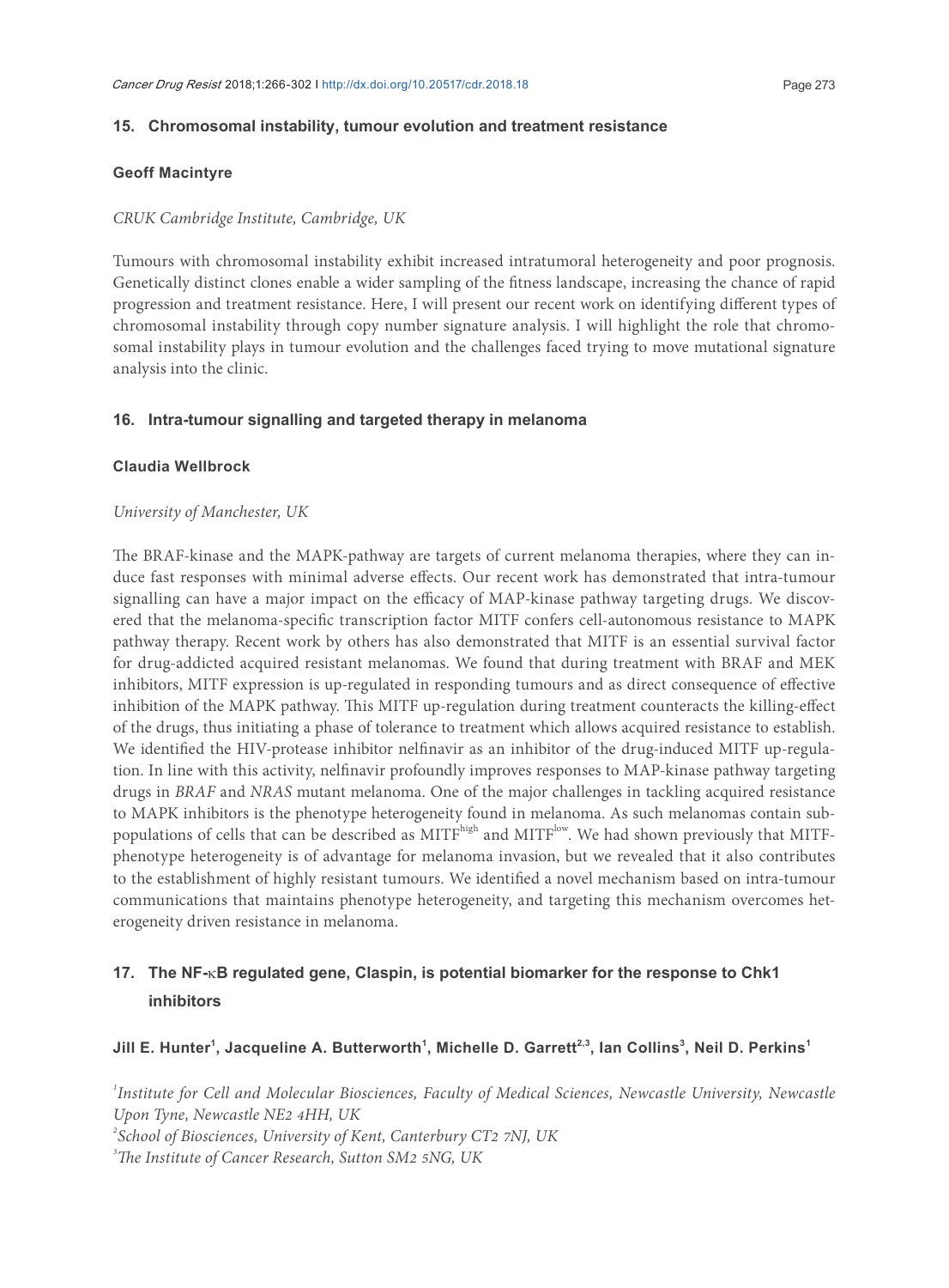## 15. Chromosomal instability, tumour evolution and treatment resistance

**Geoff Macintyre**

*CRUK Cambridge Institute, Cambridge, UK*

Tumours with chromosomal instability exhibit increased intratumoral heterogeneity and poor prognosis. Genetically distinct clones enable a wider sampling of the fitness landscape, increasing the chance of rapid progression and treatment resistance. Here, I will present our recent work on identifying different types of chromosomal instability through copy number signature analysis. I will highlight the role that chromosomal instability plays in tumour evolution and the challenges faced trying to move mutational signature analysis into the clinic.

## 16. Intra-tumour signalling and targeted therapy in melanoma

**Claudia Wellbrock**

*University of Manchester, UK*

The BRAF-kinase and the MAPK-pathway are targets of current melanoma therapies, where they can induce fast responses with minimal adverse effects. Our recent work has demonstrated that intra-tumour signalling can have a major impact on the efficacy of MAP-kinase pathway targeting drugs. We discovered that the melanoma-specific transcription factor MITF confers cell-autonomous resistance to MAPK pathway therapy. Recent work by others has also demonstrated that MITF is an essential survival factor for drug-addicted acquired resistant melanomas. We found that during treatment with BRAF and MEK inhibitors, MITF expression is up-regulated in responding tumours and as direct consequence of effective inhibition of the MAPK pathway. This MITF up-regulation during treatment counteracts the killing-effect of the drugs, thus initiating a phase of tolerance to treatment which allows acquired resistance to establish. We identified the HIV-protease inhibitor nelfinavir as an inhibitor of the drug-induced MITF up-regulation. In line with this activity, nelfinavir profoundly improves responses to MAP-kinase pathway targeting drugs in *BRAF* and *NRAS* mutant melanoma. One of the major challenges in tackling acquired resistance to MAPK inhibitors is the phenotype heterogeneity found in melanoma. As such melanomas contain subpopulations of cells that can be described as $MITF^{high}$ and $MITF^{low}$. We had shown previously that MITF-phenotype heterogeneity is of advantage for melanoma invasion, but we revealed that it also contributes to the establishment of highly resistant tumours. We identified a novel mechanism based on intra-tumour communications that maintains phenotype heterogeneity, and targeting this mechanism overcomes heterogeneity driven resistance in melanoma.

## 17. The NF-κB regulated gene, Claspin, is potential biomarker for the response to Chk1 inhibitors

**Jill E. Hunter[1], Jacqueline A. Butterworth[1], Michelle D. Garrett[2,3], Ian Collins[3], Neil D. Perkins[1]**

[1]*Institute for Cell and Molecular Biosciences, Faculty of Medical Sciences, Newcastle University, Newcastle Upon Tyne, Newcastle NE2 4HH, UK*
[2]*School of Biosciences, University of Kent, Canterbury CT2 7NJ, UK*
[3]*The Institute of Cancer Research, Sutton SM2 5NG, UK*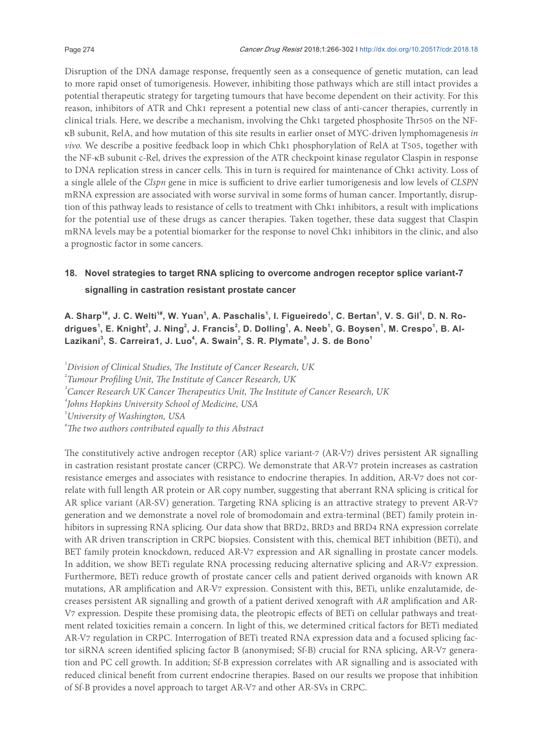Disruption of the DNA damage response, frequently seen as a consequence of genetic mutation, can lead to more rapid onset of tumorigenesis. However, inhibiting those pathways which are still intact provides a potential therapeutic strategy for targeting tumours that have become dependent on their activity. For this reason, inhibitors of ATR and Chk1 represent a potential new class of anti-cancer therapies, currently in clinical trials. Here, we describe a mechanism, involving the Chk1 targeted phosphosite Thr505 on the NF-κB subunit, RelA, and how mutation of this site results in earlier onset of MYC-driven lymphomagenesis *in vivo.* We describe a positive feedback loop in which Chk1 phosphorylation of RelA at T505, together with the NF-κB subunit c-Rel, drives the expression of the ATR checkpoint kinase regulator Claspin in response to DNA replication stress in cancer cells. This in turn is required for maintenance of Chk1 activity. Loss of a single allele of the *Clspn* gene in mice is sufficient to drive earlier tumorigenesis and low levels of *CLSPN* mRNA expression are associated with worse survival in some forms of human cancer. Importantly, disruption of this pathway leads to resistance of cells to treatment with Chk1 inhibitors, a result with implications for the potential use of these drugs as cancer therapies. Taken together, these data suggest that Claspin mRNA levels may be a potential biomarker for the response to novel Chk1 inhibitors in the clinic, and also a prognostic factor in some cancers.

## 18. Novel strategies to target RNA splicing to overcome androgen receptor splice variant-7 signalling in castration resistant prostate cancer

**A. Sharp[1#], J. C. Welti[1#], W. Yuan[1], A. Paschalis[1], I. Figueiredo[1], C. Bertan[1], V. S. Gil[1], D. N. Rodrigues[1], E. Knight[2], J. Ning[2], J. Francis[2], D. Dolling[1], A. Neeb[1], G. Boysen[1], M. Crespo[1], B. Al-Lazikani[3], S. Carreira1, J. Luo[4], A. Swain[2], S. R. Plymate[5], J. S. de Bono[1]**

[1]*Division of Clinical Studies, The Institute of Cancer Research, UK*
[2]*Tumour Profiling Unit, The Institute of Cancer Research, UK*
[3]*Cancer Research UK Cancer Therapeutics Unit, The Institute of Cancer Research, UK*
[4]*Johns Hopkins University School of Medicine, USA*
[5]*University of Washington, USA*
[#]*The two authors contributed equally to this Abstract*

The constitutively active androgen receptor (AR) splice variant-7 (AR-V7) drives persistent AR signalling in castration resistant prostate cancer (CRPC). We demonstrate that AR-V7 protein increases as castration resistance emerges and associates with resistance to endocrine therapies. In addition, AR-V7 does not correlate with full length AR protein or AR copy number, suggesting that aberrant RNA splicing is critical for AR splice variant (AR-SV) generation. Targeting RNA splicing is an attractive strategy to prevent AR-V7 generation and we demonstrate a novel role of bromodomain and extra-terminal (BET) family protein inhibitors in supressing RNA splicing. Our data show that BRD2, BRD3 and BRD4 RNA expression correlate with AR driven transcription in CRPC biopsies. Consistent with this, chemical BET inhibition (BETi), and BET family protein knockdown, reduced AR-V7 expression and AR signalling in prostate cancer models. In addition, we show BETi regulate RNA processing reducing alternative splicing and AR-V7 expression. Furthermore, BETi reduce growth of prostate cancer cells and patient derived organoids with known AR mutations, AR amplification and AR-V7 expression. Consistent with this, BETi, unlike enzalutamide, decreases persistent AR signalling and growth of a patient derived xenograft with *AR* amplification and AR-V7 expression. Despite these promising data, the pleotropic effects of BETi on cellular pathways and treatment related toxicities remain a concern. In light of this, we determined critical factors for BETi mediated AR-V7 regulation in CRPC. Interrogation of BETi treated RNA expression data and a focused splicing factor siRNA screen identified splicing factor B (anonymised; Sf-B) crucial for RNA splicing, AR-V7 generation and PC cell growth. In addition; Sf-B expression correlates with AR signalling and is associated with reduced clinical benefit from current endocrine therapies. Based on our results we propose that inhibition of Sf-B provides a novel approach to target AR-V7 and other AR-SVs in CRPC.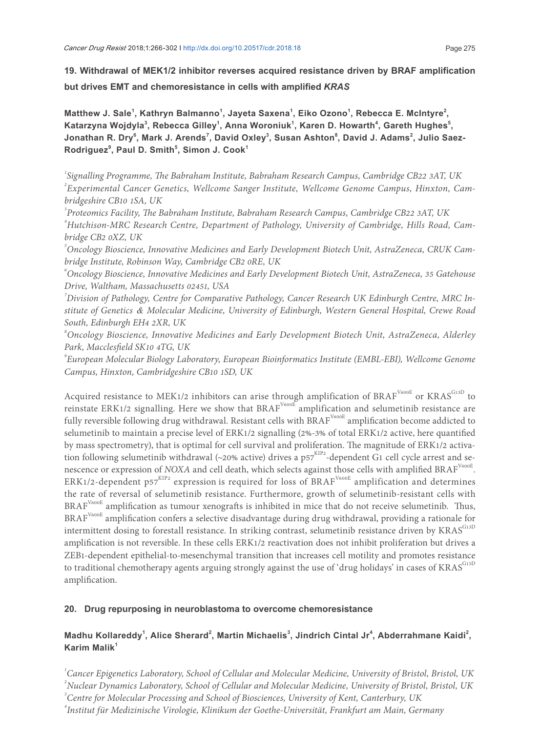## 19. Withdrawal of MEK1/2 inhibitor reverses acquired resistance driven by BRAF amplification but drives EMT and chemoresistance in cells with amplified *KRAS*

**Matthew J. Sale[1], Kathryn Balmanno[1], Jayeta Saxena[1], Eiko Ozono[1], Rebecca E. McIntyre[2], Katarzyna Wojdyla[3], Rebecca Gilley[1], Anna Woroniuk[1], Karen D. Howarth[4], Gareth Hughes[5], Jonathan R. Dry[6], Mark J. Arends[7], David Oxley[3], Susan Ashton[8], David J. Adams[2], Julio Saez-Rodriguez[9], Paul D. Smith[5], Simon J. Cook[1]**

[1]*Signalling Programme, The Babraham Institute, Babraham Research Campus, Cambridge CB22 3AT, UK*
[2]*Experimental Cancer Genetics, Wellcome Sanger Institute, Wellcome Genome Campus, Hinxton, Cambridgeshire CB10 1SA, UK*
[3]*Proteomics Facility, The Babraham Institute, Babraham Research Campus, Cambridge CB22 3AT, UK*
[4]*Hutchison-MRC Research Centre, Department of Pathology, University of Cambridge, Hills Road, Cambridge CB2 0XZ, UK*
[5]*Oncology Bioscience, Innovative Medicines and Early Development Biotech Unit, AstraZeneca, CRUK Cambridge Institute, Robinson Way, Cambridge CB2 0RE, UK*
[6]*Oncology Bioscience, Innovative Medicines and Early Development Biotech Unit, AstraZeneca, 35 Gatehouse Drive, Waltham, Massachusetts 02451, USA*
[7]*Division of Pathology, Centre for Comparative Pathology, Cancer Research UK Edinburgh Centre, MRC Institute of Genetics & Molecular Medicine, University of Edinburgh, Western General Hospital, Crewe Road South, Edinburgh EH4 2XR, UK*
[8]*Oncology Bioscience, Innovative Medicines and Early Development Biotech Unit, AstraZeneca, Alderley Park, Macclesfield SK10 4TG, UK*
[9]*European Molecular Biology Laboratory, European Bioinformatics Institute (EMBL-EBI), Wellcome Genome Campus, Hinxton, Cambridgeshire CB10 1SD, UK*

Acquired resistance to MEK1/2 inhibitors can arise through amplification of $BRAF^{V600E}$ or $KRAS^{G13D}$ to reinstate ERK1/2 signalling. Here we show that $BRAF^{V600E}$ amplification and selumetinib resistance are fully reversible following drug withdrawal. Resistant cells with $BRAF^{V600E}$ amplification become addicted to selumetinib to maintain a precise level of ERK1/2 signalling (2%-3% of total ERK1/2 active, here quantified by mass spectrometry), that is optimal for cell survival and proliferation. The magnitude of ERK1/2 activation following selumetinib withdrawal (~20% active) drives a $p57^{KIP2}$-dependent G1 cell cycle arrest and senescence or expression of *NOXA* and cell death, which selects against those cells with amplified $BRAF^{V600E}$. ERK1/2-dependent $p57^{KIP2}$ expression is required for loss of $BRAF^{V600E}$ amplification and determines the rate of reversal of selumetinib resistance. Furthermore, growth of selumetinib-resistant cells with $BRAF^{V600E}$ amplification as tumour xenografts is inhibited in mice that do not receive selumetinib. Thus, $BRAF^{V600E}$ amplification confers a selective disadvantage during drug withdrawal, providing a rationale for intermittent dosing to forestall resistance. In striking contrast, selumetinib resistance driven by $KRAS^{G13D}$ amplification is not reversible. In these cells ERK1/2 reactivation does not inhibit proliferation but drives a ZEB1-dependent epithelial-to-mesenchymal transition that increases cell motility and promotes resistance to traditional chemotherapy agents arguing strongly against the use of 'drug holidays' in cases of $KRAS^{G13D}$ amplification.

## 20. Drug repurposing in neuroblastoma to overcome chemoresistance

**Madhu Kollareddy[1], Alice Sherard[2], Martin Michaelis[3], Jindrich Cintal Jr[4], Abderrahmane Kaidi[2], Karim Malik[1]**

[1]*Cancer Epigenetics Laboratory, School of Cellular and Molecular Medicine, University of Bristol, Bristol, UK*
[2]*Nuclear Dynamics Laboratory, School of Cellular and Molecular Medicine, University of Bristol, Bristol, UK*
[3]*Centre for Molecular Processing and School of Biosciences, University of Kent, Canterbury, UK*
[4]*Institut für Medizinische Virologie, Klinikum der Goethe-Universität, Frankfurt am Main, Germany*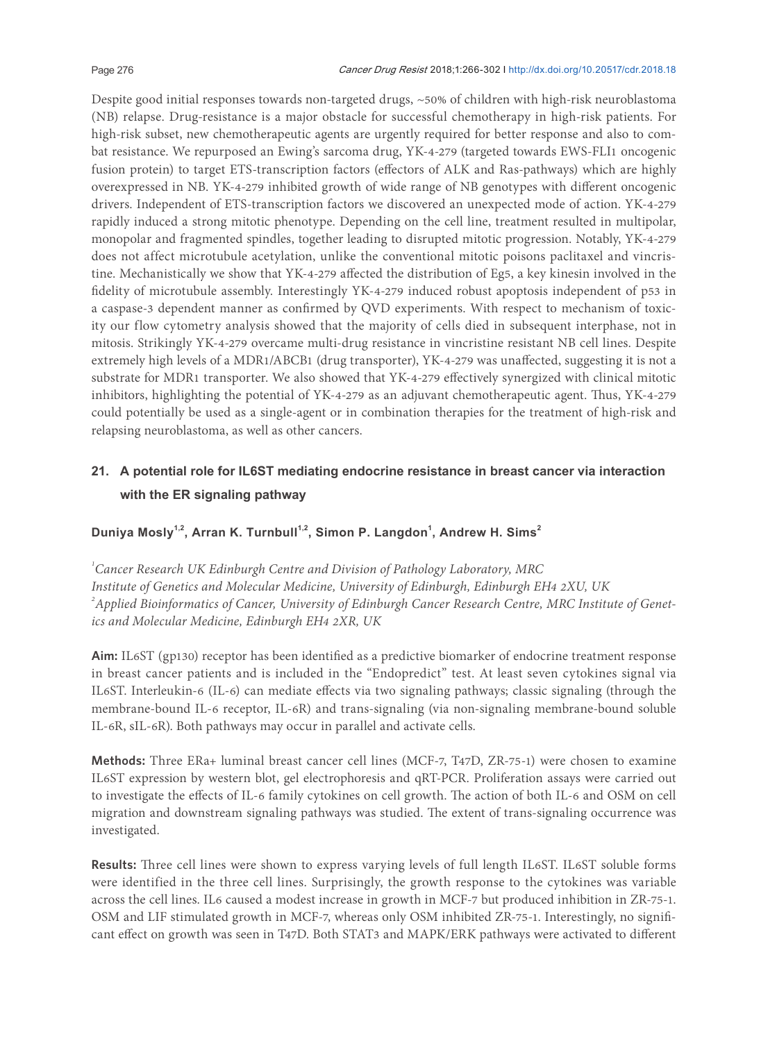Despite good initial responses towards non-targeted drugs, ~50% of children with high-risk neuroblastoma (NB) relapse. Drug-resistance is a major obstacle for successful chemotherapy in high-risk patients. For high-risk subset, new chemotherapeutic agents are urgently required for better response and also to combat resistance. We repurposed an Ewing's sarcoma drug, YK-4-279 (targeted towards EWS-FLI1 oncogenic fusion protein) to target ETS-transcription factors (effectors of ALK and Ras-pathways) which are highly overexpressed in NB. YK-4-279 inhibited growth of wide range of NB genotypes with different oncogenic drivers. Independent of ETS-transcription factors we discovered an unexpected mode of action. YK-4-279 rapidly induced a strong mitotic phenotype. Depending on the cell line, treatment resulted in multipolar, monopolar and fragmented spindles, together leading to disrupted mitotic progression. Notably, YK-4-279 does not affect microtubule acetylation, unlike the conventional mitotic poisons paclitaxel and vincristine. Mechanistically we show that YK-4-279 affected the distribution of Eg5, a key kinesin involved in the fidelity of microtubule assembly. Interestingly YK-4-279 induced robust apoptosis independent of p53 in a caspase-3 dependent manner as confirmed by QVD experiments. With respect to mechanism of toxicity our flow cytometry analysis showed that the majority of cells died in subsequent interphase, not in mitosis. Strikingly YK-4-279 overcame multi-drug resistance in vincristine resistant NB cell lines. Despite extremely high levels of a MDR1/ABCB1 (drug transporter), YK-4-279 was unaffected, suggesting it is not a substrate for MDR1 transporter. We also showed that YK-4-279 effectively synergized with clinical mitotic inhibitors, highlighting the potential of YK-4-279 as an adjuvant chemotherapeutic agent. Thus, YK-4-279 could potentially be used as a single-agent or in combination therapies for the treatment of high-risk and relapsing neuroblastoma, as well as other cancers.

## 21. A potential role for IL6ST mediating endocrine resistance in breast cancer via interaction with the ER signaling pathway

**Duniya Mosly[1,2], Arran K. Turnbull[1,2], Simon P. Langdon[1], Andrew H. Sims[2]**

*[1]Cancer Research UK Edinburgh Centre and Division of Pathology Laboratory, MRC Institute of Genetics and Molecular Medicine, University of Edinburgh, Edinburgh EH4 2XU, UK*
*[2]Applied Bioinformatics of Cancer, University of Edinburgh Cancer Research Centre, MRC Institute of Genetics and Molecular Medicine, Edinburgh EH4 2XR, UK*

**Aim:** IL6ST (gp130) receptor has been identified as a predictive biomarker of endocrine treatment response in breast cancer patients and is included in the "Endopredict" test. At least seven cytokines signal via IL6ST. Interleukin-6 (IL-6) can mediate effects via two signaling pathways; classic signaling (through the membrane-bound IL-6 receptor, IL-6R) and trans-signaling (via non-signaling membrane-bound soluble IL-6R, sIL-6R). Both pathways may occur in parallel and activate cells.

**Methods:** Three ERa+ luminal breast cancer cell lines (MCF-7, T47D, ZR-75-1) were chosen to examine IL6ST expression by western blot, gel electrophoresis and qRT-PCR. Proliferation assays were carried out to investigate the effects of IL-6 family cytokines on cell growth. The action of both IL-6 and OSM on cell migration and downstream signaling pathways was studied. The extent of trans-signaling occurrence was investigated.

**Results:** Three cell lines were shown to express varying levels of full length IL6ST. IL6ST soluble forms were identified in the three cell lines. Surprisingly, the growth response to the cytokines was variable across the cell lines. IL6 caused a modest increase in growth in MCF-7 but produced inhibition in ZR-75-1. OSM and LIF stimulated growth in MCF-7, whereas only OSM inhibited ZR-75-1. Interestingly, no significant effect on growth was seen in T47D. Both STAT3 and MAPK/ERK pathways were activated to different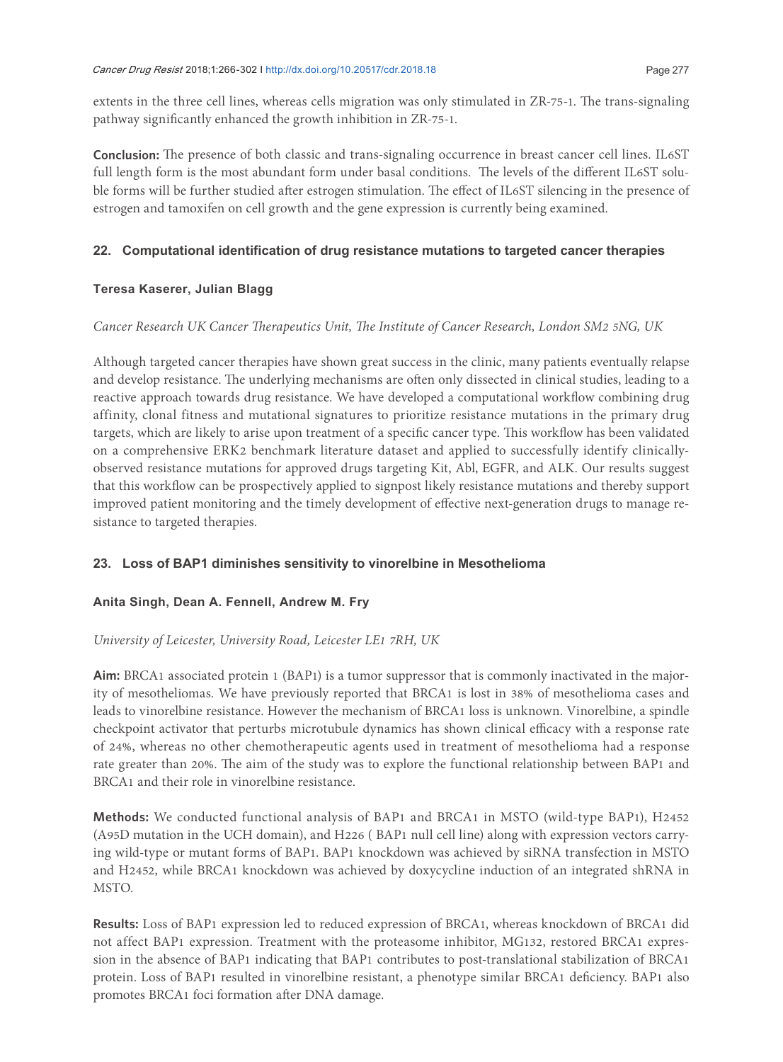extents in the three cell lines, whereas cells migration was only stimulated in ZR-75-1. The trans-signaling pathway significantly enhanced the growth inhibition in ZR-75-1.

**Conclusion:** The presence of both classic and trans-signaling occurrence in breast cancer cell lines. IL6ST full length form is the most abundant form under basal conditions. The levels of the different IL6ST soluble forms will be further studied after estrogen stimulation. The effect of IL6ST silencing in the presence of estrogen and tamoxifen on cell growth and the gene expression is currently being examined.

## 22. Computational identification of drug resistance mutations to targeted cancer therapies

**Teresa Kaserer, Julian Blagg**

*Cancer Research UK Cancer Therapeutics Unit, The Institute of Cancer Research, London SM2 5NG, UK*

Although targeted cancer therapies have shown great success in the clinic, many patients eventually relapse and develop resistance. The underlying mechanisms are often only dissected in clinical studies, leading to a reactive approach towards drug resistance. We have developed a computational workflow combining drug affinity, clonal fitness and mutational signatures to prioritize resistance mutations in the primary drug targets, which are likely to arise upon treatment of a specific cancer type. This workflow has been validated on a comprehensive ERK2 benchmark literature dataset and applied to successfully identify clinically-observed resistance mutations for approved drugs targeting Kit, Abl, EGFR, and ALK. Our results suggest that this workflow can be prospectively applied to signpost likely resistance mutations and thereby support improved patient monitoring and the timely development of effective next-generation drugs to manage resistance to targeted therapies.

## 23. Loss of BAP1 diminishes sensitivity to vinorelbine in Mesothelioma

**Anita Singh, Dean A. Fennell, Andrew M. Fry**

*University of Leicester, University Road, Leicester LE1 7RH, UK*

**Aim:** BRCA1 associated protein 1 (BAP1) is a tumor suppressor that is commonly inactivated in the majority of mesotheliomas. We have previously reported that BRCA1 is lost in 38% of mesothelioma cases and leads to vinorelbine resistance. However the mechanism of BRCA1 loss is unknown. Vinorelbine, a spindle checkpoint activator that perturbs microtubule dynamics has shown clinical efficacy with a response rate of 24%, whereas no other chemotherapeutic agents used in treatment of mesothelioma had a response rate greater than 20%. The aim of the study was to explore the functional relationship between BAP1 and BRCA1 and their role in vinorelbine resistance.

**Methods:** We conducted functional analysis of BAP1 and BRCA1 in MSTO (wild-type BAP1), H2452 (A95D mutation in the UCH domain), and H226 ( BAP1 null cell line) along with expression vectors carrying wild-type or mutant forms of BAP1. BAP1 knockdown was achieved by siRNA transfection in MSTO and H2452, while BRCA1 knockdown was achieved by doxycycline induction of an integrated shRNA in MSTO.

**Results:** Loss of BAP1 expression led to reduced expression of BRCA1, whereas knockdown of BRCA1 did not affect BAP1 expression. Treatment with the proteasome inhibitor, MG132, restored BRCA1 expression in the absence of BAP1 indicating that BAP1 contributes to post-translational stabilization of BRCA1 protein. Loss of BAP1 resulted in vinorelbine resistant, a phenotype similar BRCA1 deficiency. BAP1 also promotes BRCA1 foci formation after DNA damage.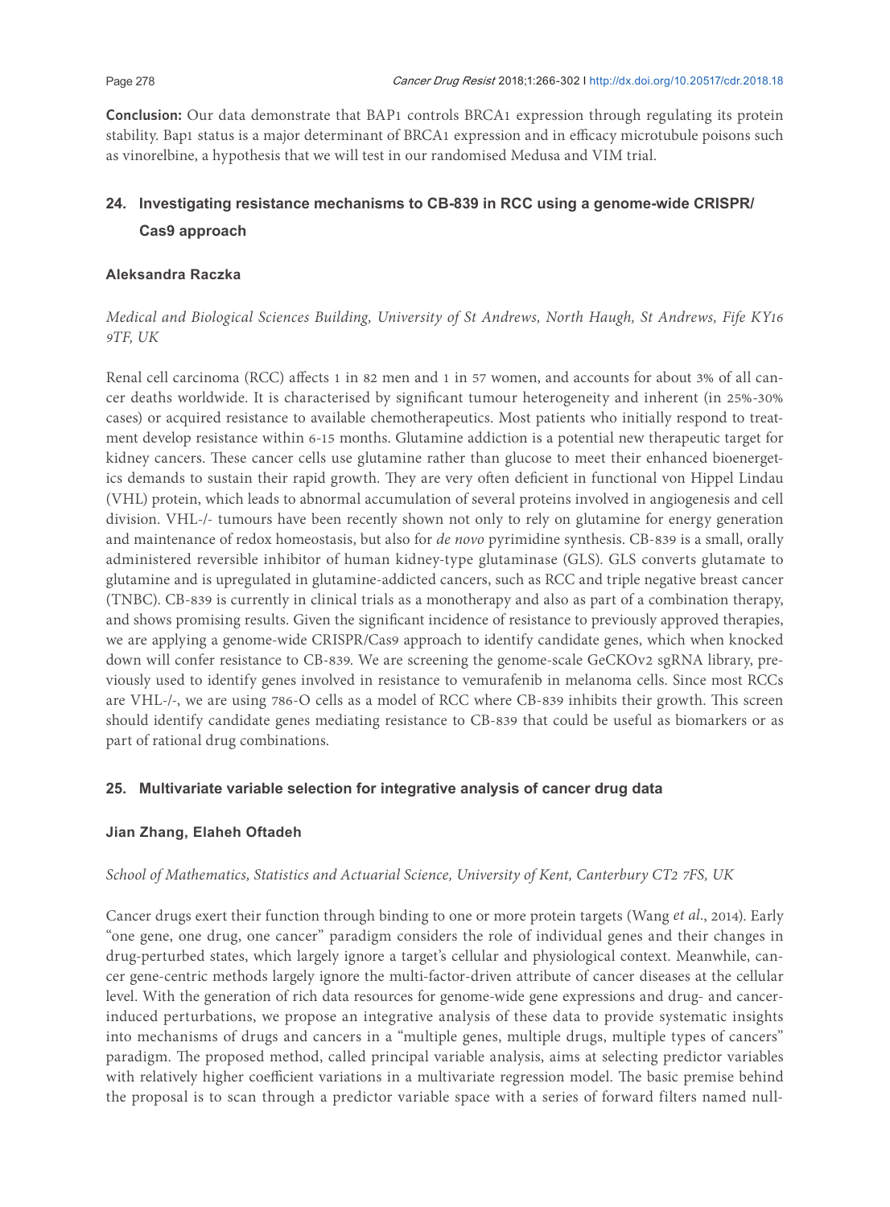**Conclusion:** Our data demonstrate that BAP1 controls BRCA1 expression through regulating its protein stability. Bap1 status is a major determinant of BRCA1 expression and in efficacy microtubule poisons such as vinorelbine, a hypothesis that we will test in our randomised Medusa and VIM trial.

## 24. Investigating resistance mechanisms to CB-839 in RCC using a genome-wide CRISPR/Cas9 approach

**Aleksandra Raczka**

*Medical and Biological Sciences Building, University of St Andrews, North Haugh, St Andrews, Fife KY16 9TF, UK*

Renal cell carcinoma (RCC) affects 1 in 82 men and 1 in 57 women, and accounts for about 3% of all cancer deaths worldwide. It is characterised by significant tumour heterogeneity and inherent (in 25%-30% cases) or acquired resistance to available chemotherapeutics. Most patients who initially respond to treatment develop resistance within 6-15 months. Glutamine addiction is a potential new therapeutic target for kidney cancers. These cancer cells use glutamine rather than glucose to meet their enhanced bioenergetics demands to sustain their rapid growth. They are very often deficient in functional von Hippel Lindau (VHL) protein, which leads to abnormal accumulation of several proteins involved in angiogenesis and cell division. VHL-/- tumours have been recently shown not only to rely on glutamine for energy generation and maintenance of redox homeostasis, but also for *de novo* pyrimidine synthesis. CB-839 is a small, orally administered reversible inhibitor of human kidney-type glutaminase (GLS). GLS converts glutamate to glutamine and is upregulated in glutamine-addicted cancers, such as RCC and triple negative breast cancer (TNBC). CB-839 is currently in clinical trials as a monotherapy and also as part of a combination therapy, and shows promising results. Given the significant incidence of resistance to previously approved therapies, we are applying a genome-wide CRISPR/Cas9 approach to identify candidate genes, which when knocked down will confer resistance to CB-839. We are screening the genome-scale GeCKOv2 sgRNA library, previously used to identify genes involved in resistance to vemurafenib in melanoma cells. Since most RCCs are VHL-/-, we are using 786-O cells as a model of RCC where CB-839 inhibits their growth. This screen should identify candidate genes mediating resistance to CB-839 that could be useful as biomarkers or as part of rational drug combinations.

## 25. Multivariate variable selection for integrative analysis of cancer drug data

**Jian Zhang, Elaheh Oftadeh**

*School of Mathematics, Statistics and Actuarial Science, University of Kent, Canterbury CT2 7FS, UK*

Cancer drugs exert their function through binding to one or more protein targets (Wang *et al*., 2014). Early "one gene, one drug, one cancer" paradigm considers the role of individual genes and their changes in drug-perturbed states, which largely ignore a target's cellular and physiological context. Meanwhile, cancer gene-centric methods largely ignore the multi-factor-driven attribute of cancer diseases at the cellular level. With the generation of rich data resources for genome-wide gene expressions and drug- and cancer-induced perturbations, we propose an integrative analysis of these data to provide systematic insights into mechanisms of drugs and cancers in a "multiple genes, multiple drugs, multiple types of cancers" paradigm. The proposed method, called principal variable analysis, aims at selecting predictor variables with relatively higher coefficient variations in a multivariate regression model. The basic premise behind the proposal is to scan through a predictor variable space with a series of forward filters named null-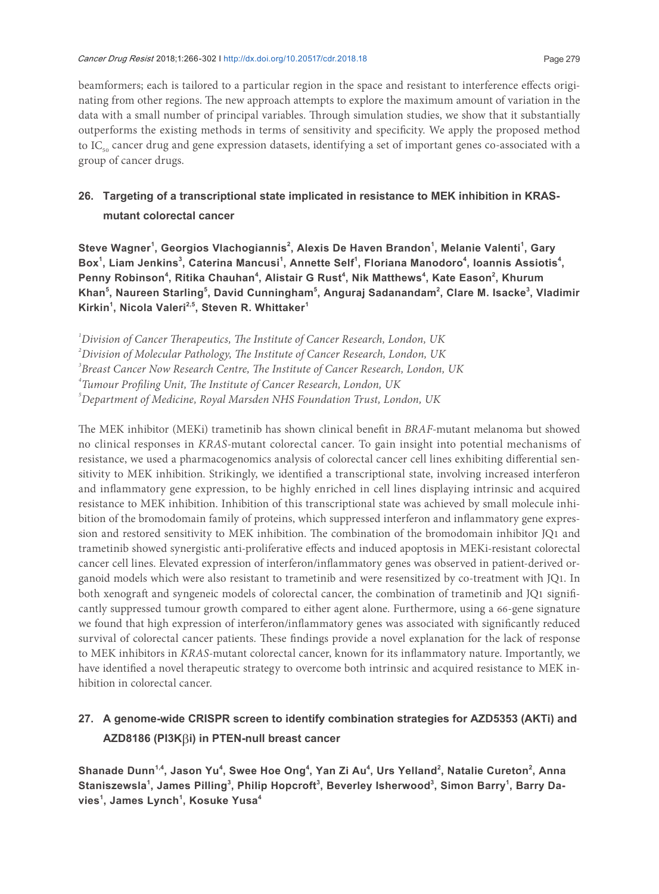beamformers; each is tailored to a particular region in the space and resistant to interference effects originating from other regions. The new approach attempts to explore the maximum amount of variation in the data with a small number of principal variables. Through simulation studies, we show that it substantially outperforms the existing methods in terms of sensitivity and specificity. We apply the proposed method to $IC_{50}$ cancer drug and gene expression datasets, identifying a set of important genes co-associated with a group of cancer drugs.

## 26. Targeting of a transcriptional state implicated in resistance to MEK inhibition in KRAS-mutant colorectal cancer

**Steve Wagner[1], Georgios Vlachogiannis[2], Alexis De Haven Brandon[1], Melanie Valenti[1], Gary Box[1], Liam Jenkins[3], Caterina Mancusi[1], Annette Self[1], Floriana Manodoro[4], Ioannis Assiotis[4], Penny Robinson[4], Ritika Chauhan[4], Alistair G Rust[4], Nik Matthews[4], Kate Eason[2], Khurum Khan[5], Naureen Starling[5], David Cunningham[5], Anguraj Sadanandam[2], Clare M. Isacke[3], Vladimir Kirkin[1], Nicola Valeri[2,5], Steven R. Whittaker[1]**

[1]*Division of Cancer Therapeutics, The Institute of Cancer Research, London, UK*
[2]*Division of Molecular Pathology, The Institute of Cancer Research, London, UK*
[3]*Breast Cancer Now Research Centre, The Institute of Cancer Research, London, UK*
[4]*Tumour Profiling Unit, The Institute of Cancer Research, London, UK*
[5]*Department of Medicine, Royal Marsden NHS Foundation Trust, London, UK*

The MEK inhibitor (MEKi) trametinib has shown clinical benefit in *BRAF*-mutant melanoma but showed no clinical responses in *KRAS*-mutant colorectal cancer. To gain insight into potential mechanisms of resistance, we used a pharmacogenomics analysis of colorectal cancer cell lines exhibiting differential sensitivity to MEK inhibition. Strikingly, we identified a transcriptional state, involving increased interferon and inflammatory gene expression, to be highly enriched in cell lines displaying intrinsic and acquired resistance to MEK inhibition. Inhibition of this transcriptional state was achieved by small molecule inhibition of the bromodomain family of proteins, which suppressed interferon and inflammatory gene expression and restored sensitivity to MEK inhibition. The combination of the bromodomain inhibitor JQ1 and trametinib showed synergistic anti-proliferative effects and induced apoptosis in MEKi-resistant colorectal cancer cell lines. Elevated expression of interferon/inflammatory genes was observed in patient-derived organoid models which were also resistant to trametinib and were resensitized by co-treatment with JQ1. In both xenograft and syngeneic models of colorectal cancer, the combination of trametinib and JQ1 significantly suppressed tumour growth compared to either agent alone. Furthermore, using a 66-gene signature we found that high expression of interferon/inflammatory genes was associated with significantly reduced survival of colorectal cancer patients. These findings provide a novel explanation for the lack of response to MEK inhibitors in *KRAS*-mutant colorectal cancer, known for its inflammatory nature. Importantly, we have identified a novel therapeutic strategy to overcome both intrinsic and acquired resistance to MEK inhibition in colorectal cancer.

## 27. A genome-wide CRISPR screen to identify combination strategies for AZD5353 (AKTi) and AZD8186 (PI3Kβi) in PTEN-null breast cancer

**Shanade Dunn[1,4], Jason Yu[4], Swee Hoe Ong[4], Yan Zi Au[4], Urs Yelland[2], Natalie Cureton[2], Anna Staniszewsla[1], James Pilling[3], Philip Hopcroft[3], Beverley Isherwood[3], Simon Barry[1], Barry Davies[1], James Lynch[1], Kosuke Yusa[4]**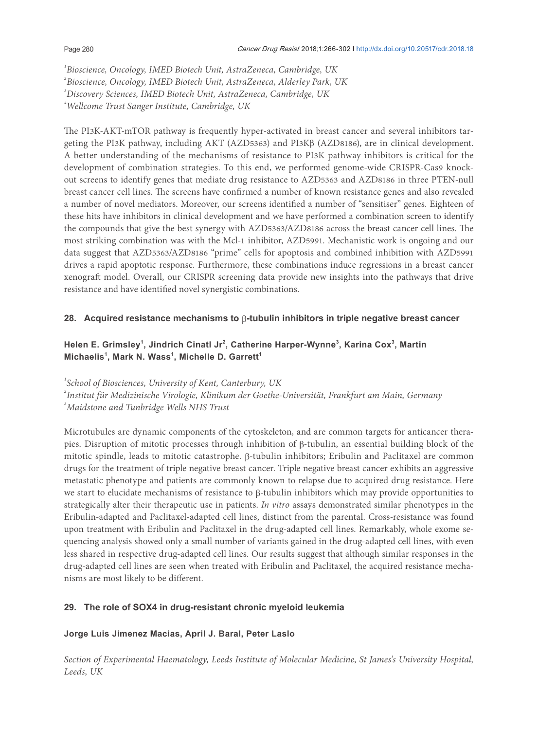[1]Bioscience, Oncology, IMED Biotech Unit, AstraZeneca, Cambridge, UK
[2]Bioscience, Oncology, IMED Biotech Unit, AstraZeneca, Alderley Park, UK
[3]Discovery Sciences, IMED Biotech Unit, AstraZeneca, Cambridge, UK
[4]Wellcome Trust Sanger Institute, Cambridge, UK

The PI3K-AKT-mTOR pathway is frequently hyper-activated in breast cancer and several inhibitors targeting the PI3K pathway, including AKT (AZD5363) and PI3Kβ (AZD8186), are in clinical development. A better understanding of the mechanisms of resistance to PI3K pathway inhibitors is critical for the development of combination strategies. To this end, we performed genome-wide CRISPR-Cas9 knockout screens to identify genes that mediate drug resistance to AZD5363 and AZD8186 in three PTEN-null breast cancer cell lines. The screens have confirmed a number of known resistance genes and also revealed a number of novel mediators. Moreover, our screens identified a number of "sensitiser" genes. Eighteen of these hits have inhibitors in clinical development and we have performed a combination screen to identify the compounds that give the best synergy with AZD5363/AZD8186 across the breast cancer cell lines. The most striking combination was with the Mcl-1 inhibitor, AZD5991. Mechanistic work is ongoing and our data suggest that AZD5363/AZD8186 "prime" cells for apoptosis and combined inhibition with AZD5991 drives a rapid apoptotic response. Furthermore, these combinations induce regressions in a breast cancer xenograft model. Overall, our CRISPR screening data provide new insights into the pathways that drive resistance and have identified novel synergistic combinations.

## 28. Acquired resistance mechanisms to β-tubulin inhibitors in triple negative breast cancer

**Helen E. Grimsley[1], Jindrich Cinatl Jr[2], Catherine Harper-Wynne[3], Karina Cox[3], Martin Michaelis[1], Mark N. Wass[1], Michelle D. Garrett[1]**

[1]School of Biosciences, University of Kent, Canterbury, UK
[2]Institut für Medizinische Virologie, Klinikum der Goethe-Universität, Frankfurt am Main, Germany
[3]Maidstone and Tunbridge Wells NHS Trust

Microtubules are dynamic components of the cytoskeleton, and are common targets for anticancer therapies. Disruption of mitotic processes through inhibition of β-tubulin, an essential building block of the mitotic spindle, leads to mitotic catastrophe. β-tubulin inhibitors; Eribulin and Paclitaxel are common drugs for the treatment of triple negative breast cancer. Triple negative breast cancer exhibits an aggressive metastatic phenotype and patients are commonly known to relapse due to acquired drug resistance. Here we start to elucidate mechanisms of resistance to β-tubulin inhibitors which may provide opportunities to strategically alter their therapeutic use in patients. *In vitro* assays demonstrated similar phenotypes in the Eribulin-adapted and Paclitaxel-adapted cell lines, distinct from the parental. Cross-resistance was found upon treatment with Eribulin and Paclitaxel in the drug-adapted cell lines. Remarkably, whole exome sequencing analysis showed only a small number of variants gained in the drug-adapted cell lines, with even less shared in respective drug-adapted cell lines. Our results suggest that although similar responses in the drug-adapted cell lines are seen when treated with Eribulin and Paclitaxel, the acquired resistance mechanisms are most likely to be different.

## 29. The role of SOX4 in drug-resistant chronic myeloid leukemia

**Jorge Luis Jimenez Macias, April J. Baral, Peter Laslo**

*Section of Experimental Haematology, Leeds Institute of Molecular Medicine, St James's University Hospital, Leeds, UK*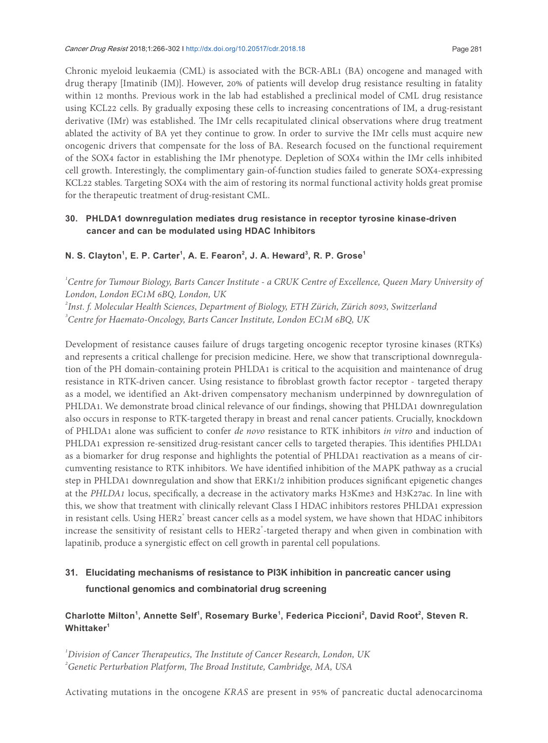Chronic myeloid leukaemia (CML) is associated with the BCR-ABL1 (BA) oncogene and managed with drug therapy [Imatinib (IM)]. However, 20% of patients will develop drug resistance resulting in fatality within 12 months. Previous work in the lab had established a preclinical model of CML drug resistance using KCL22 cells. By gradually exposing these cells to increasing concentrations of IM, a drug-resistant derivative (IMr) was established. The IMr cells recapitulated clinical observations where drug treatment ablated the activity of BA yet they continue to grow. In order to survive the IMr cells must acquire new oncogenic drivers that compensate for the loss of BA. Research focused on the functional requirement of the SOX4 factor in establishing the IMr phenotype. Depletion of SOX4 within the IMr cells inhibited cell growth. Interestingly, the complimentary gain-of-function studies failed to generate SOX4-expressing KCL22 stables. Targeting SOX4 with the aim of restoring its normal functional activity holds great promise for the therapeutic treatment of drug-resistant CML.

## 30. PHLDA1 downregulation mediates drug resistance in receptor tyrosine kinase-driven cancer and can be modulated using HDAC Inhibitors

**N. S. Clayton[1], E. P. Carter[1], A. E. Fearon[2], J. A. Heward[3], R. P. Grose[1]**

[1] *Centre for Tumour Biology, Barts Cancer Institute - a CRUK Centre of Excellence, Queen Mary University of London, London EC1M 6BQ, London, UK*
[2] *Inst. f. Molecular Health Sciences, Department of Biology, ETH Zürich, Zürich 8093, Switzerland*
[3] *Centre for Haemato-Oncology, Barts Cancer Institute, London EC1M 6BQ, UK*

Development of resistance causes failure of drugs targeting oncogenic receptor tyrosine kinases (RTKs) and represents a critical challenge for precision medicine. Here, we show that transcriptional downregulation of the PH domain-containing protein PHLDA1 is critical to the acquisition and maintenance of drug resistance in RTK-driven cancer. Using resistance to fibroblast growth factor receptor - targeted therapy as a model, we identified an Akt-driven compensatory mechanism underpinned by downregulation of PHLDA1. We demonstrate broad clinical relevance of our findings, showing that PHLDA1 downregulation also occurs in response to RTK-targeted therapy in breast and renal cancer patients. Crucially, knockdown of PHLDA1 alone was sufficient to confer *de novo* resistance to RTK inhibitors *in vitro* and induction of PHLDA1 expression re-sensitized drug-resistant cancer cells to targeted therapies. This identifies PHLDA1 as a biomarker for drug response and highlights the potential of PHLDA1 reactivation as a means of circumventing resistance to RTK inhibitors. We have identified inhibition of the MAPK pathway as a crucial step in PHLDA1 downregulation and show that ERK1/2 inhibition produces significant epigenetic changes at the *PHLDA1* locus, specifically, a decrease in the activatory marks H3Kme3 and H3K27ac. In line with this, we show that treatment with clinically relevant Class I HDAC inhibitors restores PHLDA1 expression in resistant cells. Using $HER2^{+}$ breast cancer cells as a model system, we have shown that HDAC inhibitors increase the sensitivity of resistant cells to $HER2^{+}$-targeted therapy and when given in combination with lapatinib, produce a synergistic effect on cell growth in parental cell populations.

## 31. Elucidating mechanisms of resistance to PI3K inhibition in pancreatic cancer using functional genomics and combinatorial drug screening

**Charlotte Milton[1], Annette Self[1], Rosemary Burke[1], Federica Piccioni[2], David Root[2], Steven R. Whittaker[1]**

[1] *Division of Cancer Therapeutics, The Institute of Cancer Research, London, UK*
[2] *Genetic Perturbation Platform, The Broad Institute, Cambridge, MA, USA*

Activating mutations in the oncogene *KRAS* are present in 95% of pancreatic ductal adenocarcinoma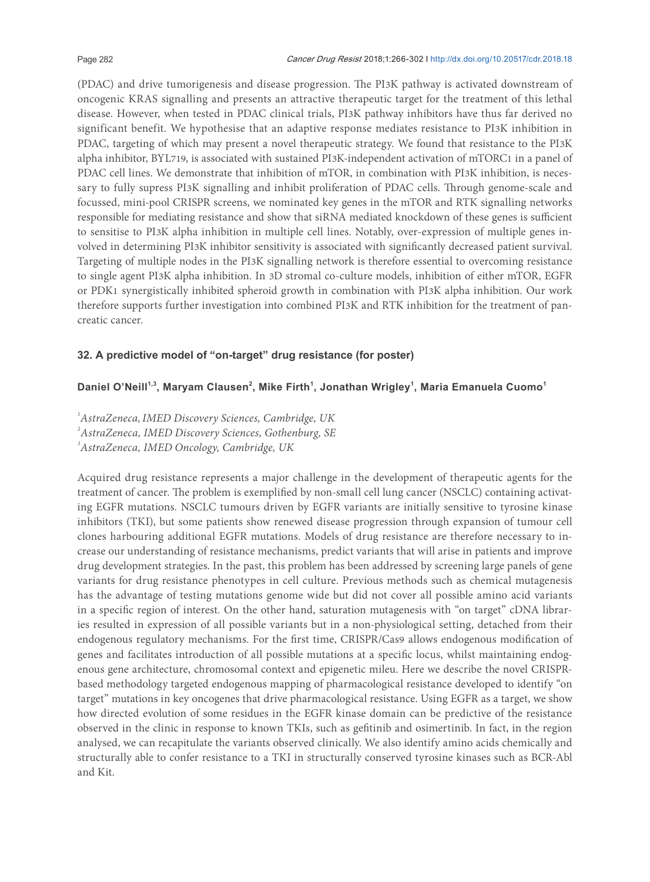(PDAC) and drive tumorigenesis and disease progression. The PI3K pathway is activated downstream of oncogenic KRAS signalling and presents an attractive therapeutic target for the treatment of this lethal disease. However, when tested in PDAC clinical trials, PI3K pathway inhibitors have thus far derived no significant benefit. We hypothesise that an adaptive response mediates resistance to PI3K inhibition in PDAC, targeting of which may present a novel therapeutic strategy. We found that resistance to the PI3K alpha inhibitor, BYL719, is associated with sustained PI3K-independent activation of mTORC1 in a panel of PDAC cell lines. We demonstrate that inhibition of mTOR, in combination with PI3K inhibition, is necessary to fully supress PI3K signalling and inhibit proliferation of PDAC cells. Through genome-scale and focussed, mini-pool CRISPR screens, we nominated key genes in the mTOR and RTK signalling networks responsible for mediating resistance and show that siRNA mediated knockdown of these genes is sufficient to sensitise to PI3K alpha inhibition in multiple cell lines. Notably, over-expression of multiple genes involved in determining PI3K inhibitor sensitivity is associated with significantly decreased patient survival. Targeting of multiple nodes in the PI3K signalling network is therefore essential to overcoming resistance to single agent PI3K alpha inhibition. In 3D stromal co-culture models, inhibition of either mTOR, EGFR or PDK1 synergistically inhibited spheroid growth in combination with PI3K alpha inhibition. Our work therefore supports further investigation into combined PI3K and RTK inhibition for the treatment of pancreatic cancer.

### 32. A predictive model of "on-target" drug resistance (for poster)

**Daniel O'Neill[1,3], Maryam Clausen[2], Mike Firth[1], Jonathan Wrigley[1], Maria Emanuela Cuomo[1]**

[1]*AstraZeneca, IMED Discovery Sciences, Cambridge, UK*
[2]*AstraZeneca, IMED Discovery Sciences, Gothenburg, SE*
[3]*AstraZeneca, IMED Oncology, Cambridge, UK*

Acquired drug resistance represents a major challenge in the development of therapeutic agents for the treatment of cancer. The problem is exemplified by non-small cell lung cancer (NSCLC) containing activating EGFR mutations. NSCLC tumours driven by EGFR variants are initially sensitive to tyrosine kinase inhibitors (TKI), but some patients show renewed disease progression through expansion of tumour cell clones harbouring additional EGFR mutations. Models of drug resistance are therefore necessary to increase our understanding of resistance mechanisms, predict variants that will arise in patients and improve drug development strategies. In the past, this problem has been addressed by screening large panels of gene variants for drug resistance phenotypes in cell culture. Previous methods such as chemical mutagenesis has the advantage of testing mutations genome wide but did not cover all possible amino acid variants in a specific region of interest. On the other hand, saturation mutagenesis with "on target" cDNA libraries resulted in expression of all possible variants but in a non-physiological setting, detached from their endogenous regulatory mechanisms. For the first time, CRISPR/Cas9 allows endogenous modification of genes and facilitates introduction of all possible mutations at a specific locus, whilst maintaining endogenous gene architecture, chromosomal context and epigenetic mileu. Here we describe the novel CRISPR-based methodology targeted endogenous mapping of pharmacological resistance developed to identify "on target" mutations in key oncogenes that drive pharmacological resistance. Using EGFR as a target, we show how directed evolution of some residues in the EGFR kinase domain can be predictive of the resistance observed in the clinic in response to known TKIs, such as gefitinib and osimertinib. In fact, in the region analysed, we can recapitulate the variants observed clinically. We also identify amino acids chemically and structurally able to confer resistance to a TKI in structurally conserved tyrosine kinases such as BCR-Abl and Kit.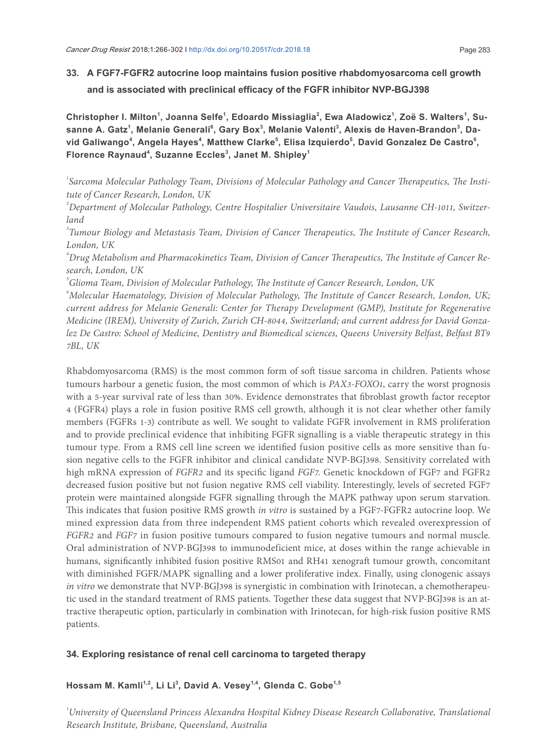## 33. A FGF7-FGFR2 autocrine loop maintains fusion positive rhabdomyosarcoma cell growth and is associated with preclinical efficacy of the FGFR inhibitor NVP-BGJ398

**Christopher I. Milton[1], Joanna Selfe[1], Edoardo Missiaglia[2], Ewa Aladowicz[1], Zoë S. Walters[1], Susanne A. Gatz[1], Melanie Generali[6], Gary Box[3], Melanie Valenti[3], Alexis de Haven-Brandon[3], David Galiwango[4], Angela Hayes[4], Matthew Clarke[5], Elisa Izquierdo[5], David Gonzalez De Castro[6], Florence Raynaud[4], Suzanne Eccles[3], Janet M. Shipley[1]**

[1]*Sarcoma Molecular Pathology Team, Divisions of Molecular Pathology and Cancer Therapeutics, The Institute of Cancer Research, London, UK*

[2]*Department of Molecular Pathology, Centre Hospitalier Universitaire Vaudois, Lausanne CH-1011, Switzerland*

[3]*Tumour Biology and Metastasis Team, Division of Cancer Therapeutics, The Institute of Cancer Research, London, UK*

[4]*Drug Metabolism and Pharmacokinetics Team, Division of Cancer Therapeutics, The Institute of Cancer Research, London, UK*

[5]*Glioma Team, Division of Molecular Pathology, The Institute of Cancer Research, London, UK*

[6]*Molecular Haematology, Division of Molecular Pathology, The Institute of Cancer Research, London, UK; current address for Melanie Generali: Center for Therapy Development (GMP), Institute for Regenerative Medicine (IREM), University of Zurich, Zurich CH-8044, Switzerland; and current address for David Gonzalez De Castro: School of Medicine, Dentistry and Biomedical sciences, Queens University Belfast, Belfast BT9 7BL, UK*

Rhabdomyosarcoma (RMS) is the most common form of soft tissue sarcoma in children. Patients whose tumours harbour a genetic fusion, the most common of which is *PAX3-FOXO1*, carry the worst prognosis with a 5-year survival rate of less than 30%. Evidence demonstrates that fibroblast growth factor receptor 4 (FGFR4) plays a role in fusion positive RMS cell growth, although it is not clear whether other family members (FGFRs 1-3) contribute as well. We sought to validate FGFR involvement in RMS proliferation and to provide preclinical evidence that inhibiting FGFR signalling is a viable therapeutic strategy in this tumour type. From a RMS cell line screen we identified fusion positive cells as more sensitive than fusion negative cells to the FGFR inhibitor and clinical candidate NVP-BGJ398. Sensitivity correlated with high mRNA expression of *FGFR2* and its specific ligand *FGF7*. Genetic knockdown of FGF7 and FGFR2 decreased fusion positive but not fusion negative RMS cell viability. Interestingly, levels of secreted FGF7 protein were maintained alongside FGFR signalling through the MAPK pathway upon serum starvation. This indicates that fusion positive RMS growth *in vitro* is sustained by a FGF7-FGFR2 autocrine loop. We mined expression data from three independent RMS patient cohorts which revealed overexpression of *FGFR2* and *FGF7* in fusion positive tumours compared to fusion negative tumours and normal muscle. Oral administration of NVP-BGJ398 to immunodeficient mice, at doses within the range achievable in humans, significantly inhibited fusion positive RMS01 and RH41 xenograft tumour growth, concomitant with diminished FGFR/MAPK signalling and a lower proliferative index. Finally, using clonogenic assays *in vitro* we demonstrate that NVP-BGJ398 is synergistic in combination with Irinotecan, a chemotherapeutic used in the standard treatment of RMS patients. Together these data suggest that NVP-BGJ398 is an attractive therapeutic option, particularly in combination with Irinotecan, for high-risk fusion positive RMS patients.

## 34. Exploring resistance of renal cell carcinoma to targeted therapy

**Hossam M. Kamli[1,2], Li Li[3], David A. Vesey[1,4], Glenda C. Gobe[1,5]**

[1]*University of Queensland Princess Alexandra Hospital Kidney Disease Research Collaborative, Translational Research Institute, Brisbane, Queensland, Australia*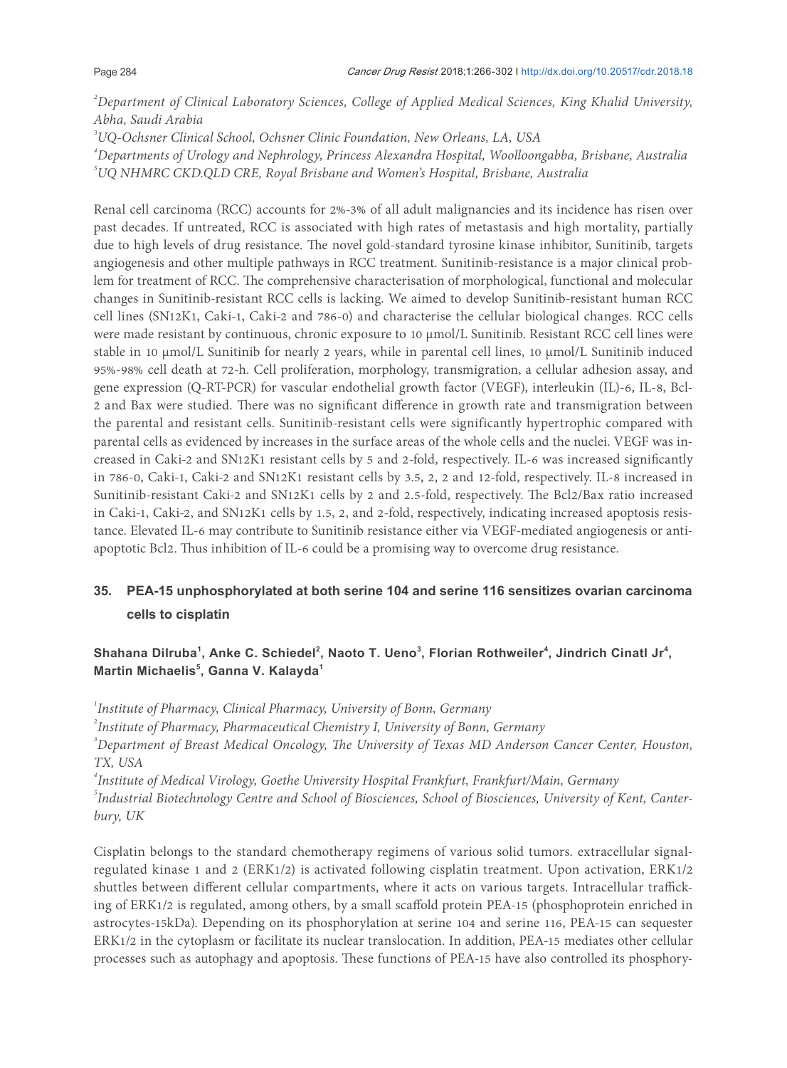[2]Department of Clinical Laboratory Sciences, College of Applied Medical Sciences, King Khalid University, Abha, Saudi Arabia

[3]UQ-Ochsner Clinical School, Ochsner Clinic Foundation, New Orleans, LA, USA

[4]Departments of Urology and Nephrology, Princess Alexandra Hospital, Woolloongabba, Brisbane, Australia

[5]UQ NHMRC CKD.QLD CRE, Royal Brisbane and Women's Hospital, Brisbane, Australia

Renal cell carcinoma (RCC) accounts for 2%-3% of all adult malignancies and its incidence has risen over past decades. If untreated, RCC is associated with high rates of metastasis and high mortality, partially due to high levels of drug resistance. The novel gold-standard tyrosine kinase inhibitor, Sunitinib, targets angiogenesis and other multiple pathways in RCC treatment. Sunitinib-resistance is a major clinical problem for treatment of RCC. The comprehensive characterisation of morphological, functional and molecular changes in Sunitinib-resistant RCC cells is lacking. We aimed to develop Sunitinib-resistant human RCC cell lines (SN12K1, Caki-1, Caki-2 and 786-0) and characterise the cellular biological changes. RCC cells were made resistant by continuous, chronic exposure to 10 μmol/L Sunitinib. Resistant RCC cell lines were stable in 10 μmol/L Sunitinib for nearly 2 years, while in parental cell lines, 10 μmol/L Sunitinib induced 95%-98% cell death at 72-h. Cell proliferation, morphology, transmigration, a cellular adhesion assay, and gene expression (Q-RT-PCR) for vascular endothelial growth factor (VEGF), interleukin (IL)-6, IL-8, Bcl-2 and Bax were studied. There was no significant difference in growth rate and transmigration between the parental and resistant cells. Sunitinib-resistant cells were significantly hypertrophic compared with parental cells as evidenced by increases in the surface areas of the whole cells and the nuclei. VEGF was increased in Caki-2 and SN12K1 resistant cells by 5 and 2-fold, respectively. IL-6 was increased significantly in 786-0, Caki-1, Caki-2 and SN12K1 resistant cells by 3.5, 2, 2 and 12-fold, respectively. IL-8 increased in Sunitinib-resistant Caki-2 and SN12K1 cells by 2 and 2.5-fold, respectively. The Bcl2/Bax ratio increased in Caki-1, Caki-2, and SN12K1 cells by 1.5, 2, and 2-fold, respectively, indicating increased apoptosis resistance. Elevated IL-6 may contribute to Sunitinib resistance either via VEGF-mediated angiogenesis or anti-apoptotic Bcl2. Thus inhibition of IL-6 could be a promising way to overcome drug resistance.

## 35. PEA-15 unphosphorylated at both serine 104 and serine 116 sensitizes ovarian carcinoma cells to cisplatin

**Shahana Dilruba[1], Anke C. Schiedel[2], Naoto T. Ueno[3], Florian Rothweiler[4], Jindrich Cinatl Jr[4], Martin Michaelis[5], Ganna V. Kalayda[1]**

[1]Institute of Pharmacy, Clinical Pharmacy, University of Bonn, Germany

[2]Institute of Pharmacy, Pharmaceutical Chemistry I, University of Bonn, Germany

[3]Department of Breast Medical Oncology, The University of Texas MD Anderson Cancer Center, Houston, TX, USA

[4]Institute of Medical Virology, Goethe University Hospital Frankfurt, Frankfurt/Main, Germany

[5]Industrial Biotechnology Centre and School of Biosciences, School of Biosciences, University of Kent, Canterbury, UK

Cisplatin belongs to the standard chemotherapy regimens of various solid tumors. extracellular signal-regulated kinase 1 and 2 (ERK1/2) is activated following cisplatin treatment. Upon activation, ERK1/2 shuttles between different cellular compartments, where it acts on various targets. Intracellular trafficking of ERK1/2 is regulated, among others, by a small scaffold protein PEA-15 (phosphoprotein enriched in astrocytes-15kDa). Depending on its phosphorylation at serine 104 and serine 116, PEA-15 can sequester ERK1/2 in the cytoplasm or facilitate its nuclear translocation. In addition, PEA-15 mediates other cellular processes such as autophagy and apoptosis. These functions of PEA-15 have also controlled its phosphory-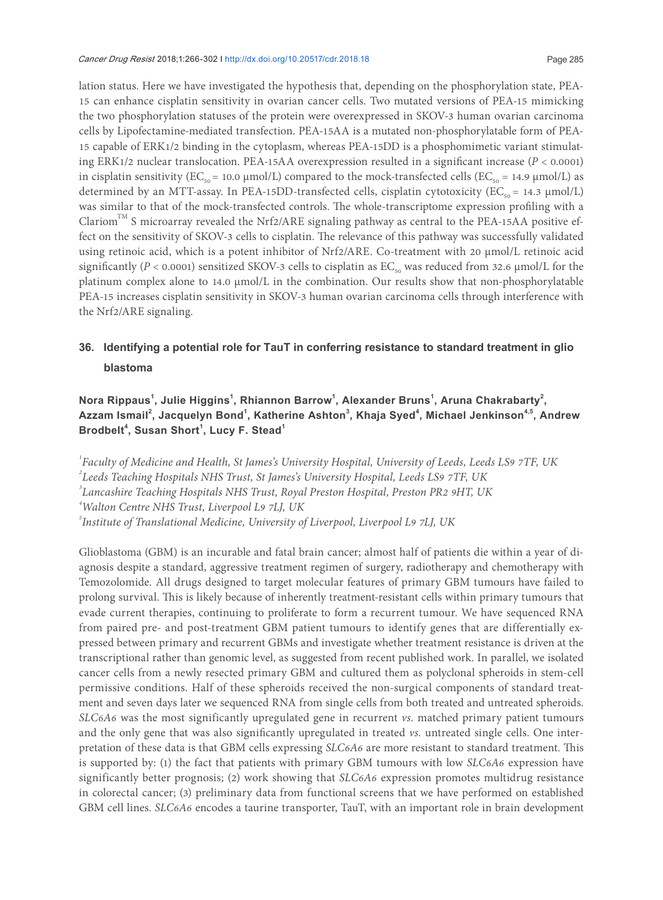lation status. Here we have investigated the hypothesis that, depending on the phosphorylation state, PEA-15 can enhance cisplatin sensitivity in ovarian cancer cells. Two mutated versions of PEA-15 mimicking the two phosphorylation statuses of the protein were overexpressed in SKOV-3 human ovarian carcinoma cells by Lipofectamine-mediated transfection. PEA-15AA is a mutated non-phosphorylatable form of PEA-15 capable of ERK1/2 binding in the cytoplasm, whereas PEA-15DD is a phosphomimetic variant stimulating ERK1/2 nuclear translocation. PEA-15AA overexpression resulted in a significant increase ($P < 0.0001$) in cisplatin sensitivity ($EC_{50}$ = 10.0 μmol/L) compared to the mock-transfected cells ($EC_{50}$ = 14.9 μmol/L) as determined by an MTT-assay. In PEA-15DD-transfected cells, cisplatin cytotoxicity ($EC_{50}$ = 14.3 μmol/L) was similar to that of the mock-transfected controls. The whole-transcriptome expression profiling with a Clariom™ S microarray revealed the Nrf2/ARE signaling pathway as central to the PEA-15AA positive effect on the sensitivity of SKOV-3 cells to cisplatin. The relevance of this pathway was successfully validated using retinoic acid, which is a potent inhibitor of Nrf2/ARE. Co-treatment with 20 μmol/L retinoic acid significantly ($P < 0.0001$) sensitized SKOV-3 cells to cisplatin as $EC_{50}$ was reduced from 32.6 μmol/L for the platinum complex alone to 14.0 μmol/L in the combination. Our results show that non-phosphorylatable PEA-15 increases cisplatin sensitivity in SKOV-3 human ovarian carcinoma cells through interference with the Nrf2/ARE signaling.

## 36. Identifying a potential role for TauT in conferring resistance to standard treatment in glioblastoma

**Nora Rippaus[1], Julie Higgins[1], Rhiannon Barrow[1], Alexander Bruns[1], Aruna Chakrabarty[2], Azzam Ismail[2], Jacquelyn Bond[1], Katherine Ashton[3], Khaja Syed[4], Michael Jenkinson[4,5], Andrew Brodbelt[4], Susan Short[1], Lucy F. Stead[1]**

[1]*Faculty of Medicine and Health, St James's University Hospital, University of Leeds, Leeds LS9 7TF, UK*
[2]*Leeds Teaching Hospitals NHS Trust, St James's University Hospital, Leeds LS9 7TF, UK*
[3]*Lancashire Teaching Hospitals NHS Trust, Royal Preston Hospital, Preston PR2 9HT, UK*
[4]*Walton Centre NHS Trust, Liverpool L9 7LJ, UK*
[5]*Institute of Translational Medicine, University of Liverpool, Liverpool L9 7LJ, UK*

Glioblastoma (GBM) is an incurable and fatal brain cancer; almost half of patients die within a year of diagnosis despite a standard, aggressive treatment regimen of surgery, radiotherapy and chemotherapy with Temozolomide. All drugs designed to target molecular features of primary GBM tumours have failed to prolong survival. This is likely because of inherently treatment-resistant cells within primary tumours that evade current therapies, continuing to proliferate to form a recurrent tumour. We have sequenced RNA from paired pre- and post-treatment GBM patient tumours to identify genes that are differentially expressed between primary and recurrent GBMs and investigate whether treatment resistance is driven at the transcriptional rather than genomic level, as suggested from recent published work. In parallel, we isolated cancer cells from a newly resected primary GBM and cultured them as polyclonal spheroids in stem-cell permissive conditions. Half of these spheroids received the non-surgical components of standard treatment and seven days later we sequenced RNA from single cells from both treated and untreated spheroids. *SLC6A6* was the most significantly upregulated gene in recurrent *vs.* matched primary patient tumours and the only gene that was also significantly upregulated in treated *vs.* untreated single cells. One interpretation of these data is that GBM cells expressing *SLC6A6* are more resistant to standard treatment. This is supported by: (1) the fact that patients with primary GBM tumours with low *SLC6A6* expression have significantly better prognosis; (2) work showing that *SLC6A6* expression promotes multidrug resistance in colorectal cancer; (3) preliminary data from functional screens that we have performed on established GBM cell lines. *SLC6A6* encodes a taurine transporter, TauT, with an important role in brain development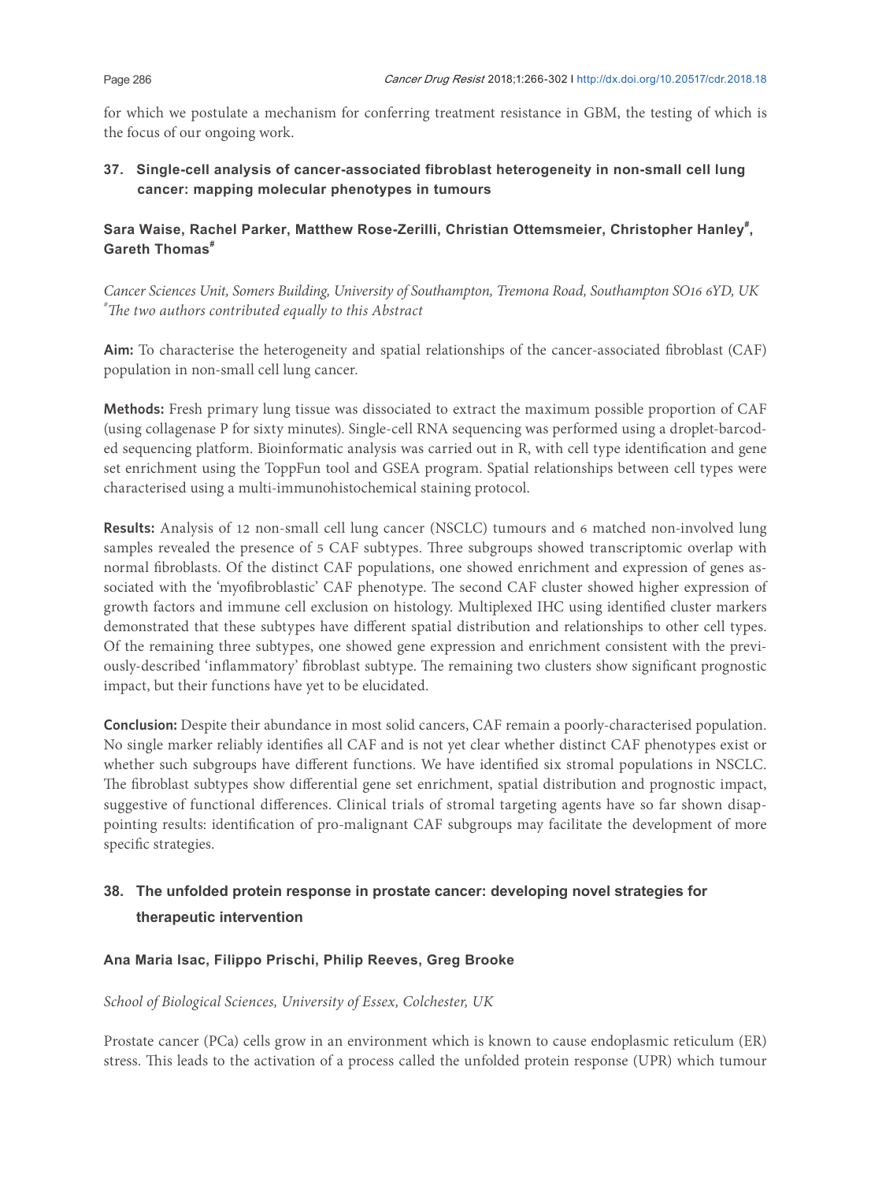for which we postulate a mechanism for conferring treatment resistance in GBM, the testing of which is the focus of our ongoing work.

## 37. Single-cell analysis of cancer-associated fibroblast heterogeneity in non-small cell lung cancer: mapping molecular phenotypes in tumours

**Sara Waise, Rachel Parker, Matthew Rose-Zerilli, Christian Ottemsmeier, Christopher Hanley[#], Gareth Thomas[#]**

*Cancer Sciences Unit, Somers Building, University of Southampton, Tremona Road, Southampton SO16 6YD, UK*
*[#]The two authors contributed equally to this Abstract*

**Aim:** To characterise the heterogeneity and spatial relationships of the cancer-associated fibroblast (CAF) population in non-small cell lung cancer.

**Methods:** Fresh primary lung tissue was dissociated to extract the maximum possible proportion of CAF (using collagenase P for sixty minutes). Single-cell RNA sequencing was performed using a droplet-barcoded sequencing platform. Bioinformatic analysis was carried out in R, with cell type identification and gene set enrichment using the ToppFun tool and GSEA program. Spatial relationships between cell types were characterised using a multi-immunohistochemical staining protocol.

**Results:** Analysis of 12 non-small cell lung cancer (NSCLC) tumours and 6 matched non-involved lung samples revealed the presence of 5 CAF subtypes. Three subgroups showed transcriptomic overlap with normal fibroblasts. Of the distinct CAF populations, one showed enrichment and expression of genes associated with the 'myofibroblastic' CAF phenotype. The second CAF cluster showed higher expression of growth factors and immune cell exclusion on histology. Multiplexed IHC using identified cluster markers demonstrated that these subtypes have different spatial distribution and relationships to other cell types. Of the remaining three subtypes, one showed gene expression and enrichment consistent with the previously-described 'inflammatory' fibroblast subtype. The remaining two clusters show significant prognostic impact, but their functions have yet to be elucidated.

**Conclusion:** Despite their abundance in most solid cancers, CAF remain a poorly-characterised population. No single marker reliably identifies all CAF and is not yet clear whether distinct CAF phenotypes exist or whether such subgroups have different functions. We have identified six stromal populations in NSCLC. The fibroblast subtypes show differential gene set enrichment, spatial distribution and prognostic impact, suggestive of functional differences. Clinical trials of stromal targeting agents have so far shown disappointing results: identification of pro-malignant CAF subgroups may facilitate the development of more specific strategies.

## 38. The unfolded protein response in prostate cancer: developing novel strategies for therapeutic intervention

**Ana Maria Isac, Filippo Prischi, Philip Reeves, Greg Brooke**

*School of Biological Sciences, University of Essex, Colchester, UK*

Prostate cancer (PCa) cells grow in an environment which is known to cause endoplasmic reticulum (ER) stress. This leads to the activation of a process called the unfolded protein response (UPR) which tumour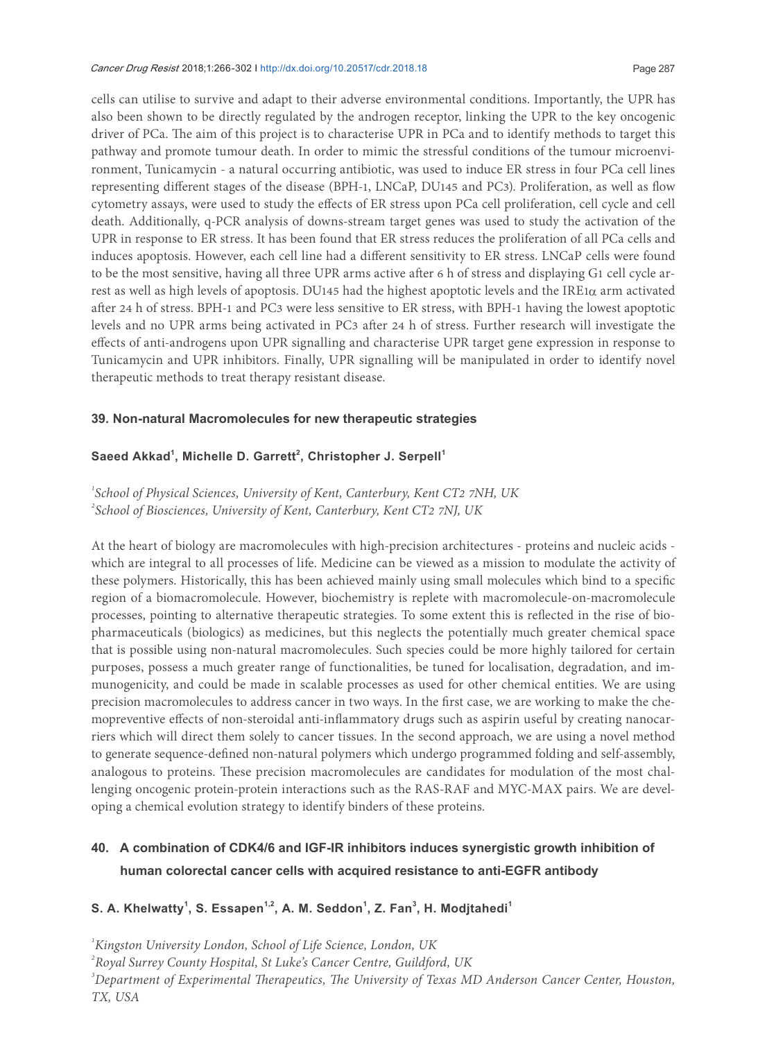cells can utilise to survive and adapt to their adverse environmental conditions. Importantly, the UPR has also been shown to be directly regulated by the androgen receptor, linking the UPR to the key oncogenic driver of PCa. The aim of this project is to characterise UPR in PCa and to identify methods to target this pathway and promote tumour death. In order to mimic the stressful conditions of the tumour microenvironment, Tunicamycin - a natural occurring antibiotic, was used to induce ER stress in four PCa cell lines representing different stages of the disease (BPH-1, LNCaP, DU145 and PC3). Proliferation, as well as flow cytometry assays, were used to study the effects of ER stress upon PCa cell proliferation, cell cycle and cell death. Additionally, q-PCR analysis of downs-stream target genes was used to study the activation of the UPR in response to ER stress. It has been found that ER stress reduces the proliferation of all PCa cells and induces apoptosis. However, each cell line had a different sensitivity to ER stress. LNCaP cells were found to be the most sensitive, having all three UPR arms active after 6 h of stress and displaying G1 cell cycle arrest as well as high levels of apoptosis. DU145 had the highest apoptotic levels and the IRE1α arm activated after 24 h of stress. BPH-1 and PC3 were less sensitive to ER stress, with BPH-1 having the lowest apoptotic levels and no UPR arms being activated in PC3 after 24 h of stress. Further research will investigate the effects of anti-androgens upon UPR signalling and characterise UPR target gene expression in response to Tunicamycin and UPR inhibitors. Finally, UPR signalling will be manipulated in order to identify novel therapeutic methods to treat therapy resistant disease.

### 39. Non-natural Macromolecules for new therapeutic strategies

**Saeed Akkad[1], Michelle D. Garrett[2], Christopher J. Serpell[1]**

[1]*School of Physical Sciences, University of Kent, Canterbury, Kent CT2 7NH, UK*
[2]*School of Biosciences, University of Kent, Canterbury, Kent CT2 7NJ, UK*

At the heart of biology are macromolecules with high-precision architectures - proteins and nucleic acids - which are integral to all processes of life. Medicine can be viewed as a mission to modulate the activity of these polymers. Historically, this has been achieved mainly using small molecules which bind to a specific region of a biomacromolecule. However, biochemistry is replete with macromolecule-on-macromolecule processes, pointing to alternative therapeutic strategies. To some extent this is reflected in the rise of biopharmaceuticals (biologics) as medicines, but this neglects the potentially much greater chemical space that is possible using non-natural macromolecules. Such species could be more highly tailored for certain purposes, possess a much greater range of functionalities, be tuned for localisation, degradation, and immunogenicity, and could be made in scalable processes as used for other chemical entities. We are using precision macromolecules to address cancer in two ways. In the first case, we are working to make the chemopreventive effects of non-steroidal anti-inflammatory drugs such as aspirin useful by creating nanocarriers which will direct them solely to cancer tissues. In the second approach, we are using a novel method to generate sequence-defined non-natural polymers which undergo programmed folding and self-assembly, analogous to proteins. These precision macromolecules are candidates for modulation of the most challenging oncogenic protein-protein interactions such as the RAS-RAF and MYC-MAX pairs. We are developing a chemical evolution strategy to identify binders of these proteins.

### 40. A combination of CDK4/6 and IGF-IR inhibitors induces synergistic growth inhibition of human colorectal cancer cells with acquired resistance to anti-EGFR antibody

**S. A. Khelwatty[1], S. Essapen[1,2], A. M. Seddon[1], Z. Fan[3], H. Modjtahedi[1]**

[1]*Kingston University London, School of Life Science, London, UK*
[2]*Royal Surrey County Hospital, St Luke's Cancer Centre, Guildford, UK*
[3]*Department of Experimental Therapeutics, The University of Texas MD Anderson Cancer Center, Houston, TX, USA*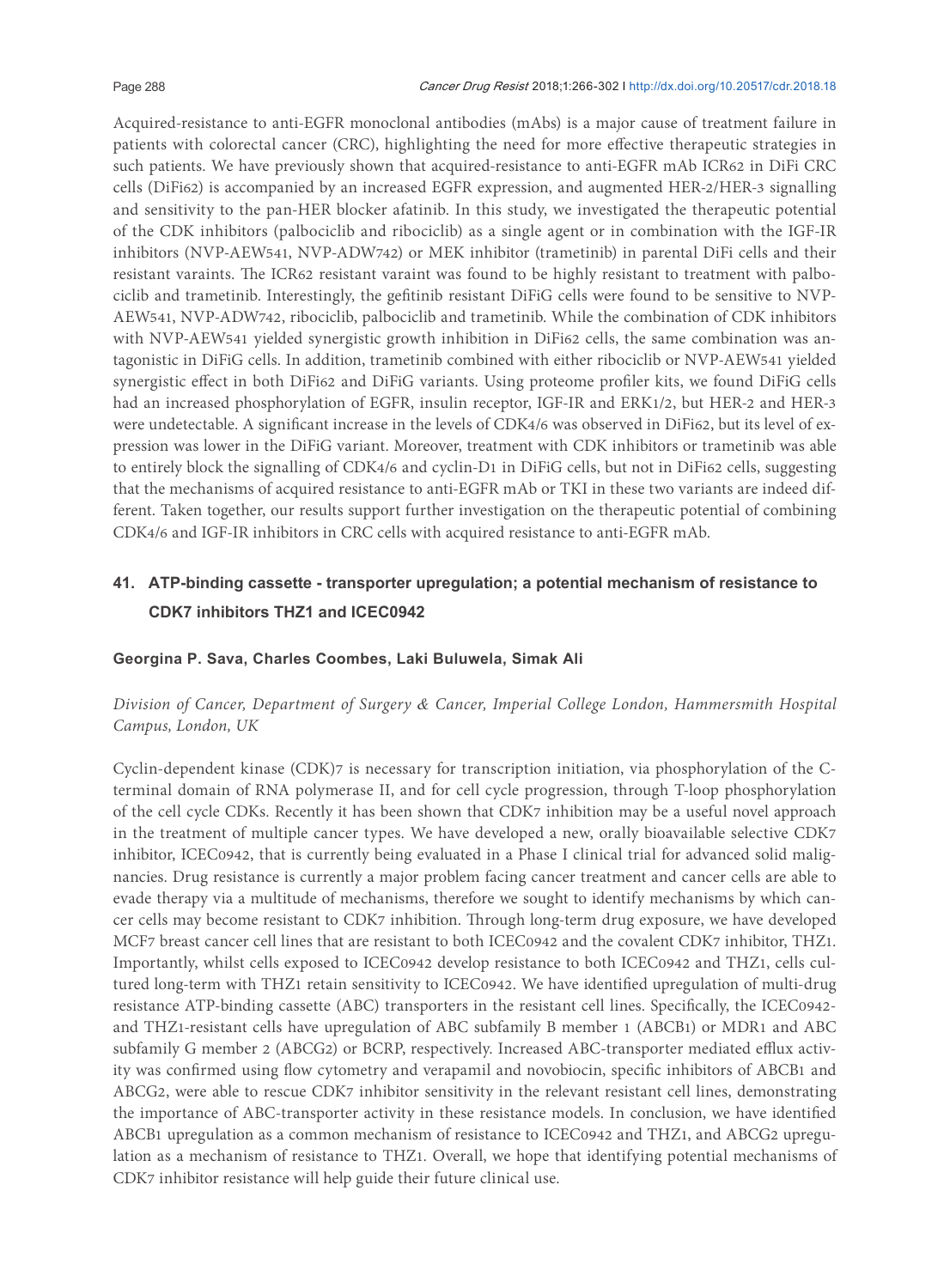Acquired-resistance to anti-EGFR monoclonal antibodies (mAbs) is a major cause of treatment failure in patients with colorectal cancer (CRC), highlighting the need for more effective therapeutic strategies in such patients. We have previously shown that acquired-resistance to anti-EGFR mAb ICR62 in DiFi CRC cells (DiFi62) is accompanied by an increased EGFR expression, and augmented HER-2/HER-3 signalling and sensitivity to the pan-HER blocker afatinib. In this study, we investigated the therapeutic potential of the CDK inhibitors (palbociclib and ribociclib) as a single agent or in combination with the IGF-IR inhibitors (NVP-AEW541, NVP-ADW742) or MEK inhibitor (trametinib) in parental DiFi cells and their resistant varaints. The ICR62 resistant varaint was found to be highly resistant to treatment with palbociclib and trametinib. Interestingly, the gefitinib resistant DiFiG cells were found to be sensitive to NVP-AEW541, NVP-ADW742, ribociclib, palbociclib and trametinib. While the combination of CDK inhibitors with NVP-AEW541 yielded synergistic growth inhibition in DiFi62 cells, the same combination was antagonistic in DiFiG cells. In addition, trametinib combined with either ribociclib or NVP-AEW541 yielded synergistic effect in both DiFi62 and DiFiG variants. Using proteome profiler kits, we found DiFiG cells had an increased phosphorylation of EGFR, insulin receptor, IGF-IR and ERK1/2, but HER-2 and HER-3 were undetectable. A significant increase in the levels of CDK4/6 was observed in DiFi62, but its level of expression was lower in the DiFiG variant. Moreover, treatment with CDK inhibitors or trametinib was able to entirely block the signalling of CDK4/6 and cyclin-D1 in DiFiG cells, but not in DiFi62 cells, suggesting that the mechanisms of acquired resistance to anti-EGFR mAb or TKI in these two variants are indeed different. Taken together, our results support further investigation on the therapeutic potential of combining CDK4/6 and IGF-IR inhibitors in CRC cells with acquired resistance to anti-EGFR mAb.

## 41. ATP-binding cassette - transporter upregulation; a potential mechanism of resistance to CDK7 inhibitors THZ1 and ICEC0942

**Georgina P. Sava, Charles Coombes, Laki Buluwela, Simak Ali**

*Division of Cancer, Department of Surgery & Cancer, Imperial College London, Hammersmith Hospital Campus, London, UK*

Cyclin-dependent kinase (CDK)7 is necessary for transcription initiation, via phosphorylation of the C-terminal domain of RNA polymerase II, and for cell cycle progression, through T-loop phosphorylation of the cell cycle CDKs. Recently it has been shown that CDK7 inhibition may be a useful novel approach in the treatment of multiple cancer types. We have developed a new, orally bioavailable selective CDK7 inhibitor, ICEC0942, that is currently being evaluated in a Phase I clinical trial for advanced solid malignancies. Drug resistance is currently a major problem facing cancer treatment and cancer cells are able to evade therapy via a multitude of mechanisms, therefore we sought to identify mechanisms by which cancer cells may become resistant to CDK7 inhibition. Through long-term drug exposure, we have developed MCF7 breast cancer cell lines that are resistant to both ICEC0942 and the covalent CDK7 inhibitor, THZ1. Importantly, whilst cells exposed to ICEC0942 develop resistance to both ICEC0942 and THZ1, cells cultured long-term with THZ1 retain sensitivity to ICEC0942. We have identified upregulation of multi-drug resistance ATP-binding cassette (ABC) transporters in the resistant cell lines. Specifically, the ICEC0942- and THZ1-resistant cells have upregulation of ABC subfamily B member 1 (ABCB1) or MDR1 and ABC subfamily G member 2 (ABCG2) or BCRP, respectively. Increased ABC-transporter mediated efflux activity was confirmed using flow cytometry and verapamil and novobiocin, specific inhibitors of ABCB1 and ABCG2, were able to rescue CDK7 inhibitor sensitivity in the relevant resistant cell lines, demonstrating the importance of ABC-transporter activity in these resistance models. In conclusion, we have identified ABCB1 upregulation as a common mechanism of resistance to ICEC0942 and THZ1, and ABCG2 upregulation as a mechanism of resistance to THZ1. Overall, we hope that identifying potential mechanisms of CDK7 inhibitor resistance will help guide their future clinical use.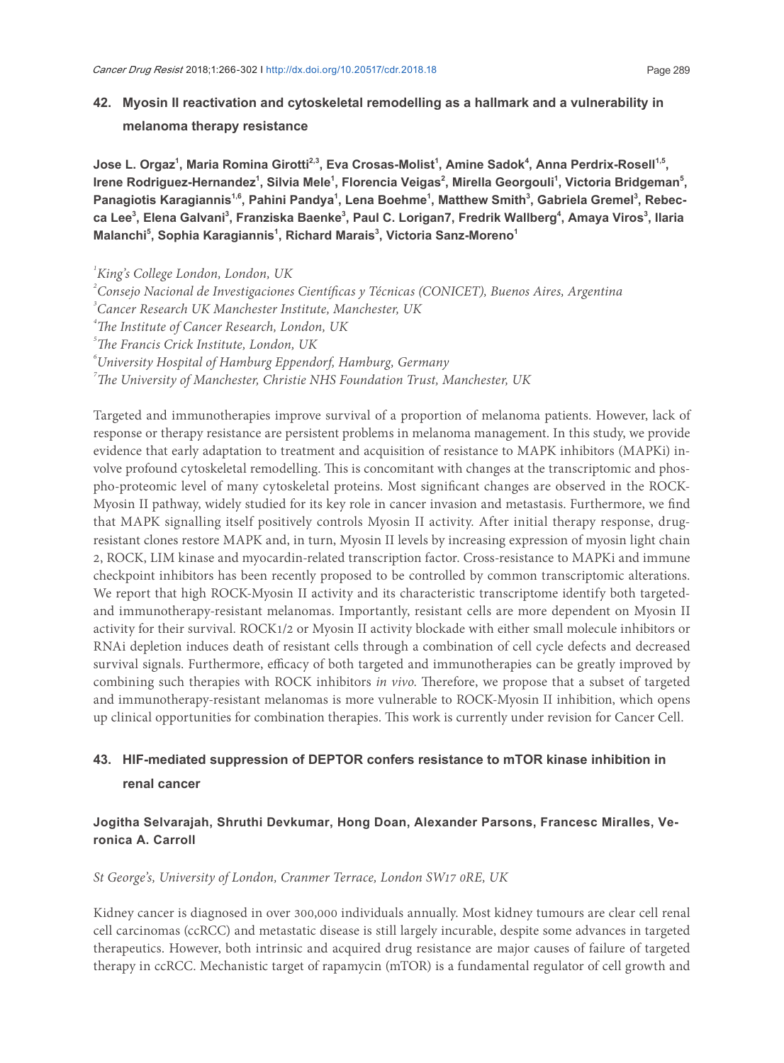## 42. Myosin II reactivation and cytoskeletal remodelling as a hallmark and a vulnerability in melanoma therapy resistance

**Jose L. Orgaz[1], Maria Romina Girotti[2,3], Eva Crosas-Molist[1], Amine Sadok[4], Anna Perdrix-Rosell[1,5], Irene Rodriguez-Hernandez[1], Silvia Mele[1], Florencia Veigas[2], Mirella Georgouli[1], Victoria Bridgeman[5], Panagiotis Karagiannis[1,6], Pahini Pandya[1], Lena Boehme[1], Matthew Smith[3], Gabriela Gremel[3], Rebecca Lee[3], Elena Galvani[3], Franziska Baenke[3], Paul C. Lorigan7, Fredrik Wallberg[4], Amaya Viros[3], Ilaria Malanchi[5], Sophia Karagiannis[1], Richard Marais[3], Victoria Sanz-Moreno[1]**

*[1]King's College London, London, UK*

*[2]Consejo Nacional de Investigaciones Científicas y Técnicas (CONICET), Buenos Aires, Argentina*

*[3]Cancer Research UK Manchester Institute, Manchester, UK*

*[4]The Institute of Cancer Research, London, UK*

*[5]The Francis Crick Institute, London, UK*

*[6]University Hospital of Hamburg Eppendorf, Hamburg, Germany*

*[7]The University of Manchester, Christie NHS Foundation Trust, Manchester, UK*

Targeted and immunotherapies improve survival of a proportion of melanoma patients. However, lack of response or therapy resistance are persistent problems in melanoma management. In this study, we provide evidence that early adaptation to treatment and acquisition of resistance to MAPK inhibitors (MAPKi) involve profound cytoskeletal remodelling. This is concomitant with changes at the transcriptomic and phospho-proteomic level of many cytoskeletal proteins. Most significant changes are observed in the ROCK-Myosin II pathway, widely studied for its key role in cancer invasion and metastasis. Furthermore, we find that MAPK signalling itself positively controls Myosin II activity. After initial therapy response, drug-resistant clones restore MAPK and, in turn, Myosin II levels by increasing expression of myosin light chain 2, ROCK, LIM kinase and myocardin-related transcription factor. Cross-resistance to MAPKi and immune checkpoint inhibitors has been recently proposed to be controlled by common transcriptomic alterations. We report that high ROCK-Myosin II activity and its characteristic transcriptome identify both targeted- and immunotherapy-resistant melanomas. Importantly, resistant cells are more dependent on Myosin II activity for their survival. ROCK1/2 or Myosin II activity blockade with either small molecule inhibitors or RNAi depletion induces death of resistant cells through a combination of cell cycle defects and decreased survival signals. Furthermore, efficacy of both targeted and immunotherapies can be greatly improved by combining such therapies with ROCK inhibitors *in vivo*. Therefore, we propose that a subset of targeted and immunotherapy-resistant melanomas is more vulnerable to ROCK-Myosin II inhibition, which opens up clinical opportunities for combination therapies. This work is currently under revision for Cancer Cell.

## 43. HIF-mediated suppression of DEPTOR confers resistance to mTOR kinase inhibition in renal cancer

**Jogitha Selvarajah, Shruthi Devkumar, Hong Doan, Alexander Parsons, Francesc Miralles, Veronica A. Carroll**

*St George's, University of London, Cranmer Terrace, London SW17 0RE, UK*

Kidney cancer is diagnosed in over 300,000 individuals annually. Most kidney tumours are clear cell renal cell carcinomas (ccRCC) and metastatic disease is still largely incurable, despite some advances in targeted therapeutics. However, both intrinsic and acquired drug resistance are major causes of failure of targeted therapy in ccRCC. Mechanistic target of rapamycin (mTOR) is a fundamental regulator of cell growth and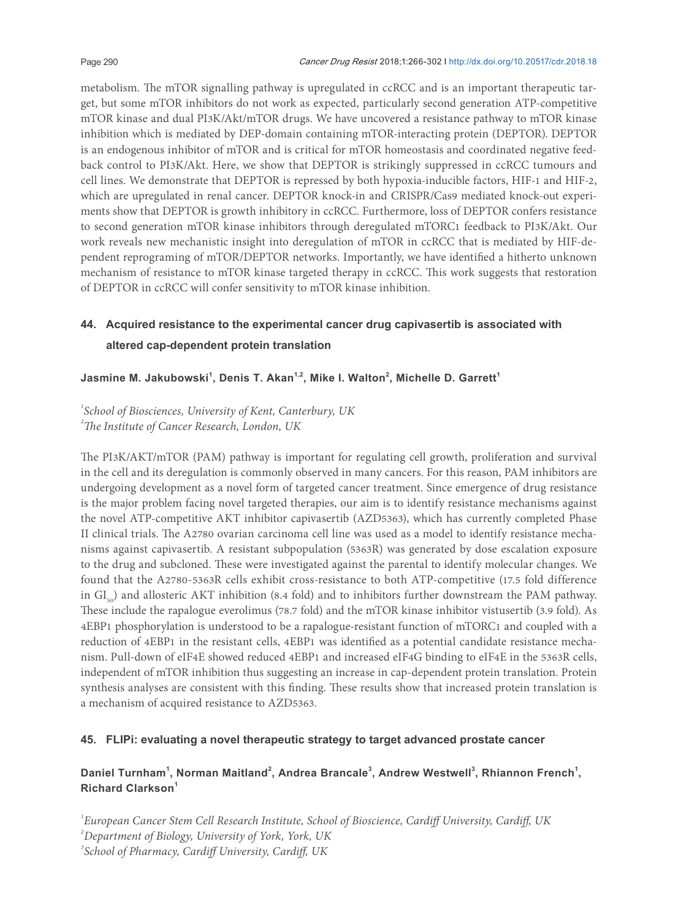metabolism. The mTOR signalling pathway is upregulated in ccRCC and is an important therapeutic target, but some mTOR inhibitors do not work as expected, particularly second generation ATP-competitive mTOR kinase and dual PI3K/Akt/mTOR drugs. We have uncovered a resistance pathway to mTOR kinase inhibition which is mediated by DEP-domain containing mTOR-interacting protein (DEPTOR). DEPTOR is an endogenous inhibitor of mTOR and is critical for mTOR homeostasis and coordinated negative feedback control to PI3K/Akt. Here, we show that DEPTOR is strikingly suppressed in ccRCC tumours and cell lines. We demonstrate that DEPTOR is repressed by both hypoxia-inducible factors, HIF-1 and HIF-2, which are upregulated in renal cancer. DEPTOR knock-in and CRISPR/Cas9 mediated knock-out experiments show that DEPTOR is growth inhibitory in ccRCC. Furthermore, loss of DEPTOR confers resistance to second generation mTOR kinase inhibitors through deregulated mTORC1 feedback to PI3K/Akt. Our work reveals new mechanistic insight into deregulation of mTOR in ccRCC that is mediated by HIF-dependent reprograming of mTOR/DEPTOR networks. Importantly, we have identified a hitherto unknown mechanism of resistance to mTOR kinase targeted therapy in ccRCC. This work suggests that restoration of DEPTOR in ccRCC will confer sensitivity to mTOR kinase inhibition.

## 44. Acquired resistance to the experimental cancer drug capivasertib is associated with altered cap-dependent protein translation

**Jasmine M. Jakubowski[1], Denis T. Akan[1,2], Mike I. Walton[2], Michelle D. Garrett[1]**

[1]*School of Biosciences, University of Kent, Canterbury, UK*
[2]*The Institute of Cancer Research, London, UK*

The PI3K/AKT/mTOR (PAM) pathway is important for regulating cell growth, proliferation and survival in the cell and its deregulation is commonly observed in many cancers. For this reason, PAM inhibitors are undergoing development as a novel form of targeted cancer treatment. Since emergence of drug resistance is the major problem facing novel targeted therapies, our aim is to identify resistance mechanisms against the novel ATP-competitive AKT inhibitor capivasertib (AZD5363), which has currently completed Phase II clinical trials. The A2780 ovarian carcinoma cell line was used as a model to identify resistance mechanisms against capivasertib. A resistant subpopulation (5363R) was generated by dose escalation exposure to the drug and subcloned. These were investigated against the parental to identify molecular changes. We found that the A2780-5363R cells exhibit cross-resistance to both ATP-competitive (17.5 fold difference in $GI_{50}$) and allosteric AKT inhibition (8.4 fold) and to inhibitors further downstream the PAM pathway. These include the rapalogue everolimus (78.7 fold) and the mTOR kinase inhibitor vistusertib (3.9 fold). As 4EBP1 phosphorylation is understood to be a rapalogue-resistant function of mTORC1 and coupled with a reduction of 4EBP1 in the resistant cells, 4EBP1 was identified as a potential candidate resistance mechanism. Pull-down of eIF4E showed reduced 4EBP1 and increased eIF4G binding to eIF4E in the 5363R cells, independent of mTOR inhibition thus suggesting an increase in cap-dependent protein translation. Protein synthesis analyses are consistent with this finding. These results show that increased protein translation is a mechanism of acquired resistance to AZD5363.

## 45. FLIPi: evaluating a novel therapeutic strategy to target advanced prostate cancer

**Daniel Turnham[1], Norman Maitland[2], Andrea Brancale[3], Andrew Westwell[3], Rhiannon French[1], Richard Clarkson[1]**

[1]*European Cancer Stem Cell Research Institute, School of Bioscience, Cardiff University, Cardiff, UK*
[2]*Department of Biology, University of York, York, UK*
[3]*School of Pharmacy, Cardiff University, Cardiff, UK*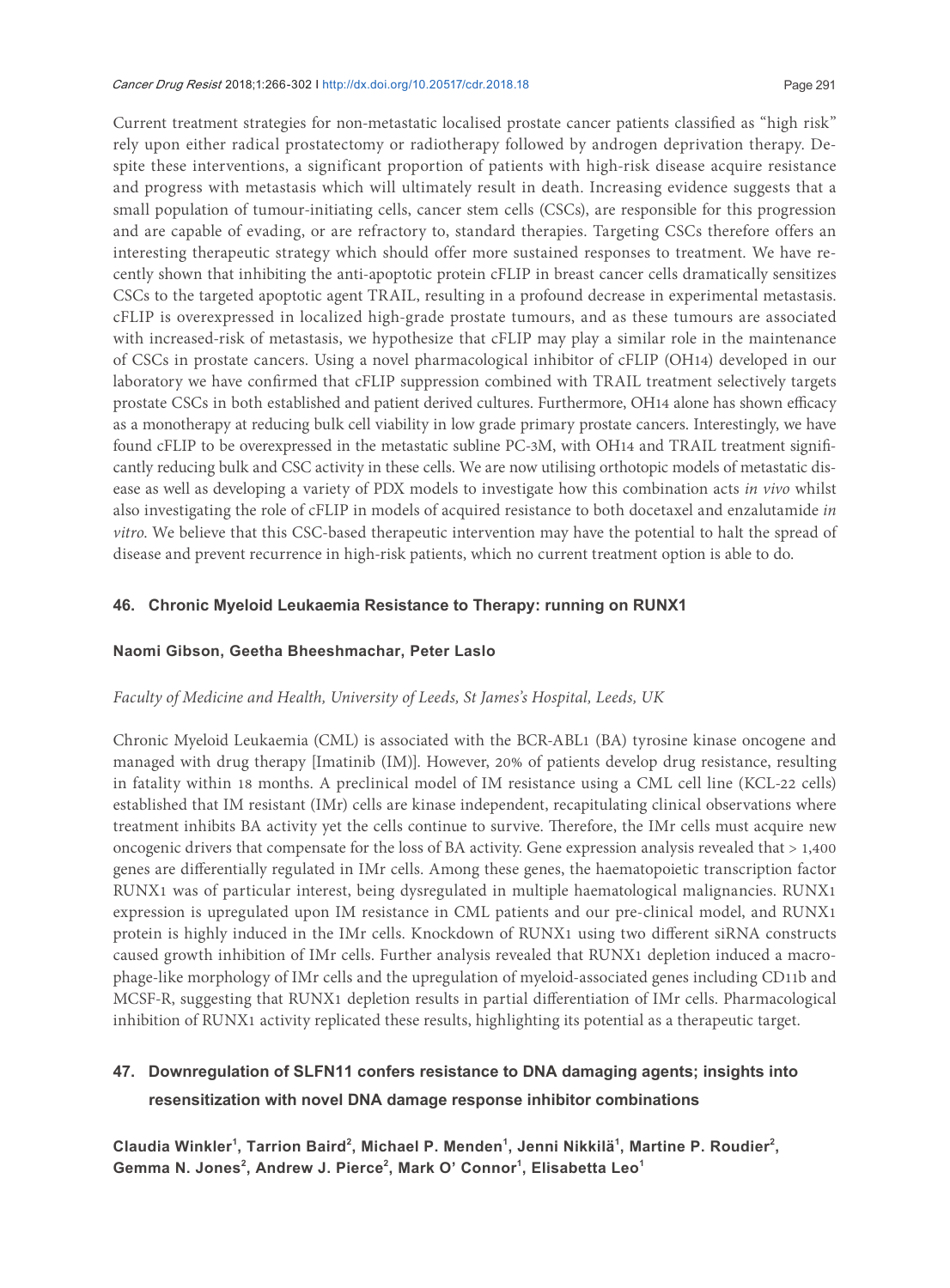Current treatment strategies for non-metastatic localised prostate cancer patients classified as "high risk" rely upon either radical prostatectomy or radiotherapy followed by androgen deprivation therapy. Despite these interventions, a significant proportion of patients with high-risk disease acquire resistance and progress with metastasis which will ultimately result in death. Increasing evidence suggests that a small population of tumour-initiating cells, cancer stem cells (CSCs), are responsible for this progression and are capable of evading, or are refractory to, standard therapies. Targeting CSCs therefore offers an interesting therapeutic strategy which should offer more sustained responses to treatment. We have recently shown that inhibiting the anti-apoptotic protein cFLIP in breast cancer cells dramatically sensitizes CSCs to the targeted apoptotic agent TRAIL, resulting in a profound decrease in experimental metastasis. cFLIP is overexpressed in localized high-grade prostate tumours, and as these tumours are associated with increased-risk of metastasis, we hypothesize that cFLIP may play a similar role in the maintenance of CSCs in prostate cancers. Using a novel pharmacological inhibitor of cFLIP (OH14) developed in our laboratory we have confirmed that cFLIP suppression combined with TRAIL treatment selectively targets prostate CSCs in both established and patient derived cultures. Furthermore, OH14 alone has shown efficacy as a monotherapy at reducing bulk cell viability in low grade primary prostate cancers. Interestingly, we have found cFLIP to be overexpressed in the metastatic subline PC-3M, with OH14 and TRAIL treatment significantly reducing bulk and CSC activity in these cells. We are now utilising orthotopic models of metastatic disease as well as developing a variety of PDX models to investigate how this combination acts *in vivo* whilst also investigating the role of cFLIP in models of acquired resistance to both docetaxel and enzalutamide *in vitro*. We believe that this CSC-based therapeutic intervention may have the potential to halt the spread of disease and prevent recurrence in high-risk patients, which no current treatment option is able to do.

## 46. Chronic Myeloid Leukaemia Resistance to Therapy: running on RUNX1

**Naomi Gibson, Geetha Bheeshmachar, Peter Laslo**

*Faculty of Medicine and Health, University of Leeds, St James's Hospital, Leeds, UK*

Chronic Myeloid Leukaemia (CML) is associated with the BCR-ABL1 (BA) tyrosine kinase oncogene and managed with drug therapy [Imatinib (IM)]. However, 20% of patients develop drug resistance, resulting in fatality within 18 months. A preclinical model of IM resistance using a CML cell line (KCL-22 cells) established that IM resistant (IMr) cells are kinase independent, recapitulating clinical observations where treatment inhibits BA activity yet the cells continue to survive. Therefore, the IMr cells must acquire new oncogenic drivers that compensate for the loss of BA activity. Gene expression analysis revealed that > 1,400 genes are differentially regulated in IMr cells. Among these genes, the haematopoietic transcription factor RUNX1 was of particular interest, being dysregulated in multiple haematological malignancies. RUNX1 expression is upregulated upon IM resistance in CML patients and our pre-clinical model, and RUNX1 protein is highly induced in the IMr cells. Knockdown of RUNX1 using two different siRNA constructs caused growth inhibition of IMr cells. Further analysis revealed that RUNX1 depletion induced a macrophage-like morphology of IMr cells and the upregulation of myeloid-associated genes including CD11b and MCSF-R, suggesting that RUNX1 depletion results in partial differentiation of IMr cells. Pharmacological inhibition of RUNX1 activity replicated these results, highlighting its potential as a therapeutic target.

## 47. Downregulation of SLFN11 confers resistance to DNA damaging agents; insights into resensitization with novel DNA damage response inhibitor combinations

**Claudia Winkler[1], Tarrion Baird[2], Michael P. Menden[1], Jenni Nikkilä[1], Martine P. Roudier[2], Gemma N. Jones[2], Andrew J. Pierce[2], Mark O' Connor[1], Elisabetta Leo[1]**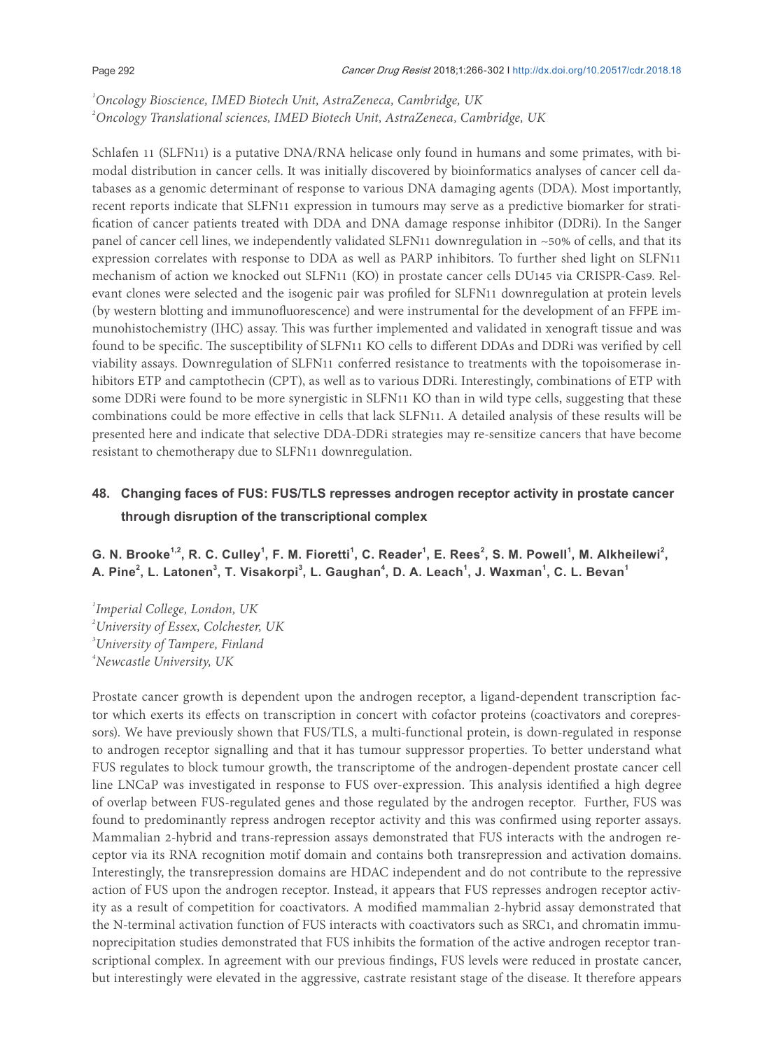[1]*Oncology Bioscience, IMED Biotech Unit, AstraZeneca, Cambridge, UK*
[2]*Oncology Translational sciences, IMED Biotech Unit, AstraZeneca, Cambridge, UK*

Schlafen 11 (SLFN11) is a putative DNA/RNA helicase only found in humans and some primates, with bimodal distribution in cancer cells. It was initially discovered by bioinformatics analyses of cancer cell databases as a genomic determinant of response to various DNA damaging agents (DDA). Most importantly, recent reports indicate that SLFN11 expression in tumours may serve as a predictive biomarker for stratification of cancer patients treated with DDA and DNA damage response inhibitor (DDRi). In the Sanger panel of cancer cell lines, we independently validated SLFN11 downregulation in ~50% of cells, and that its expression correlates with response to DDA as well as PARP inhibitors. To further shed light on SLFN11 mechanism of action we knocked out SLFN11 (KO) in prostate cancer cells DU145 via CRISPR-Cas9. Relevant clones were selected and the isogenic pair was profiled for SLFN11 downregulation at protein levels (by western blotting and immunofluorescence) and were instrumental for the development of an FFPE immunohistochemistry (IHC) assay. This was further implemented and validated in xenograft tissue and was found to be specific. The susceptibility of SLFN11 KO cells to different DDAs and DDRi was verified by cell viability assays. Downregulation of SLFN11 conferred resistance to treatments with the topoisomerase inhibitors ETP and camptothecin (CPT), as well as to various DDRi. Interestingly, combinations of ETP with some DDRi were found to be more synergistic in SLFN11 KO than in wild type cells, suggesting that these combinations could be more effective in cells that lack SLFN11. A detailed analysis of these results will be presented here and indicate that selective DDA-DDRi strategies may re-sensitize cancers that have become resistant to chemotherapy due to SLFN11 downregulation.

## 48. Changing faces of FUS: FUS/TLS represses androgen receptor activity in prostate cancer through disruption of the transcriptional complex

**G. N. Brooke[1,2], R. C. Culley[1], F. M. Fioretti[1], C. Reader[1], E. Rees[2], S. M. Powell[1], M. Alkheilewi[2], A. Pine[2], L. Latonen[3], T. Visakorpi[3], L. Gaughan[4], D. A. Leach[1], J. Waxman[1], C. L. Bevan[1]**

[1]*Imperial College, London, UK*
[2]*University of Essex, Colchester, UK*
[3]*University of Tampere, Finland*
[4]*Newcastle University, UK*

Prostate cancer growth is dependent upon the androgen receptor, a ligand-dependent transcription factor which exerts its effects on transcription in concert with cofactor proteins (coactivators and corepressors). We have previously shown that FUS/TLS, a multi-functional protein, is down-regulated in response to androgen receptor signalling and that it has tumour suppressor properties. To better understand what FUS regulates to block tumour growth, the transcriptome of the androgen-dependent prostate cancer cell line LNCaP was investigated in response to FUS over-expression. This analysis identified a high degree of overlap between FUS-regulated genes and those regulated by the androgen receptor. Further, FUS was found to predominantly repress androgen receptor activity and this was confirmed using reporter assays. Mammalian 2-hybrid and trans-repression assays demonstrated that FUS interacts with the androgen receptor via its RNA recognition motif domain and contains both transrepression and activation domains. Interestingly, the transrepression domains are HDAC independent and do not contribute to the repressive action of FUS upon the androgen receptor. Instead, it appears that FUS represses androgen receptor activity as a result of competition for coactivators. A modified mammalian 2-hybrid assay demonstrated that the N-terminal activation function of FUS interacts with coactivators such as SRC1, and chromatin immunoprecipitation studies demonstrated that FUS inhibits the formation of the active androgen receptor transcriptional complex. In agreement with our previous findings, FUS levels were reduced in prostate cancer, but interestingly were elevated in the aggressive, castrate resistant stage of the disease. It therefore appears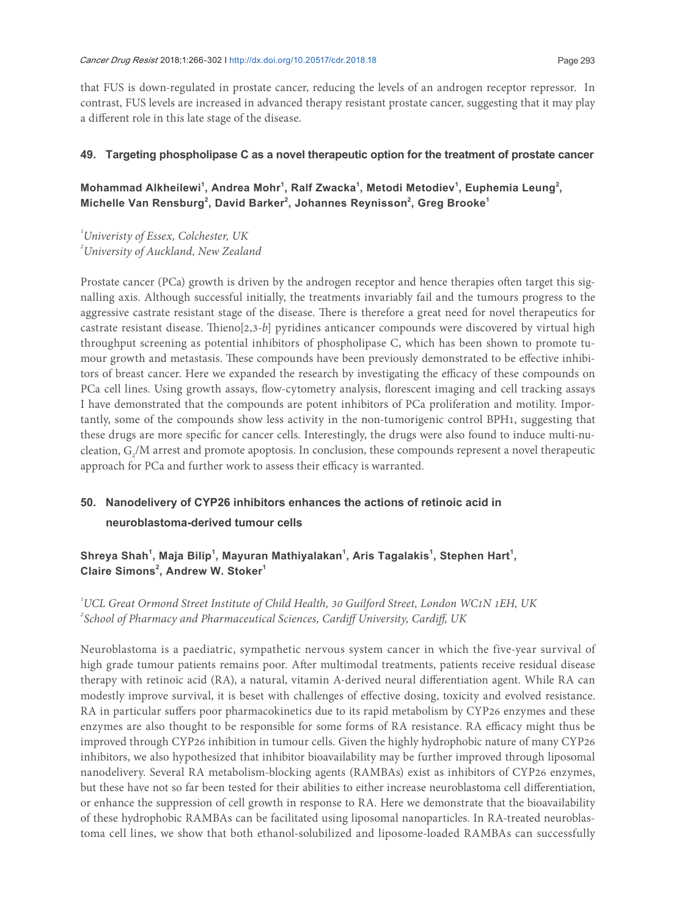that FUS is down-regulated in prostate cancer, reducing the levels of an androgen receptor repressor. In contrast, FUS levels are increased in advanced therapy resistant prostate cancer, suggesting that it may play a different role in this late stage of the disease.

## 49. Targeting phospholipase C as a novel therapeutic option for the treatment of prostate cancer

**Mohammad Alkheilewi[1], Andrea Mohr[1], Ralf Zwacka[1], Metodi Metodiev[1], Euphemia Leung[2], Michelle Van Rensburg[2], David Barker[2], Johannes Reynisson[2], Greg Brooke[1]**

[1]*Univeristy of Essex, Colchester, UK*
[2]*University of Auckland, New Zealand*

Prostate cancer (PCa) growth is driven by the androgen receptor and hence therapies often target this signalling axis. Although successful initially, the treatments invariably fail and the tumours progress to the aggressive castrate resistant stage of the disease. There is therefore a great need for novel therapeutics for castrate resistant disease. Thieno[2,3-*b*] pyridines anticancer compounds were discovered by virtual high throughput screening as potential inhibitors of phospholipase C, which has been shown to promote tumour growth and metastasis. These compounds have been previously demonstrated to be effective inhibitors of breast cancer. Here we expanded the research by investigating the efficacy of these compounds on PCa cell lines. Using growth assays, flow-cytometry analysis, florescent imaging and cell tracking assays I have demonstrated that the compounds are potent inhibitors of PCa proliferation and motility. Importantly, some of the compounds show less activity in the non-tumorigenic control BPH1, suggesting that these drugs are more specific for cancer cells. Interestingly, the drugs were also found to induce multi-nucleation, $G_2$/M arrest and promote apoptosis. In conclusion, these compounds represent a novel therapeutic approach for PCa and further work to assess their efficacy is warranted.

## 50. Nanodelivery of CYP26 inhibitors enhances the actions of retinoic acid in neuroblastoma-derived tumour cells

**Shreya Shah[1], Maja Bilip[1], Mayuran Mathiyalakan[1], Aris Tagalakis[1], Stephen Hart[1], Claire Simons[2], Andrew W. Stoker[1]**

[1]*UCL Great Ormond Street Institute of Child Health, 30 Guilford Street, London WC1N 1EH, UK*
[2]*School of Pharmacy and Pharmaceutical Sciences, Cardiff University, Cardiff, UK*

Neuroblastoma is a paediatric, sympathetic nervous system cancer in which the five-year survival of high grade tumour patients remains poor. After multimodal treatments, patients receive residual disease therapy with retinoic acid (RA), a natural, vitamin A-derived neural differentiation agent. While RA can modestly improve survival, it is beset with challenges of effective dosing, toxicity and evolved resistance. RA in particular suffers poor pharmacokinetics due to its rapid metabolism by CYP26 enzymes and these enzymes are also thought to be responsible for some forms of RA resistance. RA efficacy might thus be improved through CYP26 inhibition in tumour cells. Given the highly hydrophobic nature of many CYP26 inhibitors, we also hypothesized that inhibitor bioavailability may be further improved through liposomal nanodelivery. Several RA metabolism-blocking agents (RAMBAs) exist as inhibitors of CYP26 enzymes, but these have not so far been tested for their abilities to either increase neuroblastoma cell differentiation, or enhance the suppression of cell growth in response to RA. Here we demonstrate that the bioavailability of these hydrophobic RAMBAs can be facilitated using liposomal nanoparticles. In RA-treated neuroblastoma cell lines, we show that both ethanol-solubilized and liposome-loaded RAMBAs can successfully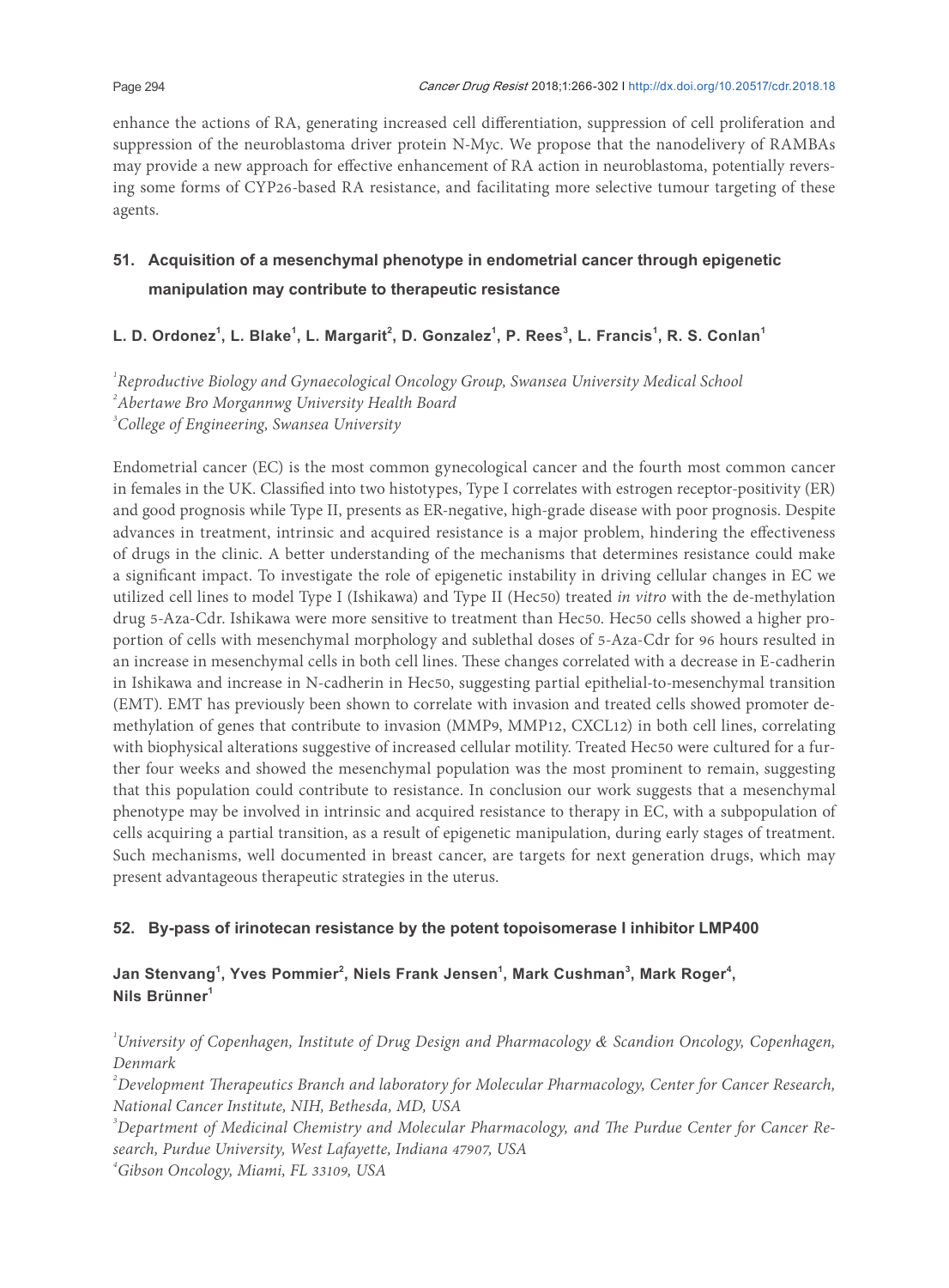enhance the actions of RA, generating increased cell differentiation, suppression of cell proliferation and suppression of the neuroblastoma driver protein N-Myc. We propose that the nanodelivery of RAMBAs may provide a new approach for effective enhancement of RA action in neuroblastoma, potentially reversing some forms of CYP26-based RA resistance, and facilitating more selective tumour targeting of these agents.

## 51. Acquisition of a mesenchymal phenotype in endometrial cancer through epigenetic manipulation may contribute to therapeutic resistance

**L. D. Ordonez[1], L. Blake[1], L. Margarit[2], D. Gonzalez[1], P. Rees[3], L. Francis[1], R. S. Conlan[1]**

[1]*Reproductive Biology and Gynaecological Oncology Group, Swansea University Medical School*
[2]*Abertawe Bro Morgannwg University Health Board*
[3]*College of Engineering, Swansea University*

Endometrial cancer (EC) is the most common gynecological cancer and the fourth most common cancer in females in the UK. Classified into two histotypes, Type I correlates with estrogen receptor-positivity (ER) and good prognosis while Type II, presents as ER-negative, high-grade disease with poor prognosis. Despite advances in treatment, intrinsic and acquired resistance is a major problem, hindering the effectiveness of drugs in the clinic. A better understanding of the mechanisms that determines resistance could make a significant impact. To investigate the role of epigenetic instability in driving cellular changes in EC we utilized cell lines to model Type I (Ishikawa) and Type II (Hec50) treated *in vitro* with the de-methylation drug 5-Aza-Cdr. Ishikawa were more sensitive to treatment than Hec50. Hec50 cells showed a higher proportion of cells with mesenchymal morphology and sublethal doses of 5-Aza-Cdr for 96 hours resulted in an increase in mesenchymal cells in both cell lines. These changes correlated with a decrease in E-cadherin in Ishikawa and increase in N-cadherin in Hec50, suggesting partial epithelial-to-mesenchymal transition (EMT). EMT has previously been shown to correlate with invasion and treated cells showed promoter de-methylation of genes that contribute to invasion (MMP9, MMP12, CXCL12) in both cell lines, correlating with biophysical alterations suggestive of increased cellular motility. Treated Hec50 were cultured for a further four weeks and showed the mesenchymal population was the most prominent to remain, suggesting that this population could contribute to resistance. In conclusion our work suggests that a mesenchymal phenotype may be involved in intrinsic and acquired resistance to therapy in EC, with a subpopulation of cells acquiring a partial transition, as a result of epigenetic manipulation, during early stages of treatment. Such mechanisms, well documented in breast cancer, are targets for next generation drugs, which may present advantageous therapeutic strategies in the uterus.

## 52. By-pass of irinotecan resistance by the potent topoisomerase I inhibitor LMP400

**Jan Stenvang[1], Yves Pommier[2], Niels Frank Jensen[1], Mark Cushman[3], Mark Roger[4], Nils Brünner[1]**

[1]*University of Copenhagen, Institute of Drug Design and Pharmacology & Scandion Oncology, Copenhagen, Denmark*
[2]*Development Therapeutics Branch and laboratory for Molecular Pharmacology, Center for Cancer Research, National Cancer Institute, NIH, Bethesda, MD, USA*
[3]*Department of Medicinal Chemistry and Molecular Pharmacology, and The Purdue Center for Cancer Research, Purdue University, West Lafayette, Indiana 47907, USA*
[4]*Gibson Oncology, Miami, FL 33109, USA*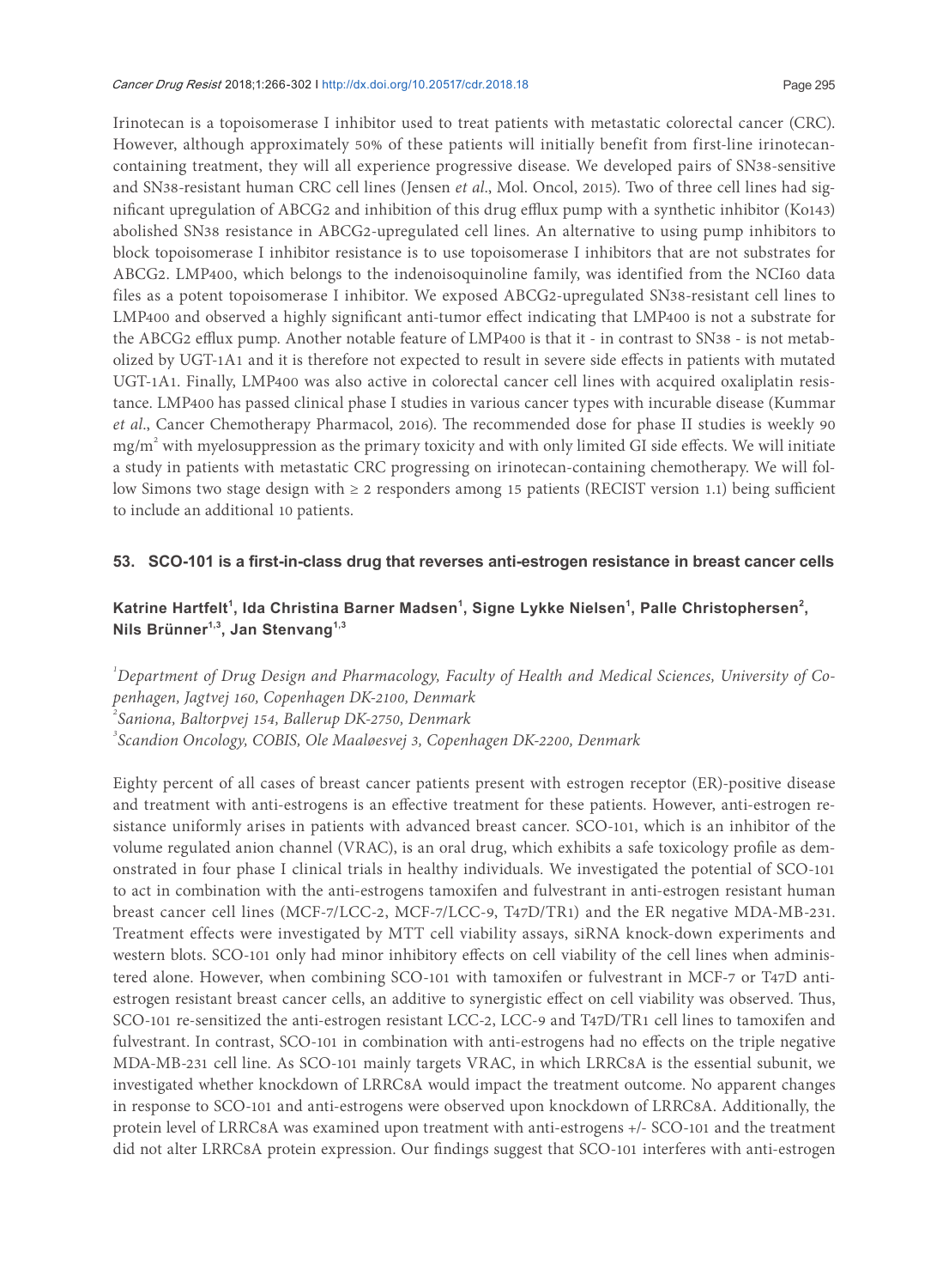Irinotecan is a topoisomerase I inhibitor used to treat patients with metastatic colorectal cancer (CRC). However, although approximately 50% of these patients will initially benefit from first-line irinotecan-containing treatment, they will all experience progressive disease. We developed pairs of SN38-sensitive and SN38-resistant human CRC cell lines (Jensen *et al*., Mol. Oncol, 2015). Two of three cell lines had significant upregulation of ABCG2 and inhibition of this drug efflux pump with a synthetic inhibitor (Ko143) abolished SN38 resistance in ABCG2-upregulated cell lines. An alternative to using pump inhibitors to block topoisomerase I inhibitor resistance is to use topoisomerase I inhibitors that are not substrates for ABCG2. LMP400, which belongs to the indenoisoquinoline family, was identified from the NCI60 data files as a potent topoisomerase I inhibitor. We exposed ABCG2-upregulated SN38-resistant cell lines to LMP400 and observed a highly significant anti-tumor effect indicating that LMP400 is not a substrate for the ABCG2 efflux pump. Another notable feature of LMP400 is that it - in contrast to SN38 - is not metabolized by UGT-1A1 and it is therefore not expected to result in severe side effects in patients with mutated UGT-1A1. Finally, LMP400 was also active in colorectal cancer cell lines with acquired oxaliplatin resistance. LMP400 has passed clinical phase I studies in various cancer types with incurable disease (Kummar *et al*., Cancer Chemotherapy Pharmacol, 2016). The recommended dose for phase II studies is weekly 90 $mg/m^2$ with myelosuppression as the primary toxicity and with only limited GI side effects. We will initiate a study in patients with metastatic CRC progressing on irinotecan-containing chemotherapy. We will follow Simons two stage design with ≥ 2 responders among 15 patients (RECIST version 1.1) being sufficient to include an additional 10 patients.

### 53. SCO-101 is a first-in-class drug that reverses anti-estrogen resistance in breast cancer cells

**Katrine Hartfelt[1], Ida Christina Barner Madsen[1], Signe Lykke Nielsen[1], Palle Christophersen[2], Nils Brünner[1,3], Jan Stenvang[1,3]**

[1]*Department of Drug Design and Pharmacology, Faculty of Health and Medical Sciences, University of Copenhagen, Jagtvej 160, Copenhagen DK-2100, Denmark*
[2]*Saniona, Baltorpvej 154, Ballerup DK-2750, Denmark*
[3]*Scandion Oncology, COBIS, Ole Maaløesvej 3, Copenhagen DK-2200, Denmark*

Eighty percent of all cases of breast cancer patients present with estrogen receptor (ER)-positive disease and treatment with anti-estrogens is an effective treatment for these patients. However, anti-estrogen resistance uniformly arises in patients with advanced breast cancer. SCO-101, which is an inhibitor of the volume regulated anion channel (VRAC), is an oral drug, which exhibits a safe toxicology profile as demonstrated in four phase I clinical trials in healthy individuals. We investigated the potential of SCO-101 to act in combination with the anti-estrogens tamoxifen and fulvestrant in anti-estrogen resistant human breast cancer cell lines (MCF-7/LCC-2, MCF-7/LCC-9, T47D/TR1) and the ER negative MDA-MB-231. Treatment effects were investigated by MTT cell viability assays, siRNA knock-down experiments and western blots. SCO-101 only had minor inhibitory effects on cell viability of the cell lines when administered alone. However, when combining SCO-101 with tamoxifen or fulvestrant in MCF-7 or T47D anti-estrogen resistant breast cancer cells, an additive to synergistic effect on cell viability was observed. Thus, SCO-101 re-sensitized the anti-estrogen resistant LCC-2, LCC-9 and T47D/TR1 cell lines to tamoxifen and fulvestrant. In contrast, SCO-101 in combination with anti-estrogens had no effects on the triple negative MDA-MB-231 cell line. As SCO-101 mainly targets VRAC, in which LRRC8A is the essential subunit, we investigated whether knockdown of LRRC8A would impact the treatment outcome. No apparent changes in response to SCO-101 and anti-estrogens were observed upon knockdown of LRRC8A. Additionally, the protein level of LRRC8A was examined upon treatment with anti-estrogens +/- SCO-101 and the treatment did not alter LRRC8A protein expression. Our findings suggest that SCO-101 interferes with anti-estrogen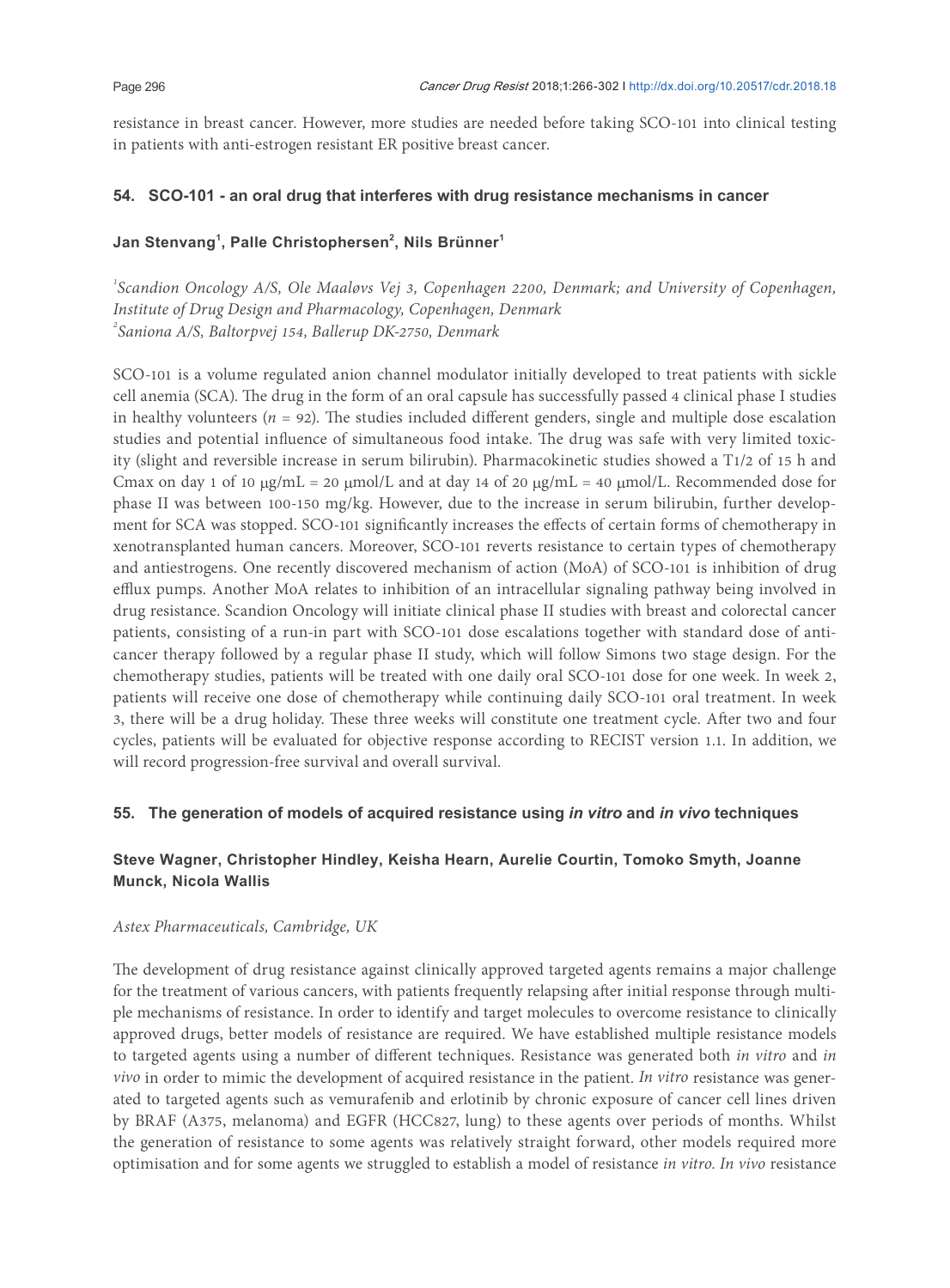resistance in breast cancer. However, more studies are needed before taking SCO-101 into clinical testing in patients with anti-estrogen resistant ER positive breast cancer.

### 54. SCO-101 - an oral drug that interferes with drug resistance mechanisms in cancer

**Jan Stenvang[1], Palle Christophersen[2], Nils Brünner[1]**

*[1]Scandion Oncology A/S, Ole Maaløvs Vej 3, Copenhagen 2200, Denmark; and University of Copenhagen, Institute of Drug Design and Pharmacology, Copenhagen, Denmark*
*[2]Saniona A/S, Baltorpvej 154, Ballerup DK-2750, Denmark*

SCO-101 is a volume regulated anion channel modulator initially developed to treat patients with sickle cell anemia (SCA). The drug in the form of an oral capsule has successfully passed 4 clinical phase I studies in healthy volunteers ($n$ = 92). The studies included different genders, single and multiple dose escalation studies and potential influence of simultaneous food intake. The drug was safe with very limited toxicity (slight and reversible increase in serum bilirubin). Pharmacokinetic studies showed a T1/2 of 15 h and Cmax on day 1 of 10 μg/mL = 20 μmol/L and at day 14 of 20 μg/mL = 40 μmol/L. Recommended dose for phase II was between 100-150 mg/kg. However, due to the increase in serum bilirubin, further development for SCA was stopped. SCO-101 significantly increases the effects of certain forms of chemotherapy in xenotransplanted human cancers. Moreover, SCO-101 reverts resistance to certain types of chemotherapy and antiestrogens. One recently discovered mechanism of action (MoA) of SCO-101 is inhibition of drug efflux pumps. Another MoA relates to inhibition of an intracellular signaling pathway being involved in drug resistance. Scandion Oncology will initiate clinical phase II studies with breast and colorectal cancer patients, consisting of a run-in part with SCO-101 dose escalations together with standard dose of anticancer therapy followed by a regular phase II study, which will follow Simons two stage design. For the chemotherapy studies, patients will be treated with one daily oral SCO-101 dose for one week. In week 2, patients will receive one dose of chemotherapy while continuing daily SCO-101 oral treatment. In week 3, there will be a drug holiday. These three weeks will constitute one treatment cycle. After two and four cycles, patients will be evaluated for objective response according to RECIST version 1.1. In addition, we will record progression-free survival and overall survival.

### 55. The generation of models of acquired resistance using *in vitro* and *in vivo* techniques

**Steve Wagner, Christopher Hindley, Keisha Hearn, Aurelie Courtin, Tomoko Smyth, Joanne Munck, Nicola Wallis**

*Astex Pharmaceuticals, Cambridge, UK*

The development of drug resistance against clinically approved targeted agents remains a major challenge for the treatment of various cancers, with patients frequently relapsing after initial response through multiple mechanisms of resistance. In order to identify and target molecules to overcome resistance to clinically approved drugs, better models of resistance are required. We have established multiple resistance models to targeted agents using a number of different techniques. Resistance was generated both *in vitro* and *in vivo* in order to mimic the development of acquired resistance in the patient. *In vitro* resistance was generated to targeted agents such as vemurafenib and erlotinib by chronic exposure of cancer cell lines driven by BRAF (A375, melanoma) and EGFR (HCC827, lung) to these agents over periods of months. Whilst the generation of resistance to some agents was relatively straight forward, other models required more optimisation and for some agents we struggled to establish a model of resistance *in vitro*. *In vivo* resistance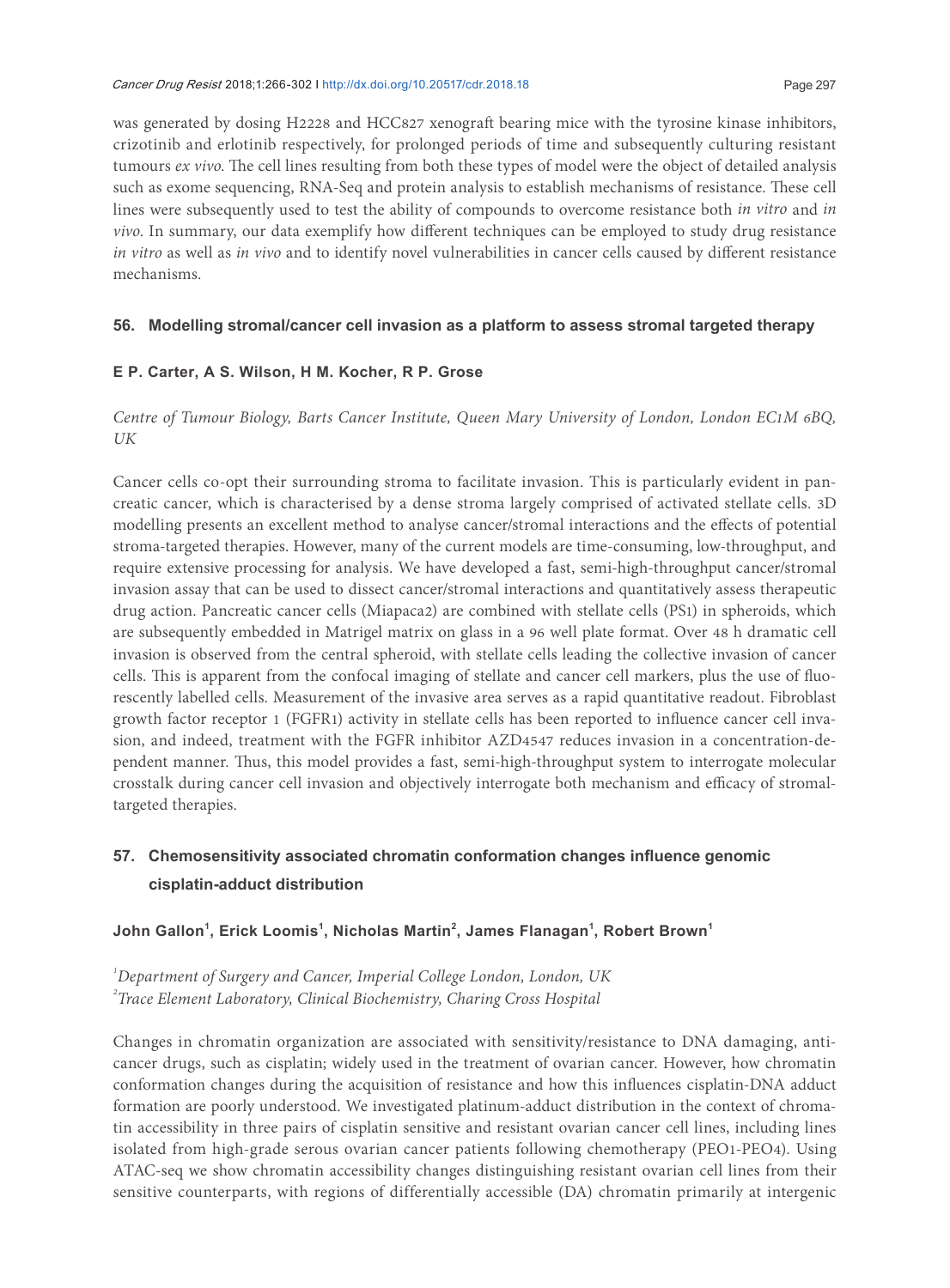was generated by dosing H2228 and HCC827 xenograft bearing mice with the tyrosine kinase inhibitors, crizotinib and erlotinib respectively, for prolonged periods of time and subsequently culturing resistant tumours *ex vivo*. The cell lines resulting from both these types of model were the object of detailed analysis such as exome sequencing, RNA-Seq and protein analysis to establish mechanisms of resistance. These cell lines were subsequently used to test the ability of compounds to overcome resistance both *in vitro* and *in vivo*. In summary, our data exemplify how different techniques can be employed to study drug resistance *in vitro* as well as *in vivo* and to identify novel vulnerabilities in cancer cells caused by different resistance mechanisms.

## 56. Modelling stromal/cancer cell invasion as a platform to assess stromal targeted therapy

**E P. Carter, A S. Wilson, H M. Kocher, R P. Grose**

*Centre of Tumour Biology, Barts Cancer Institute, Queen Mary University of London, London EC1M 6BQ, UK*

Cancer cells co-opt their surrounding stroma to facilitate invasion. This is particularly evident in pancreatic cancer, which is characterised by a dense stroma largely comprised of activated stellate cells. 3D modelling presents an excellent method to analyse cancer/stromal interactions and the effects of potential stroma-targeted therapies. However, many of the current models are time-consuming, low-throughput, and require extensive processing for analysis. We have developed a fast, semi-high-throughput cancer/stromal invasion assay that can be used to dissect cancer/stromal interactions and quantitatively assess therapeutic drug action. Pancreatic cancer cells (Miapaca2) are combined with stellate cells (PS1) in spheroids, which are subsequently embedded in Matrigel matrix on glass in a 96 well plate format. Over 48 h dramatic cell invasion is observed from the central spheroid, with stellate cells leading the collective invasion of cancer cells. This is apparent from the confocal imaging of stellate and cancer cell markers, plus the use of fluorescently labelled cells. Measurement of the invasive area serves as a rapid quantitative readout. Fibroblast growth factor receptor 1 (FGFR1) activity in stellate cells has been reported to influence cancer cell invasion, and indeed, treatment with the FGFR inhibitor AZD4547 reduces invasion in a concentration-dependent manner. Thus, this model provides a fast, semi-high-throughput system to interrogate molecular crosstalk during cancer cell invasion and objectively interrogate both mechanism and efficacy of stromal-targeted therapies.

## 57. Chemosensitivity associated chromatin conformation changes influence genomic cisplatin-adduct distribution

**John Gallon[1], Erick Loomis[1], Nicholas Martin[2], James Flanagan[1], Robert Brown[1]**

[1]*Department of Surgery and Cancer, Imperial College London, London, UK*
[2]*Trace Element Laboratory, Clinical Biochemistry, Charing Cross Hospital*

Changes in chromatin organization are associated with sensitivity/resistance to DNA damaging, anticancer drugs, such as cisplatin; widely used in the treatment of ovarian cancer. However, how chromatin conformation changes during the acquisition of resistance and how this influences cisplatin-DNA adduct formation are poorly understood. We investigated platinum-adduct distribution in the context of chromatin accessibility in three pairs of cisplatin sensitive and resistant ovarian cancer cell lines, including lines isolated from high-grade serous ovarian cancer patients following chemotherapy (PEO1-PEO4). Using ATAC-seq we show chromatin accessibility changes distinguishing resistant ovarian cell lines from their sensitive counterparts, with regions of differentially accessible (DA) chromatin primarily at intergenic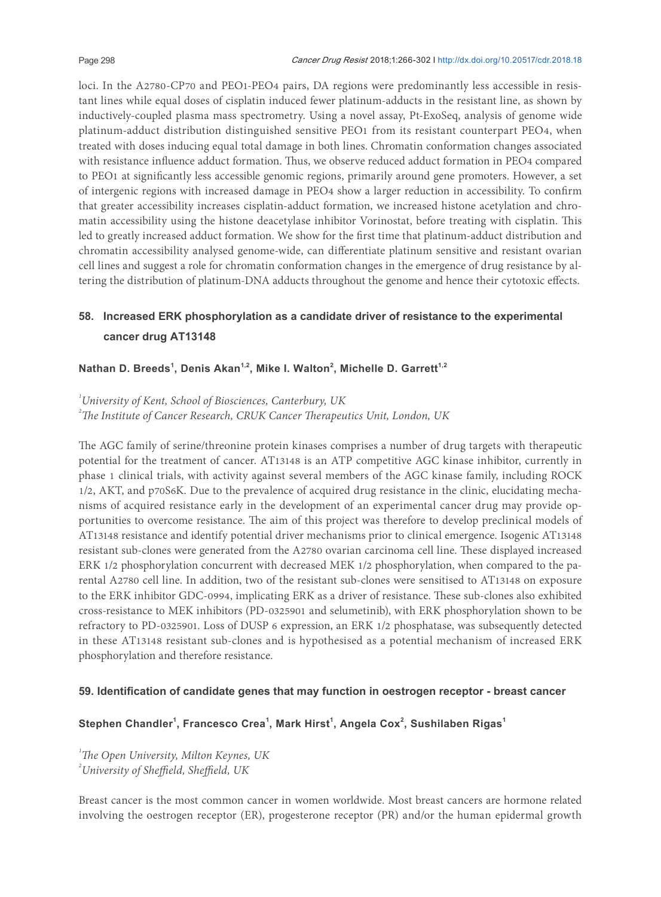loci. In the A2780-CP70 and PEO1-PEO4 pairs, DA regions were predominantly less accessible in resistant lines while equal doses of cisplatin induced fewer platinum-adducts in the resistant line, as shown by inductively-coupled plasma mass spectrometry. Using a novel assay, Pt-ExoSeq, analysis of genome wide platinum-adduct distribution distinguished sensitive PEO1 from its resistant counterpart PEO4, when treated with doses inducing equal total damage in both lines. Chromatin conformation changes associated with resistance influence adduct formation. Thus, we observe reduced adduct formation in PEO4 compared to PEO1 at significantly less accessible genomic regions, primarily around gene promoters. However, a set of intergenic regions with increased damage in PEO4 show a larger reduction in accessibility. To confirm that greater accessibility increases cisplatin-adduct formation, we increased histone acetylation and chromatin accessibility using the histone deacetylase inhibitor Vorinostat, before treating with cisplatin. This led to greatly increased adduct formation. We show for the first time that platinum-adduct distribution and chromatin accessibility analysed genome-wide, can differentiate platinum sensitive and resistant ovarian cell lines and suggest a role for chromatin conformation changes in the emergence of drug resistance by altering the distribution of platinum-DNA adducts throughout the genome and hence their cytotoxic effects.

## 58. Increased ERK phosphorylation as a candidate driver of resistance to the experimental cancer drug AT13148

**Nathan D. Breeds[1], Denis Akan[1,2], Mike I. Walton[2], Michelle D. Garrett[1,2]**

*[1]University of Kent, School of Biosciences, Canterbury, UK*
*[2]The Institute of Cancer Research, CRUK Cancer Therapeutics Unit, London, UK*

The AGC family of serine/threonine protein kinases comprises a number of drug targets with therapeutic potential for the treatment of cancer. AT13148 is an ATP competitive AGC kinase inhibitor, currently in phase 1 clinical trials, with activity against several members of the AGC kinase family, including ROCK 1/2, AKT, and p70S6K. Due to the prevalence of acquired drug resistance in the clinic, elucidating mechanisms of acquired resistance early in the development of an experimental cancer drug may provide opportunities to overcome resistance. The aim of this project was therefore to develop preclinical models of AT13148 resistance and identify potential driver mechanisms prior to clinical emergence. Isogenic AT13148 resistant sub-clones were generated from the A2780 ovarian carcinoma cell line. These displayed increased ERK 1/2 phosphorylation concurrent with decreased MEK 1/2 phosphorylation, when compared to the parental A2780 cell line. In addition, two of the resistant sub-clones were sensitised to AT13148 on exposure to the ERK inhibitor GDC-0994, implicating ERK as a driver of resistance. These sub-clones also exhibited cross-resistance to MEK inhibitors (PD-0325901 and selumetinib), with ERK phosphorylation shown to be refractory to PD-0325901. Loss of DUSP 6 expression, an ERK 1/2 phosphatase, was subsequently detected in these AT13148 resistant sub-clones and is hypothesised as a potential mechanism of increased ERK phosphorylation and therefore resistance.

## 59. Identification of candidate genes that may function in oestrogen receptor - breast cancer

**Stephen Chandler[1], Francesco Crea[1], Mark Hirst[1], Angela Cox[2], Sushilaben Rigas[1]**

*[1]The Open University, Milton Keynes, UK*
*[2]University of Sheffield, Sheffield, UK*

Breast cancer is the most common cancer in women worldwide. Most breast cancers are hormone related involving the oestrogen receptor (ER), progesterone receptor (PR) and/or the human epidermal growth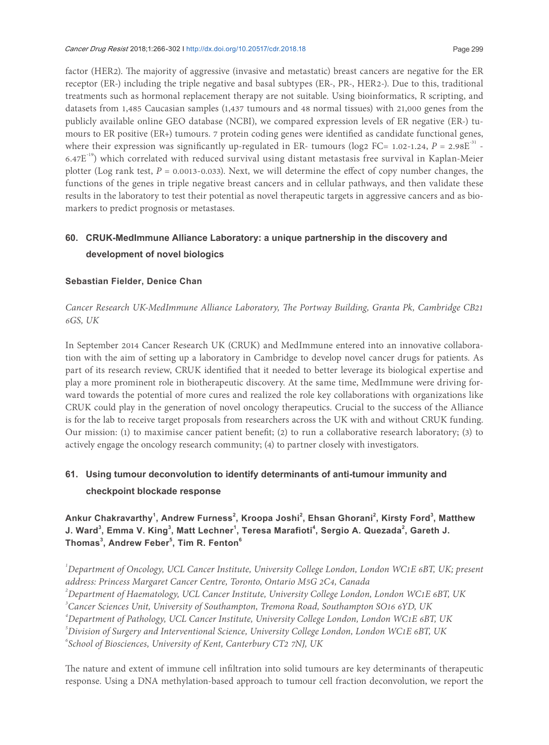factor (HER2). The majority of aggressive (invasive and metastatic) breast cancers are negative for the ER receptor (ER-) including the triple negative and basal subtypes (ER-, PR-, HER2-). Due to this, traditional treatments such as hormonal replacement therapy are not suitable. Using bioinformatics, R scripting, and datasets from 1,485 Caucasian samples (1,437 tumours and 48 normal tissues) with 21,000 genes from the publicly available online GEO database (NCBI), we compared expression levels of ER negative (ER-) tumours to ER positive (ER+) tumours. 7 protein coding genes were identified as candidate functional genes, where their expression was significantly up-regulated in ER- tumours (log2 FC= 1.02-1.24, $P$ = 2.98E$^{-31}$ - 6.47E$^{-19}$) which correlated with reduced survival using distant metastasis free survival in Kaplan-Meier plotter (Log rank test, $P$ = 0.0013-0.033). Next, we will determine the effect of copy number changes, the functions of the genes in triple negative breast cancers and in cellular pathways, and then validate these results in the laboratory to test their potential as novel therapeutic targets in aggressive cancers and as biomarkers to predict prognosis or metastases.

## 60. CRUK-MedImmune Alliance Laboratory: a unique partnership in the discovery and development of novel biologics

**Sebastian Fielder, Denice Chan**

*Cancer Research UK-MedImmune Alliance Laboratory, The Portway Building, Granta Pk, Cambridge CB21 6GS, UK*

In September 2014 Cancer Research UK (CRUK) and MedImmune entered into an innovative collaboration with the aim of setting up a laboratory in Cambridge to develop novel cancer drugs for patients. As part of its research review, CRUK identified that it needed to better leverage its biological expertise and play a more prominent role in biotherapeutic discovery. At the same time, MedImmune were driving forward towards the potential of more cures and realized the role key collaborations with organizations like CRUK could play in the generation of novel oncology therapeutics. Crucial to the success of the Alliance is for the lab to receive target proposals from researchers across the UK with and without CRUK funding. Our mission: (1) to maximise cancer patient benefit; (2) to run a collaborative research laboratory; (3) to actively engage the oncology research community; (4) to partner closely with investigators.

## 61. Using tumour deconvolution to identify determinants of anti-tumour immunity and checkpoint blockade response

**Ankur Chakravarthy[1], Andrew Furness[2], Kroopa Joshi[2], Ehsan Ghorani[2], Kirsty Ford[3], Matthew J. Ward[3], Emma V. King[3], Matt Lechner[1], Teresa Marafioti[4], Sergio A. Quezada[2], Gareth J. Thomas[3], Andrew Feber[5], Tim R. Fenton[6]**

[1]*Department of Oncology, UCL Cancer Institute, University College London, London WC1E 6BT, UK; present address: Princess Margaret Cancer Centre, Toronto, Ontario M5G 2C4, Canada*
[2]*Department of Haematology, UCL Cancer Institute, University College London, London WC1E 6BT, UK*
[3]*Cancer Sciences Unit, University of Southampton, Tremona Road, Southampton SO16 6YD, UK*
[4]*Department of Pathology, UCL Cancer Institute, University College London, London WC1E 6BT, UK*
[5]*Division of Surgery and Interventional Science, University College London, London WC1E 6BT, UK*
[6]*School of Biosciences, University of Kent, Canterbury CT2 7NJ, UK*

The nature and extent of immune cell infiltration into solid tumours are key determinants of therapeutic response. Using a DNA methylation-based approach to tumour cell fraction deconvolution, we report the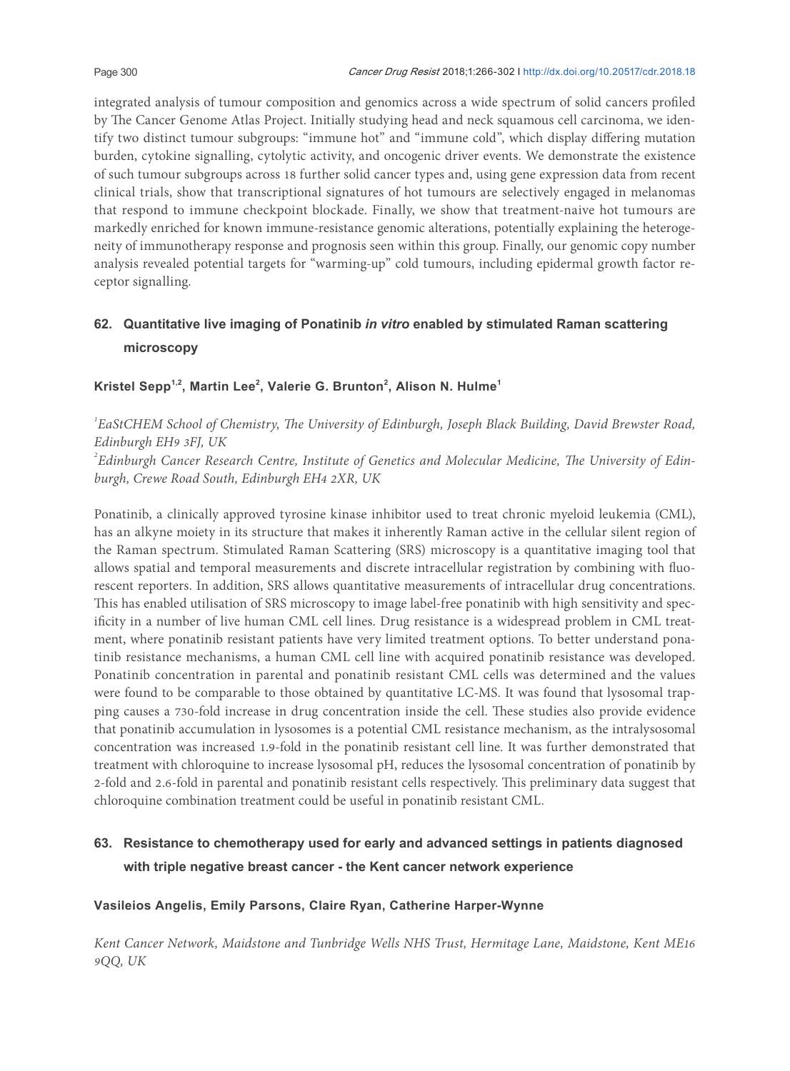integrated analysis of tumour composition and genomics across a wide spectrum of solid cancers profiled by The Cancer Genome Atlas Project. Initially studying head and neck squamous cell carcinoma, we identify two distinct tumour subgroups: "immune hot" and "immune cold", which display differing mutation burden, cytokine signalling, cytolytic activity, and oncogenic driver events. We demonstrate the existence of such tumour subgroups across 18 further solid cancer types and, using gene expression data from recent clinical trials, show that transcriptional signatures of hot tumours are selectively engaged in melanomas that respond to immune checkpoint blockade. Finally, we show that treatment-naive hot tumours are markedly enriched for known immune-resistance genomic alterations, potentially explaining the heterogeneity of immunotherapy response and prognosis seen within this group. Finally, our genomic copy number analysis revealed potential targets for "warming-up" cold tumours, including epidermal growth factor receptor signalling.

## 62. Quantitative live imaging of Ponatinib *in vitro* enabled by stimulated Raman scattering microscopy

**Kristel Sepp[1,2], Martin Lee[2], Valerie G. Brunton[2], Alison N. Hulme[1]**

*[1]EaStCHEM School of Chemistry, The University of Edinburgh, Joseph Black Building, David Brewster Road, Edinburgh EH9 3FJ, UK*

*[2]Edinburgh Cancer Research Centre, Institute of Genetics and Molecular Medicine, The University of Edinburgh, Crewe Road South, Edinburgh EH4 2XR, UK*

Ponatinib, a clinically approved tyrosine kinase inhibitor used to treat chronic myeloid leukemia (CML), has an alkyne moiety in its structure that makes it inherently Raman active in the cellular silent region of the Raman spectrum. Stimulated Raman Scattering (SRS) microscopy is a quantitative imaging tool that allows spatial and temporal measurements and discrete intracellular registration by combining with fluorescent reporters. In addition, SRS allows quantitative measurements of intracellular drug concentrations. This has enabled utilisation of SRS microscopy to image label-free ponatinib with high sensitivity and specificity in a number of live human CML cell lines. Drug resistance is a widespread problem in CML treatment, where ponatinib resistant patients have very limited treatment options. To better understand ponatinib resistance mechanisms, a human CML cell line with acquired ponatinib resistance was developed. Ponatinib concentration in parental and ponatinib resistant CML cells was determined and the values were found to be comparable to those obtained by quantitative LC-MS. It was found that lysosomal trapping causes a 730-fold increase in drug concentration inside the cell. These studies also provide evidence that ponatinib accumulation in lysosomes is a potential CML resistance mechanism, as the intralysosomal concentration was increased 1.9-fold in the ponatinib resistant cell line. It was further demonstrated that treatment with chloroquine to increase lysosomal pH, reduces the lysosomal concentration of ponatinib by 2-fold and 2.6-fold in parental and ponatinib resistant cells respectively. This preliminary data suggest that chloroquine combination treatment could be useful in ponatinib resistant CML.

## 63. Resistance to chemotherapy used for early and advanced settings in patients diagnosed with triple negative breast cancer - the Kent cancer network experience

**Vasileios Angelis, Emily Parsons, Claire Ryan, Catherine Harper-Wynne**

*Kent Cancer Network, Maidstone and Tunbridge Wells NHS Trust, Hermitage Lane, Maidstone, Kent ME16 9QQ, UK*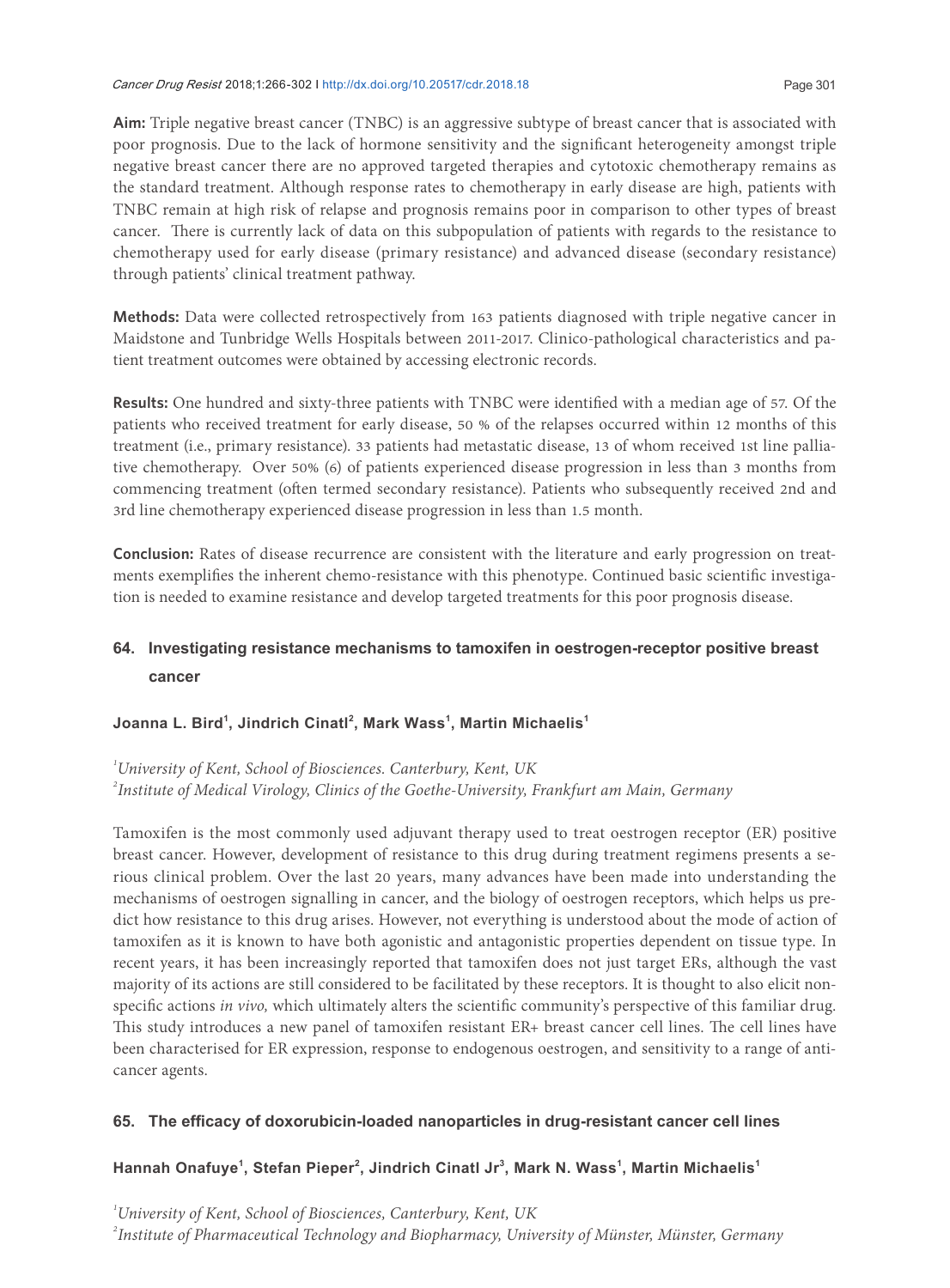**Aim:** Triple negative breast cancer (TNBC) is an aggressive subtype of breast cancer that is associated with poor prognosis. Due to the lack of hormone sensitivity and the significant heterogeneity amongst triple negative breast cancer there are no approved targeted therapies and cytotoxic chemotherapy remains as the standard treatment. Although response rates to chemotherapy in early disease are high, patients with TNBC remain at high risk of relapse and prognosis remains poor in comparison to other types of breast cancer. There is currently lack of data on this subpopulation of patients with regards to the resistance to chemotherapy used for early disease (primary resistance) and advanced disease (secondary resistance) through patients' clinical treatment pathway.

**Methods:** Data were collected retrospectively from 163 patients diagnosed with triple negative cancer in Maidstone and Tunbridge Wells Hospitals between 2011-2017. Clinico-pathological characteristics and patient treatment outcomes were obtained by accessing electronic records.

**Results:** One hundred and sixty-three patients with TNBC were identified with a median age of 57. Of the patients who received treatment for early disease, 50 % of the relapses occurred within 12 months of this treatment (i.e., primary resistance). 33 patients had metastatic disease, 13 of whom received 1st line palliative chemotherapy. Over 50% (6) of patients experienced disease progression in less than 3 months from commencing treatment (often termed secondary resistance). Patients who subsequently received 2nd and 3rd line chemotherapy experienced disease progression in less than 1.5 month.

**Conclusion:** Rates of disease recurrence are consistent with the literature and early progression on treatments exemplifies the inherent chemo-resistance with this phenotype. Continued basic scientific investigation is needed to examine resistance and develop targeted treatments for this poor prognosis disease.

## 64. Investigating resistance mechanisms to tamoxifen in oestrogen-receptor positive breast cancer

**Joanna L. Bird[1], Jindrich Cinatl[2], Mark Wass[1], Martin Michaelis[1]**

[1]*University of Kent, School of Biosciences. Canterbury, Kent, UK*
[2]*Institute of Medical Virology, Clinics of the Goethe-University, Frankfurt am Main, Germany*

Tamoxifen is the most commonly used adjuvant therapy used to treat oestrogen receptor (ER) positive breast cancer. However, development of resistance to this drug during treatment regimens presents a serious clinical problem. Over the last 20 years, many advances have been made into understanding the mechanisms of oestrogen signalling in cancer, and the biology of oestrogen receptors, which helps us predict how resistance to this drug arises. However, not everything is understood about the mode of action of tamoxifen as it is known to have both agonistic and antagonistic properties dependent on tissue type. In recent years, it has been increasingly reported that tamoxifen does not just target ERs, although the vast majority of its actions are still considered to be facilitated by these receptors. It is thought to also elicit non-specific actions *in vivo,* which ultimately alters the scientific community's perspective of this familiar drug. This study introduces a new panel of tamoxifen resistant ER+ breast cancer cell lines. The cell lines have been characterised for ER expression, response to endogenous oestrogen, and sensitivity to a range of anti-cancer agents.

## 65. The efficacy of doxorubicin-loaded nanoparticles in drug-resistant cancer cell lines

**Hannah Onafuye[1], Stefan Pieper[2], Jindrich Cinatl Jr[3], Mark N. Wass[1], Martin Michaelis[1]**

[1]*University of Kent, School of Biosciences, Canterbury, Kent, UK*
[2]*Institute of Pharmaceutical Technology and Biopharmacy, University of Münster, Münster, Germany*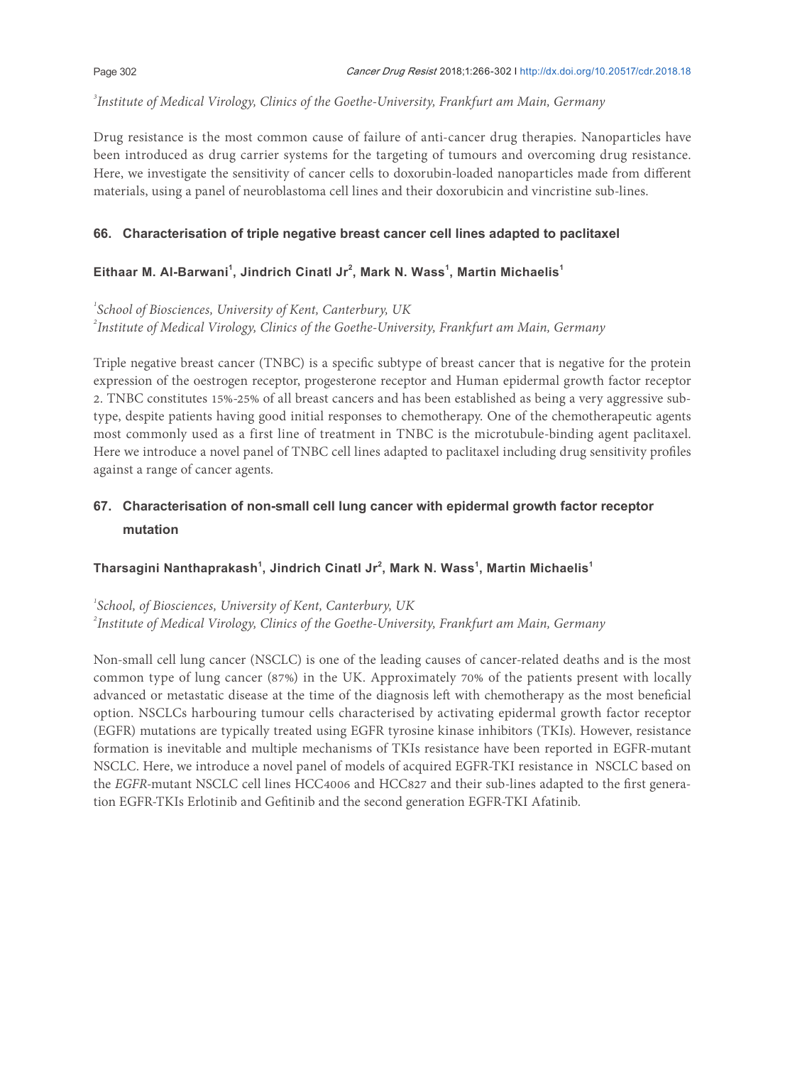[3]Institute of Medical Virology, Clinics of the Goethe-University, Frankfurt am Main, Germany

Drug resistance is the most common cause of failure of anti-cancer drug therapies. Nanoparticles have been introduced as drug carrier systems for the targeting of tumours and overcoming drug resistance. Here, we investigate the sensitivity of cancer cells to doxorubin-loaded nanoparticles made from different materials, using a panel of neuroblastoma cell lines and their doxorubicin and vincristine sub-lines.

## 66. Characterisation of triple negative breast cancer cell lines adapted to paclitaxel

**Eithaar M. Al-Barwani[1], Jindrich Cinatl Jr[2], Mark N. Wass[1], Martin Michaelis[1]**

*[1]School of Biosciences, University of Kent, Canterbury, UK*
*[2]Institute of Medical Virology, Clinics of the Goethe-University, Frankfurt am Main, Germany*

Triple negative breast cancer (TNBC) is a specific subtype of breast cancer that is negative for the protein expression of the oestrogen receptor, progesterone receptor and Human epidermal growth factor receptor 2. TNBC constitutes 15%-25% of all breast cancers and has been established as being a very aggressive subtype, despite patients having good initial responses to chemotherapy. One of the chemotherapeutic agents most commonly used as a first line of treatment in TNBC is the microtubule-binding agent paclitaxel. Here we introduce a novel panel of TNBC cell lines adapted to paclitaxel including drug sensitivity profiles against a range of cancer agents.

## 67. Characterisation of non-small cell lung cancer with epidermal growth factor receptor mutation

**Tharsagini Nanthaprakash[1], Jindrich Cinatl Jr[2], Mark N. Wass[1], Martin Michaelis[1]**

*[1]School, of Biosciences, University of Kent, Canterbury, UK*
*[2]Institute of Medical Virology, Clinics of the Goethe-University, Frankfurt am Main, Germany*

Non-small cell lung cancer (NSCLC) is one of the leading causes of cancer-related deaths and is the most common type of lung cancer (87%) in the UK. Approximately 70% of the patients present with locally advanced or metastatic disease at the time of the diagnosis left with chemotherapy as the most beneficial option. NSCLCs harbouring tumour cells characterised by activating epidermal growth factor receptor (EGFR) mutations are typically treated using EGFR tyrosine kinase inhibitors (TKIs). However, resistance formation is inevitable and multiple mechanisms of TKIs resistance have been reported in EGFR-mutant NSCLC. Here, we introduce a novel panel of models of acquired EGFR-TKI resistance in NSCLC based on the *EGFR*-mutant NSCLC cell lines HCC4006 and HCC827 and their sub-lines adapted to the first generation EGFR-TKIs Erlotinib and Gefitinib and the second generation EGFR-TKI Afatinib.